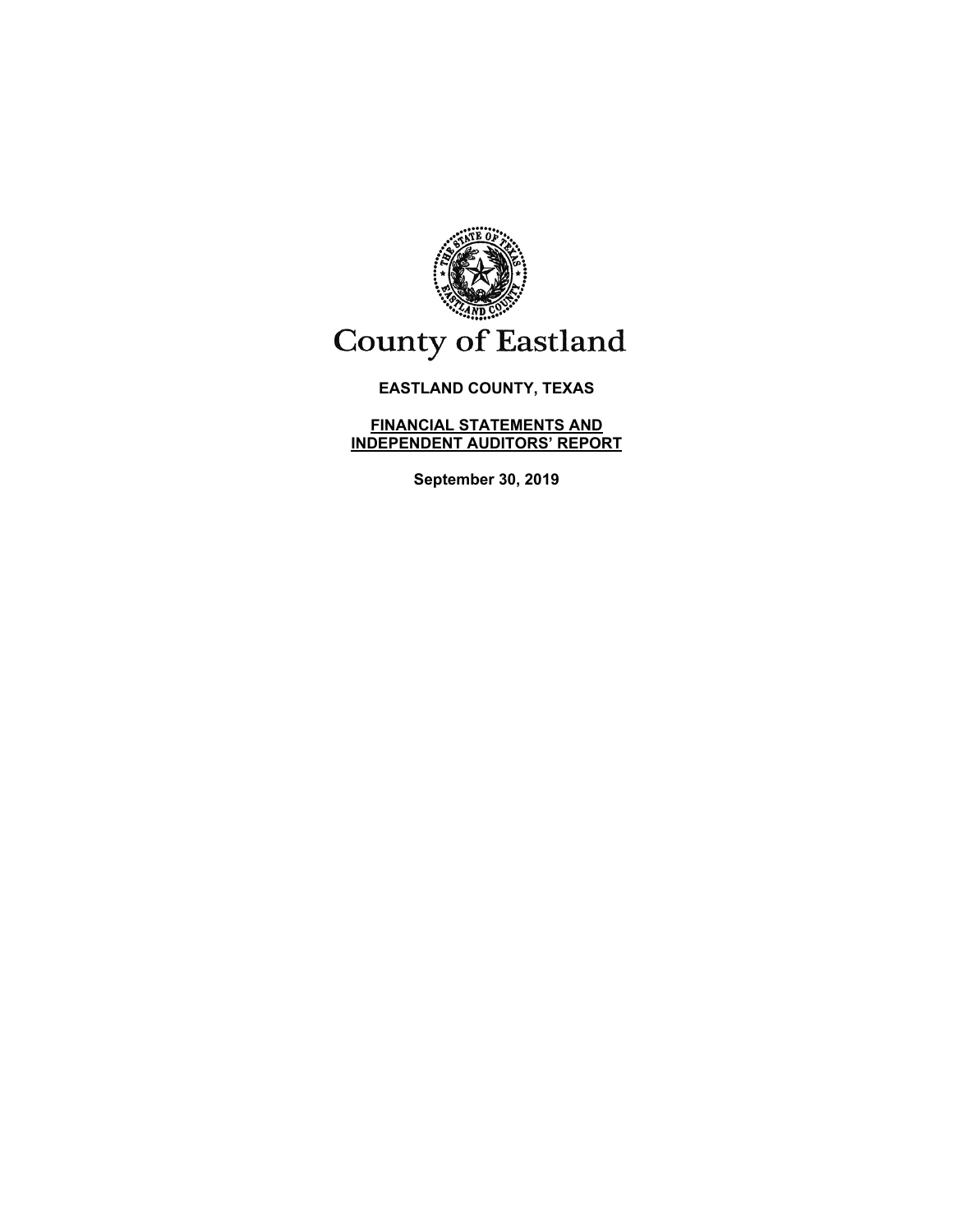# County of Eastland

**EASTLAND COUNTY, TEXAS**

**FINANCIAL STATEMENTS AND INDEPENDENT AUDITORS' REPORT**

**September 30, 2019**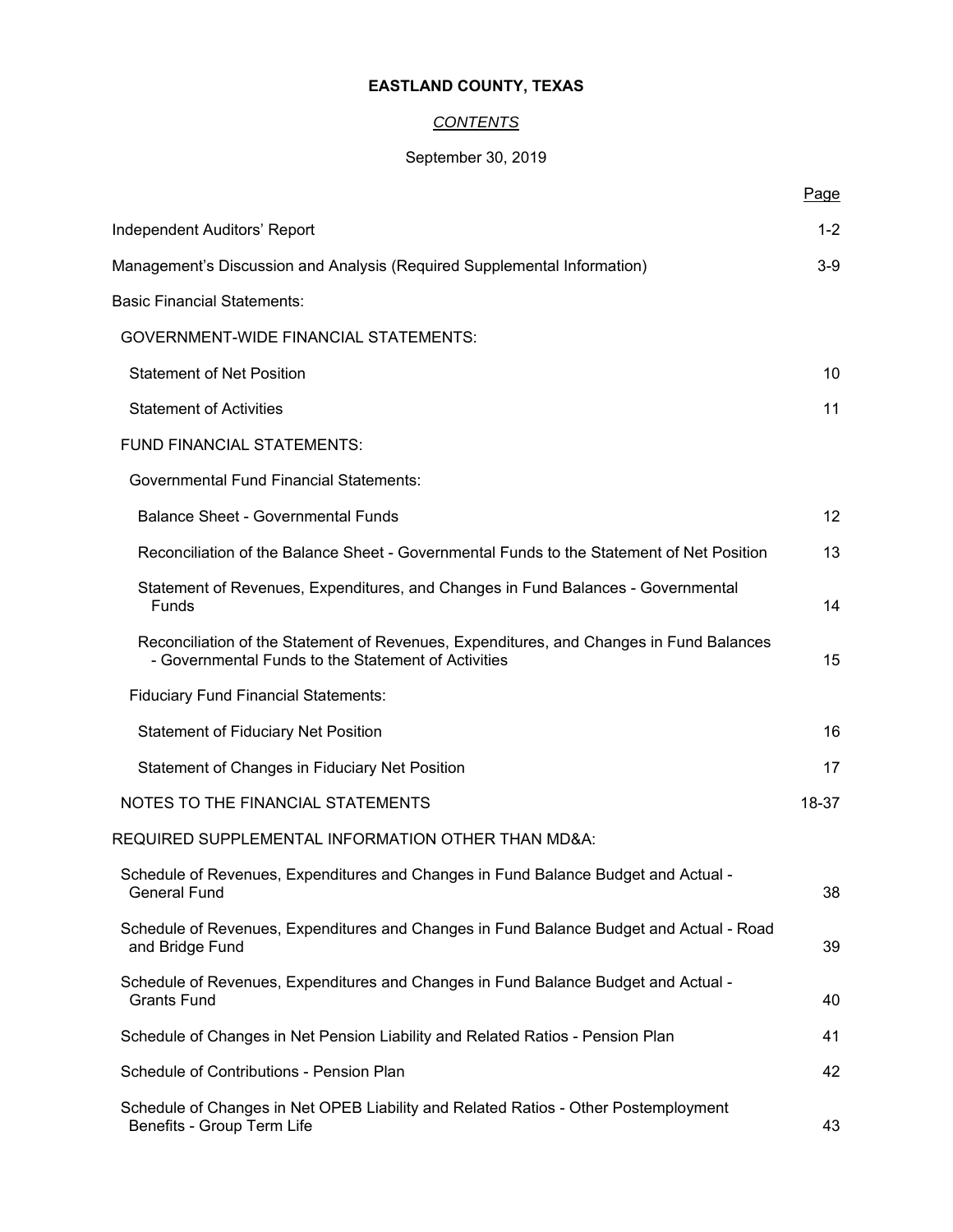# EASTLAND COUNTY, TEXAS

## *CONTENTS*

September 30, 2019

| | Page |
|---|---|
| Independent Auditors' Report | 1-2 |
| Management's Discussion and Analysis (Required Supplemental Information) | 3-9 |
| Basic Financial Statements: | |
| GOVERNMENT-WIDE FINANCIAL STATEMENTS: | |
| Statement of Net Position | 10 |
| Statement of Activities | 11 |
| FUND FINANCIAL STATEMENTS: | |
| Governmental Fund Financial Statements: | |
| Balance Sheet - Governmental Funds | 12 |
| Reconciliation of the Balance Sheet - Governmental Funds to the Statement of Net Position | 13 |
| Statement of Revenues, Expenditures, and Changes in Fund Balances - Governmental Funds | 14 |
| Reconciliation of the Statement of Revenues, Expenditures, and Changes in Fund Balances - Governmental Funds to the Statement of Activities | 15 |
| Fiduciary Fund Financial Statements: | |
| Statement of Fiduciary Net Position | 16 |
| Statement of Changes in Fiduciary Net Position | 17 |
| NOTES TO THE FINANCIAL STATEMENTS | 18-37 |
| REQUIRED SUPPLEMENTAL INFORMATION OTHER THAN MD&A: | |
| Schedule of Revenues, Expenditures and Changes in Fund Balance Budget and Actual - General Fund | 38 |
| Schedule of Revenues, Expenditures and Changes in Fund Balance Budget and Actual - Road and Bridge Fund | 39 |
| Schedule of Revenues, Expenditures and Changes in Fund Balance Budget and Actual - Grants Fund | 40 |
| Schedule of Changes in Net Pension Liability and Related Ratios - Pension Plan | 41 |
| Schedule of Contributions - Pension Plan | 42 |
| Schedule of Changes in Net OPEB Liability and Related Ratios - Other Postemployment Benefits - Group Term Life | 43 |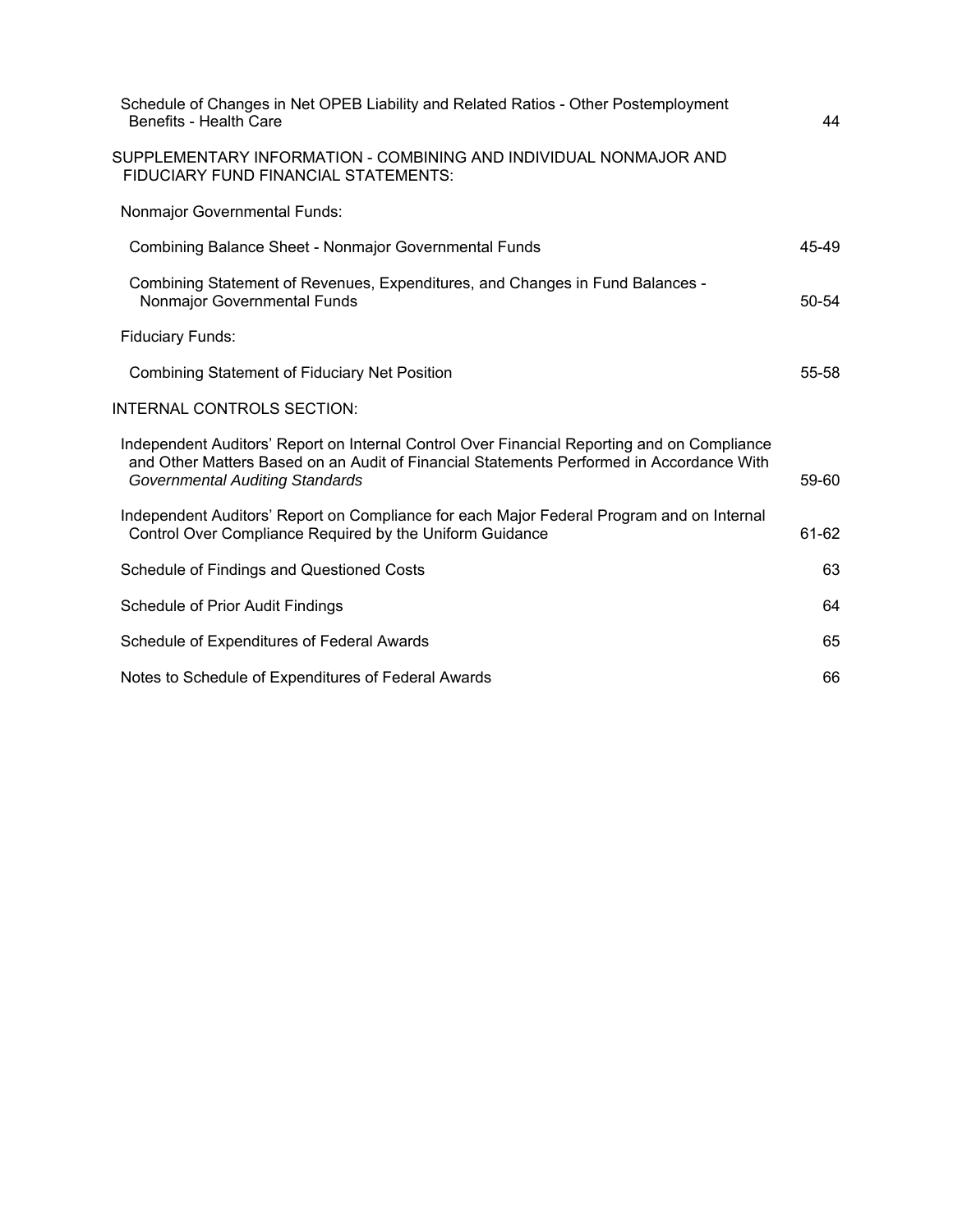| | |
|---|---|
| Schedule of Changes in Net OPEB Liability and Related Ratios - Other Postemployment Benefits - Health Care | 44 |
| SUPPLEMENTARY INFORMATION - COMBINING AND INDIVIDUAL NONMAJOR AND FIDUCIARY FUND FINANCIAL STATEMENTS: | |
| Nonmajor Governmental Funds: | |
| Combining Balance Sheet - Nonmajor Governmental Funds | 45-49 |
| Combining Statement of Revenues, Expenditures, and Changes in Fund Balances - Nonmajor Governmental Funds | 50-54 |
| Fiduciary Funds: | |
| Combining Statement of Fiduciary Net Position | 55-58 |
| INTERNAL CONTROLS SECTION: | |
| Independent Auditors' Report on Internal Control Over Financial Reporting and on Compliance and Other Matters Based on an Audit of Financial Statements Performed in Accordance With *Governmental Auditing Standards* | 59-60 |
| Independent Auditors' Report on Compliance for each Major Federal Program and on Internal Control Over Compliance Required by the Uniform Guidance | 61-62 |
| Schedule of Findings and Questioned Costs | 63 |
| Schedule of Prior Audit Findings | 64 |
| Schedule of Expenditures of Federal Awards | 65 |
| Notes to Schedule of Expenditures of Federal Awards | 66 |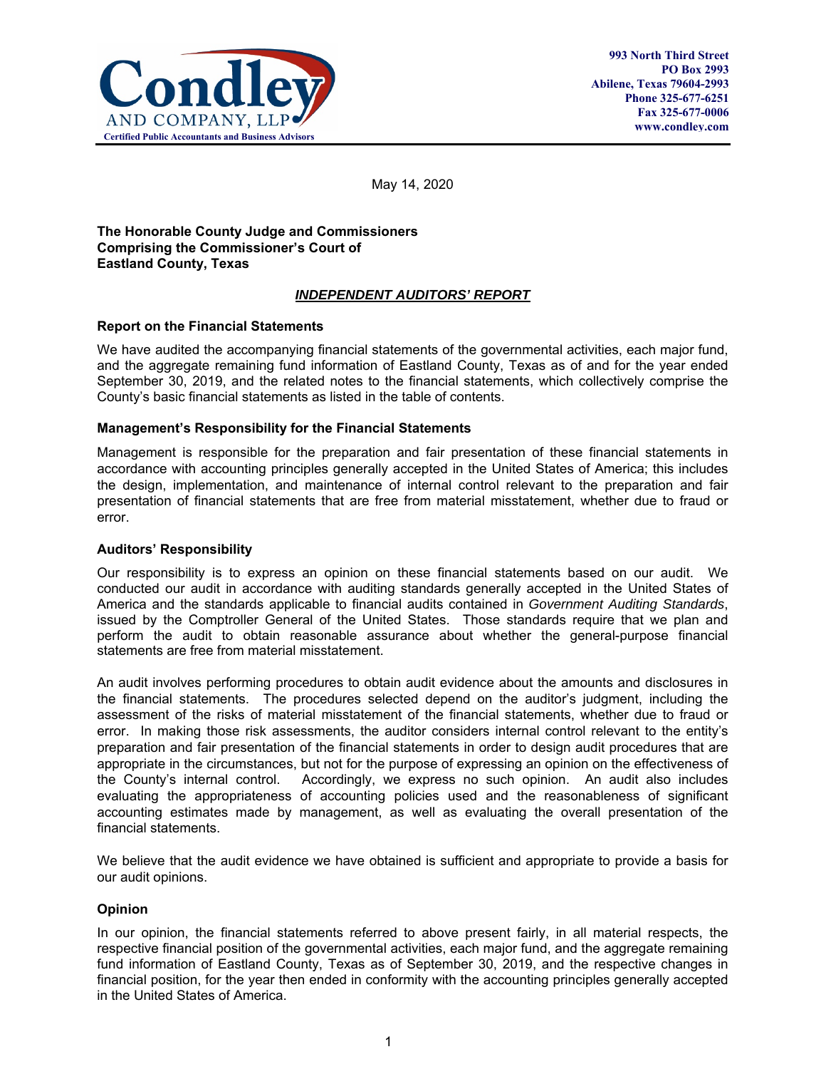**Condley AND COMPANY, LLP**
**Certified Public Accountants and Business Advisors**

**993 North Third Street**
**PO Box 2993**
**Abilene, Texas 79604-2993**
**Phone 325-677-6251**
**Fax 325-677-0006**
**www.condley.com**

May 14, 2020

**The Honorable County Judge and Commissioners**
**Comprising the Commissioner's Court of**
**Eastland County, Texas**

## *INDEPENDENT AUDITORS' REPORT*

### Report on the Financial Statements

We have audited the accompanying financial statements of the governmental activities, each major fund, and the aggregate remaining fund information of Eastland County, Texas as of and for the year ended September 30, 2019, and the related notes to the financial statements, which collectively comprise the County's basic financial statements as listed in the table of contents.

### Management's Responsibility for the Financial Statements

Management is responsible for the preparation and fair presentation of these financial statements in accordance with accounting principles generally accepted in the United States of America; this includes the design, implementation, and maintenance of internal control relevant to the preparation and fair presentation of financial statements that are free from material misstatement, whether due to fraud or error.

### Auditors' Responsibility

Our responsibility is to express an opinion on these financial statements based on our audit. We conducted our audit in accordance with auditing standards generally accepted in the United States of America and the standards applicable to financial audits contained in *Government Auditing Standards*, issued by the Comptroller General of the United States. Those standards require that we plan and perform the audit to obtain reasonable assurance about whether the general-purpose financial statements are free from material misstatement.

An audit involves performing procedures to obtain audit evidence about the amounts and disclosures in the financial statements. The procedures selected depend on the auditor's judgment, including the assessment of the risks of material misstatement of the financial statements, whether due to fraud or error. In making those risk assessments, the auditor considers internal control relevant to the entity's preparation and fair presentation of the financial statements in order to design audit procedures that are appropriate in the circumstances, but not for the purpose of expressing an opinion on the effectiveness of the County's internal control. Accordingly, we express no such opinion. An audit also includes evaluating the appropriateness of accounting policies used and the reasonableness of significant accounting estimates made by management, as well as evaluating the overall presentation of the financial statements.

We believe that the audit evidence we have obtained is sufficient and appropriate to provide a basis for our audit opinions.

### Opinion

In our opinion, the financial statements referred to above present fairly, in all material respects, the respective financial position of the governmental activities, each major fund, and the aggregate remaining fund information of Eastland County, Texas as of September 30, 2019, and the respective changes in financial position, for the year then ended in conformity with the accounting principles generally accepted in the United States of America.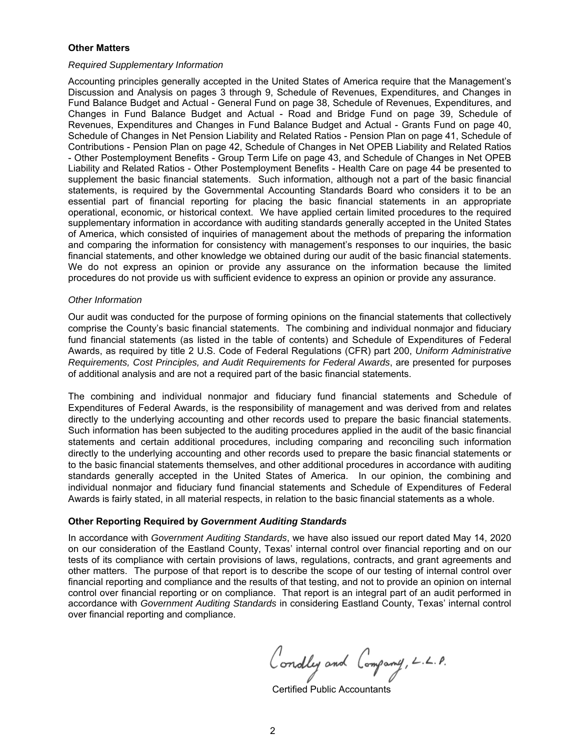**Other Matters**

*Required Supplementary Information*

Accounting principles generally accepted in the United States of America require that the Management's Discussion and Analysis on pages 3 through 9, Schedule of Revenues, Expenditures, and Changes in Fund Balance Budget and Actual - General Fund on page 38, Schedule of Revenues, Expenditures, and Changes in Fund Balance Budget and Actual - Road and Bridge Fund on page 39, Schedule of Revenues, Expenditures and Changes in Fund Balance Budget and Actual - Grants Fund on page 40, Schedule of Changes in Net Pension Liability and Related Ratios - Pension Plan on page 41, Schedule of Contributions - Pension Plan on page 42, Schedule of Changes in Net OPEB Liability and Related Ratios - Other Postemployment Benefits - Group Term Life on page 43, and Schedule of Changes in Net OPEB Liability and Related Ratios - Other Postemployment Benefits - Health Care on page 44 be presented to supplement the basic financial statements. Such information, although not a part of the basic financial statements, is required by the Governmental Accounting Standards Board who considers it to be an essential part of financial reporting for placing the basic financial statements in an appropriate operational, economic, or historical context. We have applied certain limited procedures to the required supplementary information in accordance with auditing standards generally accepted in the United States of America, which consisted of inquiries of management about the methods of preparing the information and comparing the information for consistency with management's responses to our inquiries, the basic financial statements, and other knowledge we obtained during our audit of the basic financial statements. We do not express an opinion or provide any assurance on the information because the limited procedures do not provide us with sufficient evidence to express an opinion or provide any assurance.

*Other Information*

Our audit was conducted for the purpose of forming opinions on the financial statements that collectively comprise the County's basic financial statements. The combining and individual nonmajor and fiduciary fund financial statements (as listed in the table of contents) and Schedule of Expenditures of Federal Awards, as required by title 2 U.S. Code of Federal Regulations (CFR) part 200, *Uniform Administrative Requirements, Cost Principles, and Audit Requirements for Federal Awards*, are presented for purposes of additional analysis and are not a required part of the basic financial statements.

The combining and individual nonmajor and fiduciary fund financial statements and Schedule of Expenditures of Federal Awards, is the responsibility of management and was derived from and relates directly to the underlying accounting and other records used to prepare the basic financial statements. Such information has been subjected to the auditing procedures applied in the audit of the basic financial statements and certain additional procedures, including comparing and reconciling such information directly to the underlying accounting and other records used to prepare the basic financial statements or to the basic financial statements themselves, and other additional procedures in accordance with auditing standards generally accepted in the United States of America. In our opinion, the combining and individual nonmajor and fiduciary fund financial statements and Schedule of Expenditures of Federal Awards is fairly stated, in all material respects, in relation to the basic financial statements as a whole.

**Other Reporting Required by *Government Auditing Standards***

In accordance with *Government Auditing Standards*, we have also issued our report dated May 14, 2020 on our consideration of the Eastland County, Texas' internal control over financial reporting and on our tests of its compliance with certain provisions of laws, regulations, contracts, and grant agreements and other matters. The purpose of that report is to describe the scope of our testing of internal control over financial reporting and compliance and the results of that testing, and not to provide an opinion on internal control over financial reporting or on compliance. That report is an integral part of an audit performed in accordance with *Government Auditing Standards* in considering Eastland County, Texas' internal control over financial reporting and compliance.

Condley and Company, L.L.P.

Certified Public Accountants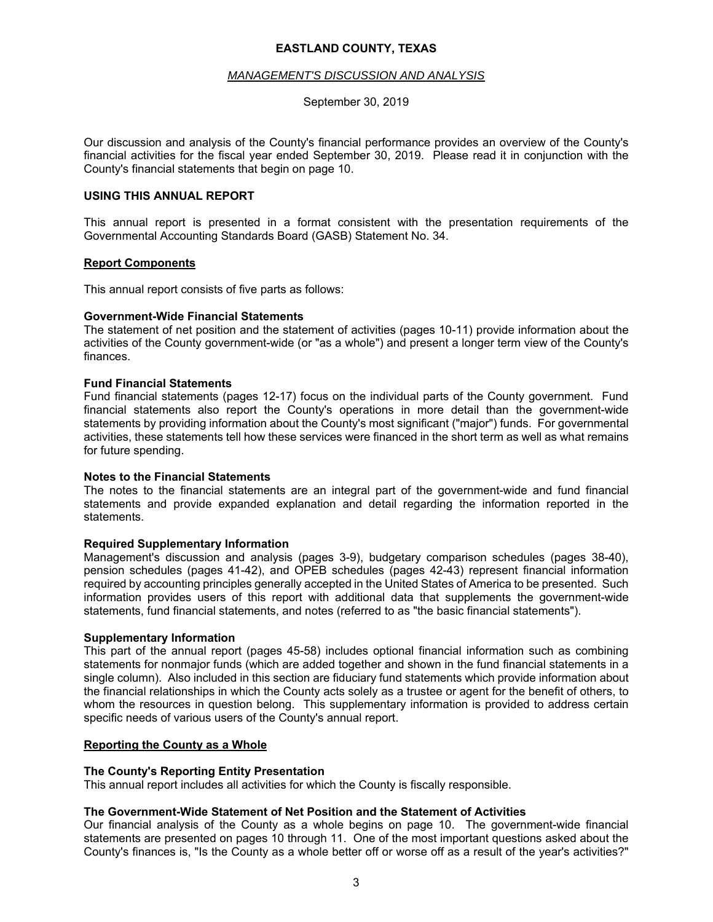**EASTLAND COUNTY, TEXAS**

*MANAGEMENT'S DISCUSSION AND ANALYSIS*

September 30, 2019

Our discussion and analysis of the County's financial performance provides an overview of the County's financial activities for the fiscal year ended September 30, 2019. Please read it in conjunction with the County's financial statements that begin on page 10.

## USING THIS ANNUAL REPORT

This annual report is presented in a format consistent with the presentation requirements of the Governmental Accounting Standards Board (GASB) Statement No. 34.

### Report Components

This annual report consists of five parts as follows:

**Government-Wide Financial Statements**
The statement of net position and the statement of activities (pages 10-11) provide information about the activities of the County government-wide (or "as a whole") and present a longer term view of the County's finances.

**Fund Financial Statements**
Fund financial statements (pages 12-17) focus on the individual parts of the County government. Fund financial statements also report the County's operations in more detail than the government-wide statements by providing information about the County's most significant ("major") funds. For governmental activities, these statements tell how these services were financed in the short term as well as what remains for future spending.

**Notes to the Financial Statements**
The notes to the financial statements are an integral part of the government-wide and fund financial statements and provide expanded explanation and detail regarding the information reported in the statements.

**Required Supplementary Information**
Management's discussion and analysis (pages 3-9), budgetary comparison schedules (pages 38-40), pension schedules (pages 41-42), and OPEB schedules (pages 42-43) represent financial information required by accounting principles generally accepted in the United States of America to be presented. Such information provides users of this report with additional data that supplements the government-wide statements, fund financial statements, and notes (referred to as "the basic financial statements").

**Supplementary Information**
This part of the annual report (pages 45-58) includes optional financial information such as combining statements for nonmajor funds (which are added together and shown in the fund financial statements in a single column). Also included in this section are fiduciary fund statements which provide information about the financial relationships in which the County acts solely as a trustee or agent for the benefit of others, to whom the resources in question belong. This supplementary information is provided to address certain specific needs of various users of the County's annual report.

### Reporting the County as a Whole

**The County's Reporting Entity Presentation**
This annual report includes all activities for which the County is fiscally responsible.

**The Government-Wide Statement of Net Position and the Statement of Activities**
Our financial analysis of the County as a whole begins on page 10. The government-wide financial statements are presented on pages 10 through 11. One of the most important questions asked about the County's finances is, "Is the County as a whole better off or worse off as a result of the year's activities?"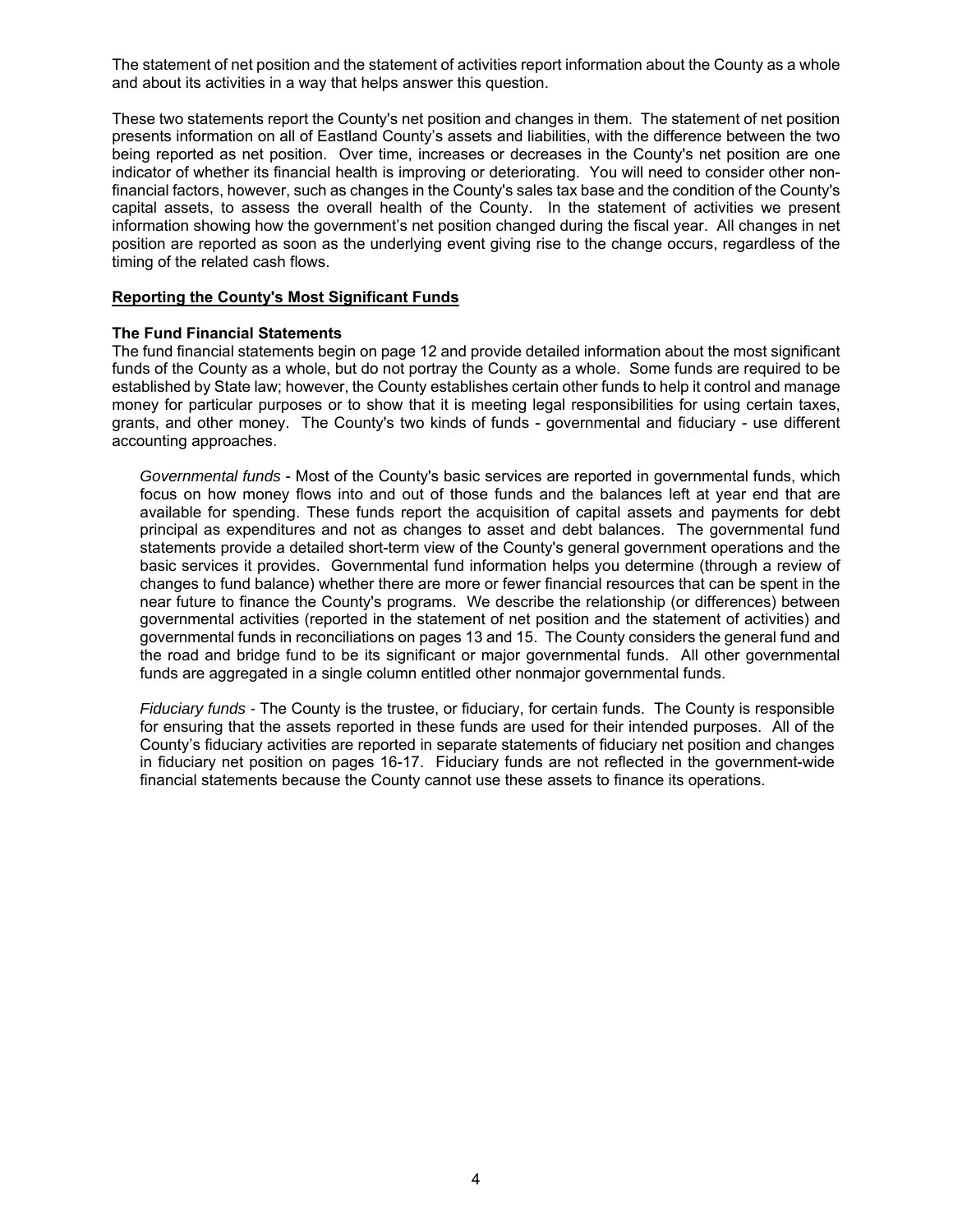The statement of net position and the statement of activities report information about the County as a whole and about its activities in a way that helps answer this question.

These two statements report the County's net position and changes in them. The statement of net position presents information on all of Eastland County's assets and liabilities, with the difference between the two being reported as net position. Over time, increases or decreases in the County's net position are one indicator of whether its financial health is improving or deteriorating. You will need to consider other non-financial factors, however, such as changes in the County's sales tax base and the condition of the County's capital assets, to assess the overall health of the County. In the statement of activities we present information showing how the government's net position changed during the fiscal year. All changes in net position are reported as soon as the underlying event giving rise to the change occurs, regardless of the timing of the related cash flows.

## Reporting the County's Most Significant Funds

### The Fund Financial Statements

The fund financial statements begin on page 12 and provide detailed information about the most significant funds of the County as a whole, but do not portray the County as a whole. Some funds are required to be established by State law; however, the County establishes certain other funds to help it control and manage money for particular purposes or to show that it is meeting legal responsibilities for using certain taxes, grants, and other money. The County's two kinds of funds - governmental and fiduciary - use different accounting approaches.

*Governmental funds* - Most of the County's basic services are reported in governmental funds, which focus on how money flows into and out of those funds and the balances left at year end that are available for spending. These funds report the acquisition of capital assets and payments for debt principal as expenditures and not as changes to asset and debt balances. The governmental fund statements provide a detailed short-term view of the County's general government operations and the basic services it provides. Governmental fund information helps you determine (through a review of changes to fund balance) whether there are more or fewer financial resources that can be spent in the near future to finance the County's programs. We describe the relationship (or differences) between governmental activities (reported in the statement of net position and the statement of activities) and governmental funds in reconciliations on pages 13 and 15. The County considers the general fund and the road and bridge fund to be its significant or major governmental funds. All other governmental funds are aggregated in a single column entitled other nonmajor governmental funds.

*Fiduciary funds* - The County is the trustee, or fiduciary, for certain funds. The County is responsible for ensuring that the assets reported in these funds are used for their intended purposes. All of the County's fiduciary activities are reported in separate statements of fiduciary net position and changes in fiduciary net position on pages 16-17. Fiduciary funds are not reflected in the government-wide financial statements because the County cannot use these assets to finance its operations.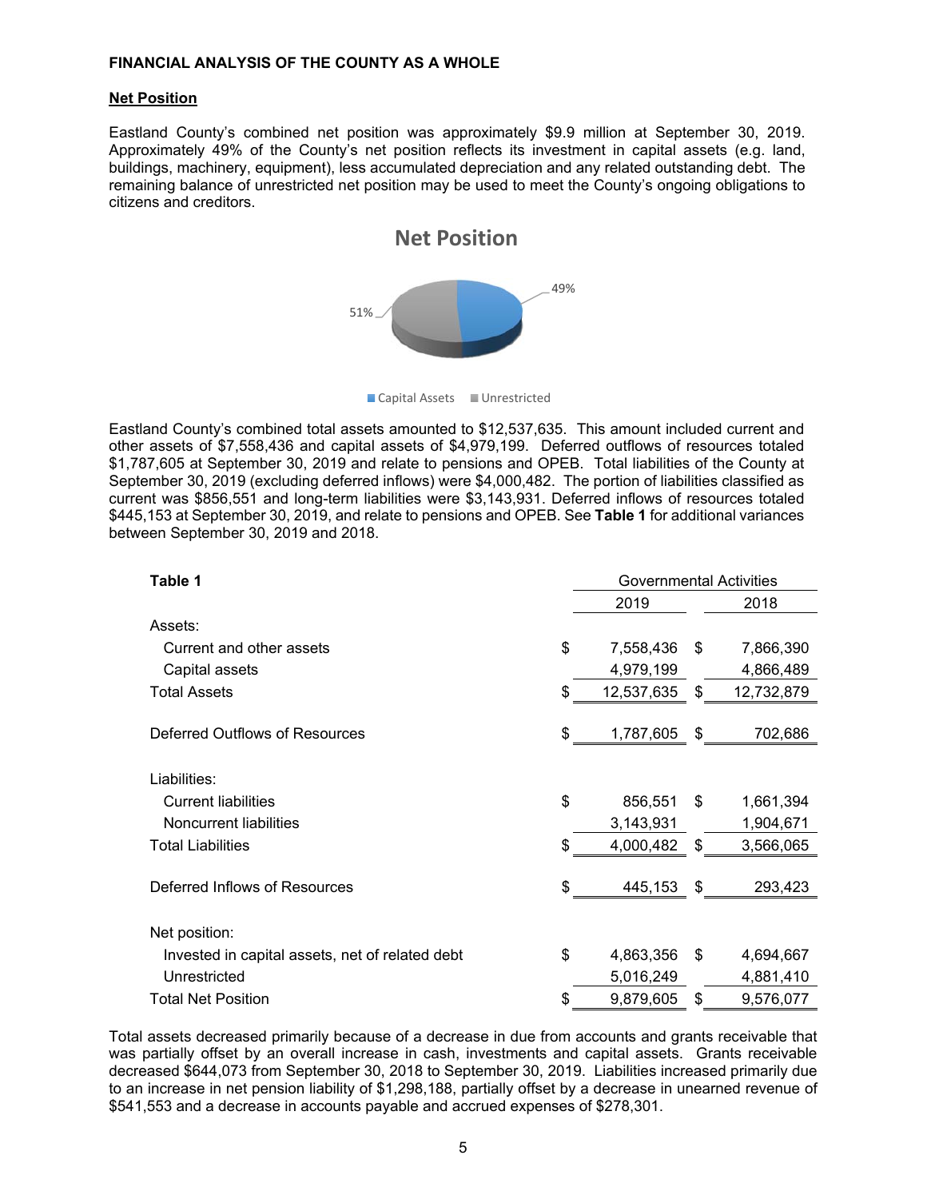## FINANCIAL ANALYSIS OF THE COUNTY AS A WHOLE

### Net Position

Eastland County's combined net position was approximately $9.9 million at September 30, 2019. Approximately 49% of the County's net position reflects its investment in capital assets (e.g. land, buildings, machinery, equipment), less accumulated depreciation and any related outstanding debt. The remaining balance of unrestricted net position may be used to meet the County's ongoing obligations to citizens and creditors.

**Net Position**

51% 49%

Capital Assets  Unrestricted

Eastland County's combined total assets amounted to $12,537,635. This amount included current and other assets of $7,558,436 and capital assets of $4,979,199. Deferred outflows of resources totaled $1,787,605 at September 30, 2019 and relate to pensions and OPEB. Total liabilities of the County at September 30, 2019 (excluding deferred inflows) were $4,000,482. The portion of liabilities classified as current was $856,551 and long-term liabilities were $3,143,931. Deferred inflows of resources totaled $445,153 at September 30, 2019, and relate to pensions and OPEB. See **Table 1** for additional variances between September 30, 2019 and 2018.

| **Table 1** | Governmental Activities | |
|---|---|---|
| | 2019 | 2018 |
| Assets: | | |
| Current and other assets | $ 7,558,436 | $ 7,866,390 |
| Capital assets | 4,979,199 | 4,866,489 |
| Total Assets | $ 12,537,635 | $ 12,732,879 |
| Deferred Outflows of Resources | $ 1,787,605 | $ 702,686 |
| Liabilities: | | |
| Current liabilities | $ 856,551 | $ 1,661,394 |
| Noncurrent liabilities | 3,143,931 | 1,904,671 |
| Total Liabilities | $ 4,000,482 | $ 3,566,065 |
| Deferred Inflows of Resources | $ 445,153 | $ 293,423 |
| Net position: | | |
| Invested in capital assets, net of related debt | $ 4,863,356 | $ 4,694,667 |
| Unrestricted | 5,016,249 | 4,881,410 |
| Total Net Position | $ 9,879,605 | $ 9,576,077 |

Total assets decreased primarily because of a decrease in due from accounts and grants receivable that was partially offset by an overall increase in cash, investments and capital assets. Grants receivable decreased $644,073 from September 30, 2018 to September 30, 2019. Liabilities increased primarily due to an increase in net pension liability of $1,298,188, partially offset by a decrease in unearned revenue of $541,553 and a decrease in accounts payable and accrued expenses of $278,301.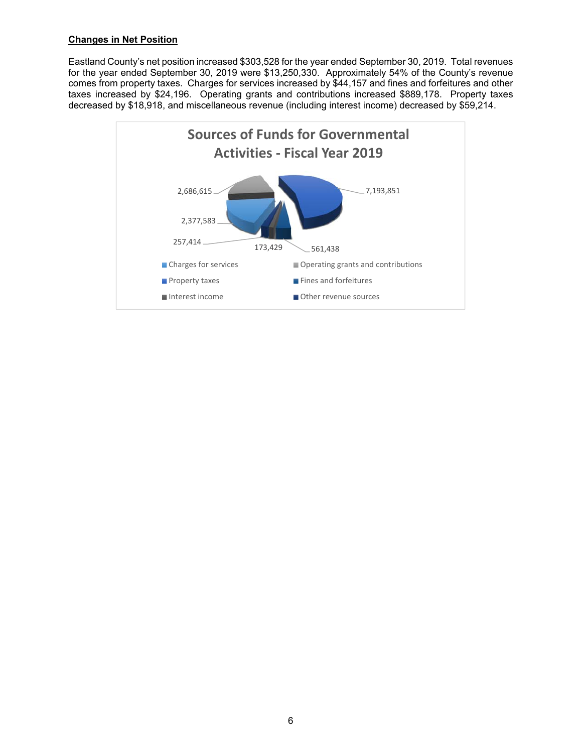## Changes in Net Position

Eastland County's net position increased $303,528 for the year ended September 30, 2019. Total revenues for the year ended September 30, 2019 were $13,250,330. Approximately 54% of the County's revenue comes from property taxes. Charges for services increased by $44,157 and fines and forfeitures and other taxes increased by $24,196. Operating grants and contributions increased $889,178. Property taxes decreased by $18,918, and miscellaneous revenue (including interest income) decreased by $59,214.

**Sources of Funds for Governmental Activities - Fiscal Year 2019**

| Source | Amount |
|---|---|
| Charges for services | 2,377,583 |
| Operating grants and contributions | 2,686,615 |
| Property taxes | 7,193,851 |
| Fines and forfeitures | 561,438 |
| Interest income | 173,429 |
| Other revenue sources | 257,414 |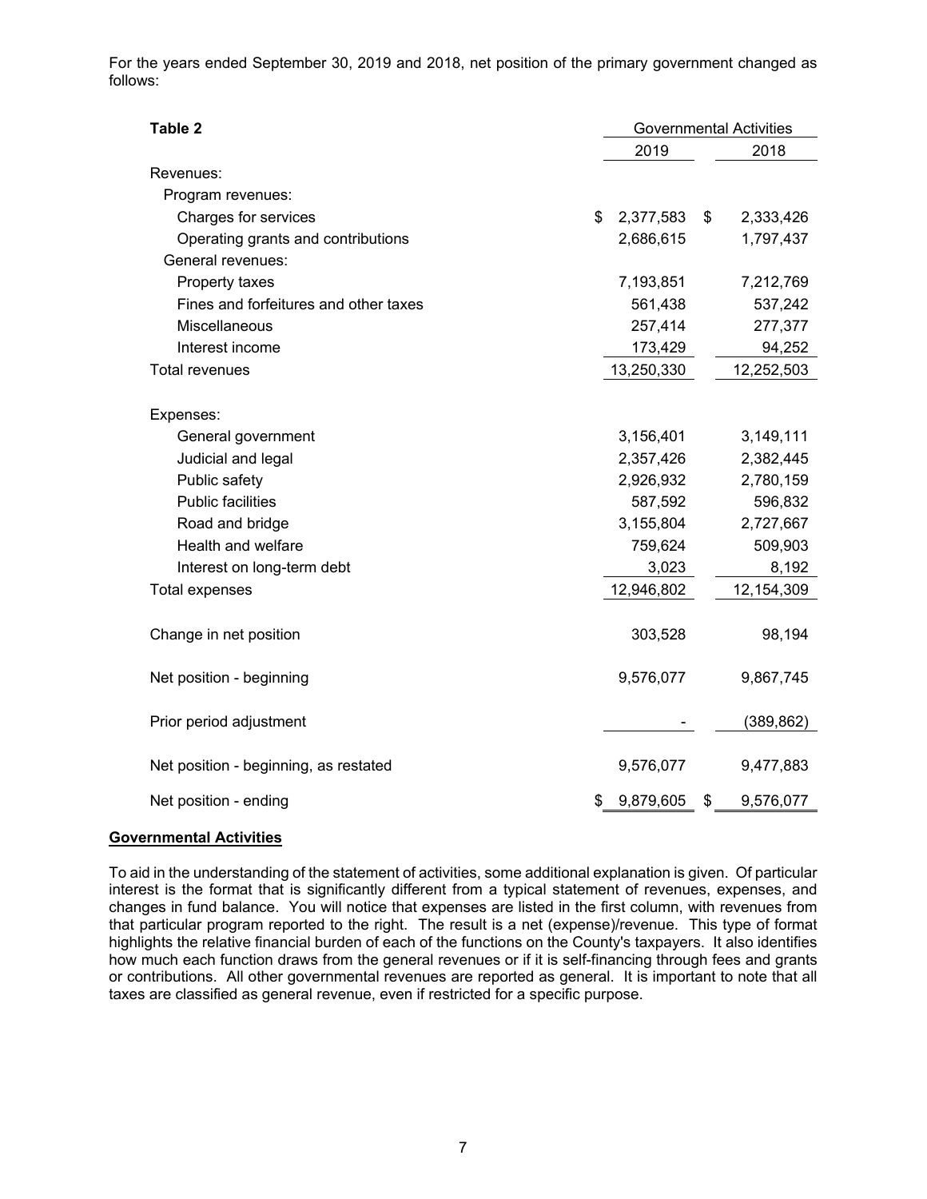For the years ended September 30, 2019 and 2018, net position of the primary government changed as follows:

| Table 2 | Governmental Activities | |
|---|---|---|
| | 2019 | 2018 |
| Revenues: | | |
| Program revenues: | | |
| Charges for services | $ 2,377,583 | $ 2,333,426 |
| Operating grants and contributions | 2,686,615 | 1,797,437 |
| General revenues: | | |
| Property taxes | 7,193,851 | 7,212,769 |
| Fines and forfeitures and other taxes | 561,438 | 537,242 |
| Miscellaneous | 257,414 | 277,377 |
| Interest income | 173,429 | 94,252 |
| Total revenues | 13,250,330 | 12,252,503 |
| Expenses: | | |
| General government | 3,156,401 | 3,149,111 |
| Judicial and legal | 2,357,426 | 2,382,445 |
| Public safety | 2,926,932 | 2,780,159 |
| Public facilities | 587,592 | 596,832 |
| Road and bridge | 3,155,804 | 2,727,667 |
| Health and welfare | 759,624 | 509,903 |
| Interest on long-term debt | 3,023 | 8,192 |
| Total expenses | 12,946,802 | 12,154,309 |
| Change in net position | 303,528 | 98,194 |
| Net position - beginning | 9,576,077 | 9,867,745 |
| Prior period adjustment | - | (389,862) |
| Net position - beginning, as restated | 9,576,077 | 9,477,883 |
| Net position - ending | $ 9,879,605 | $ 9,576,077 |

**Governmental Activities**

To aid in the understanding of the statement of activities, some additional explanation is given. Of particular interest is the format that is significantly different from a typical statement of revenues, expenses, and changes in fund balance. You will notice that expenses are listed in the first column, with revenues from that particular program reported to the right. The result is a net (expense)/revenue. This type of format highlights the relative financial burden of each of the functions on the County's taxpayers. It also identifies how much each function draws from the general revenues or if it is self-financing through fees and grants or contributions. All other governmental revenues are reported as general. It is important to note that all taxes are classified as general revenue, even if restricted for a specific purpose.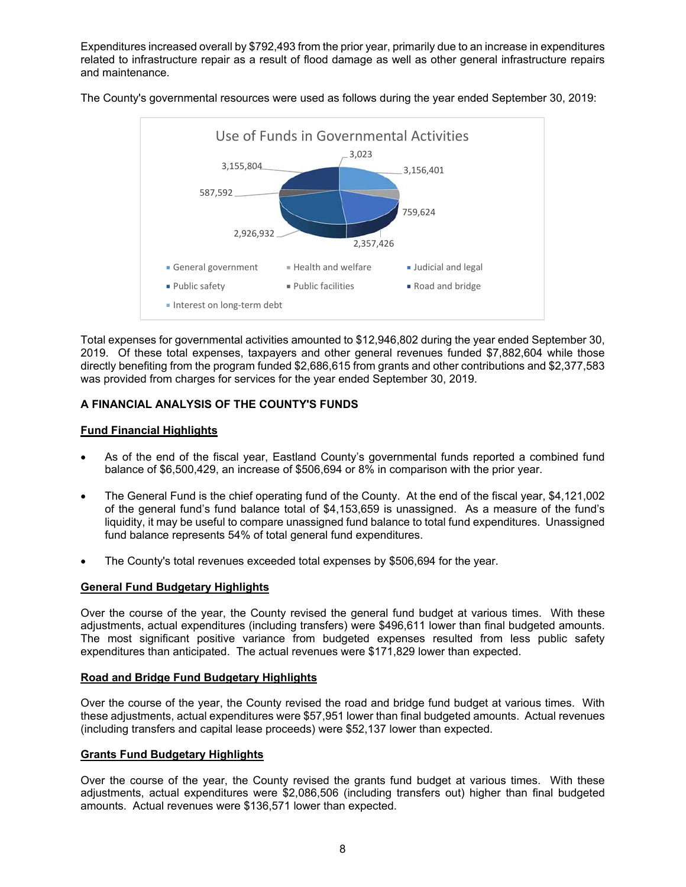Expenditures increased overall by $792,493 from the prior year, primarily due to an increase in expenditures related to infrastructure repair as a result of flood damage as well as other general infrastructure repairs and maintenance.

The County's governmental resources were used as follows during the year ended September 30, 2019:

**Use of Funds in Governmental Activities**

3,023; 3,156,401; 759,624; 2,357,426; 2,926,932; 587,592; 3,155,804

- General government
- Health and welfare
- Judicial and legal
- Public safety
- Public facilities
- Road and bridge
- Interest on long-term debt

Total expenses for governmental activities amounted to $12,946,802 during the year ended September 30, 2019. Of these total expenses, taxpayers and other general revenues funded $7,882,604 while those directly benefiting from the program funded $2,686,615 from grants and other contributions and $2,377,583 was provided from charges for services for the year ended September 30, 2019.

**A FINANCIAL ANALYSIS OF THE COUNTY'S FUNDS**

**Fund Financial Highlights**

- As of the end of the fiscal year, Eastland County's governmental funds reported a combined fund balance of $6,500,429, an increase of $506,694 or 8% in comparison with the prior year.
- The General Fund is the chief operating fund of the County. At the end of the fiscal year, $4,121,002 of the general fund's fund balance total of $4,153,659 is unassigned. As a measure of the fund's liquidity, it may be useful to compare unassigned fund balance to total fund expenditures. Unassigned fund balance represents 54% of total general fund expenditures.
- The County's total revenues exceeded total expenses by $506,694 for the year.

**General Fund Budgetary Highlights**

Over the course of the year, the County revised the general fund budget at various times. With these adjustments, actual expenditures (including transfers) were $496,611 lower than final budgeted amounts. The most significant positive variance from budgeted expenses resulted from less public safety expenditures than anticipated. The actual revenues were $171,829 lower than expected.

**Road and Bridge Fund Budgetary Highlights**

Over the course of the year, the County revised the road and bridge fund budget at various times. With these adjustments, actual expenditures were $57,951 lower than final budgeted amounts. Actual revenues (including transfers and capital lease proceeds) were $52,137 lower than expected.

**Grants Fund Budgetary Highlights**

Over the course of the year, the County revised the grants fund budget at various times. With these adjustments, actual expenditures were $2,086,506 (including transfers out) higher than final budgeted amounts. Actual revenues were $136,571 lower than expected.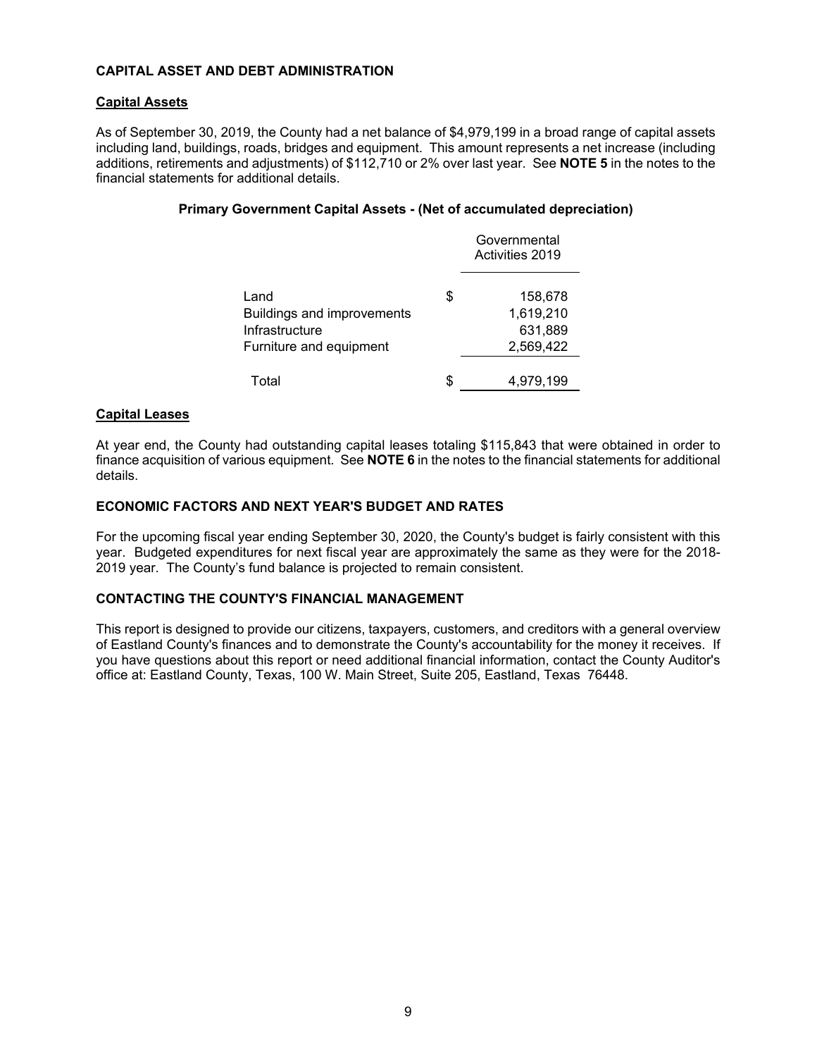**CAPITAL ASSET AND DEBT ADMINISTRATION**

**Capital Assets**

As of September 30, 2019, the County had a net balance of $4,979,199 in a broad range of capital assets including land, buildings, roads, bridges and equipment. This amount represents a net increase (including additions, retirements and adjustments) of $112,710 or 2% over last year. See **NOTE 5** in the notes to the financial statements for additional details.

**Primary Government Capital Assets - (Net of accumulated depreciation)**

| | | Governmental Activities 2019 |
|---|---|---|
| Land | $ | 158,678 |
| Buildings and improvements | | 1,619,210 |
| Infrastructure | | 631,889 |
| Furniture and equipment | | 2,569,422 |
| Total | $ | 4,979,199 |

**Capital Leases**

At year end, the County had outstanding capital leases totaling $115,843 that were obtained in order to finance acquisition of various equipment. See **NOTE 6** in the notes to the financial statements for additional details.

**ECONOMIC FACTORS AND NEXT YEAR'S BUDGET AND RATES**

For the upcoming fiscal year ending September 30, 2020, the County's budget is fairly consistent with this year. Budgeted expenditures for next fiscal year are approximately the same as they were for the 2018-2019 year. The County's fund balance is projected to remain consistent.

**CONTACTING THE COUNTY'S FINANCIAL MANAGEMENT**

This report is designed to provide our citizens, taxpayers, customers, and creditors with a general overview of Eastland County's finances and to demonstrate the County's accountability for the money it receives. If you have questions about this report or need additional financial information, contact the County Auditor's office at: Eastland County, Texas, 100 W. Main Street, Suite 205, Eastland, Texas 76448.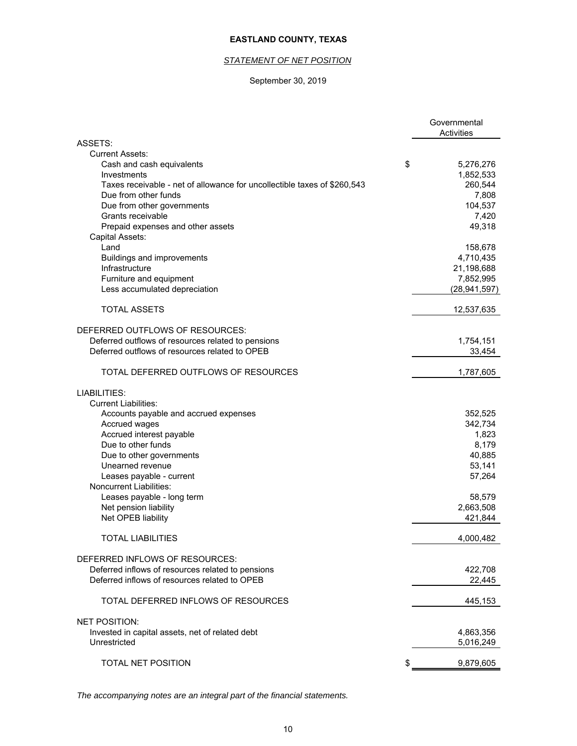# EASTLAND COUNTY, TEXAS

## *STATEMENT OF NET POSITION*

September 30, 2019

| | Governmental Activities |
|---|---|
| **ASSETS:** | |
| Current Assets: | |
| Cash and cash equivalents | $ 5,276,276 |
| Investments | 1,852,533 |
| Taxes receivable - net of allowance for uncollectible taxes of $260,543 | 260,544 |
| Due from other funds | 7,808 |
| Due from other governments | 104,537 |
| Grants receivable | 7,420 |
| Prepaid expenses and other assets | 49,318 |
| Capital Assets: | |
| Land | 158,678 |
| Buildings and improvements | 4,710,435 |
| Infrastructure | 21,198,688 |
| Furniture and equipment | 7,852,995 |
| Less accumulated depreciation | (28,941,597) |
| TOTAL ASSETS | 12,537,635 |
| **DEFERRED OUTFLOWS OF RESOURCES:** | |
| Deferred outflows of resources related to pensions | 1,754,151 |
| Deferred outflows of resources related to OPEB | 33,454 |
| TOTAL DEFERRED OUTFLOWS OF RESOURCES | 1,787,605 |
| **LIABILITIES:** | |
| Current Liabilities: | |
| Accounts payable and accrued expenses | 352,525 |
| Accrued wages | 342,734 |
| Accrued interest payable | 1,823 |
| Due to other funds | 8,179 |
| Due to other governments | 40,885 |
| Unearned revenue | 53,141 |
| Leases payable - current | 57,264 |
| Noncurrent Liabilities: | |
| Leases payable - long term | 58,579 |
| Net pension liability | 2,663,508 |
| Net OPEB liability | 421,844 |
| TOTAL LIABILITIES | 4,000,482 |
| **DEFERRED INFLOWS OF RESOURCES:** | |
| Deferred inflows of resources related to pensions | 422,708 |
| Deferred inflows of resources related to OPEB | 22,445 |
| TOTAL DEFERRED INFLOWS OF RESOURCES | 445,153 |
| **NET POSITION:** | |
| Invested in capital assets, net of related debt | 4,863,356 |
| Unrestricted | 5,016,249 |
| TOTAL NET POSITION | $ 9,879,605 |

*The accompanying notes are an integral part of the financial statements.*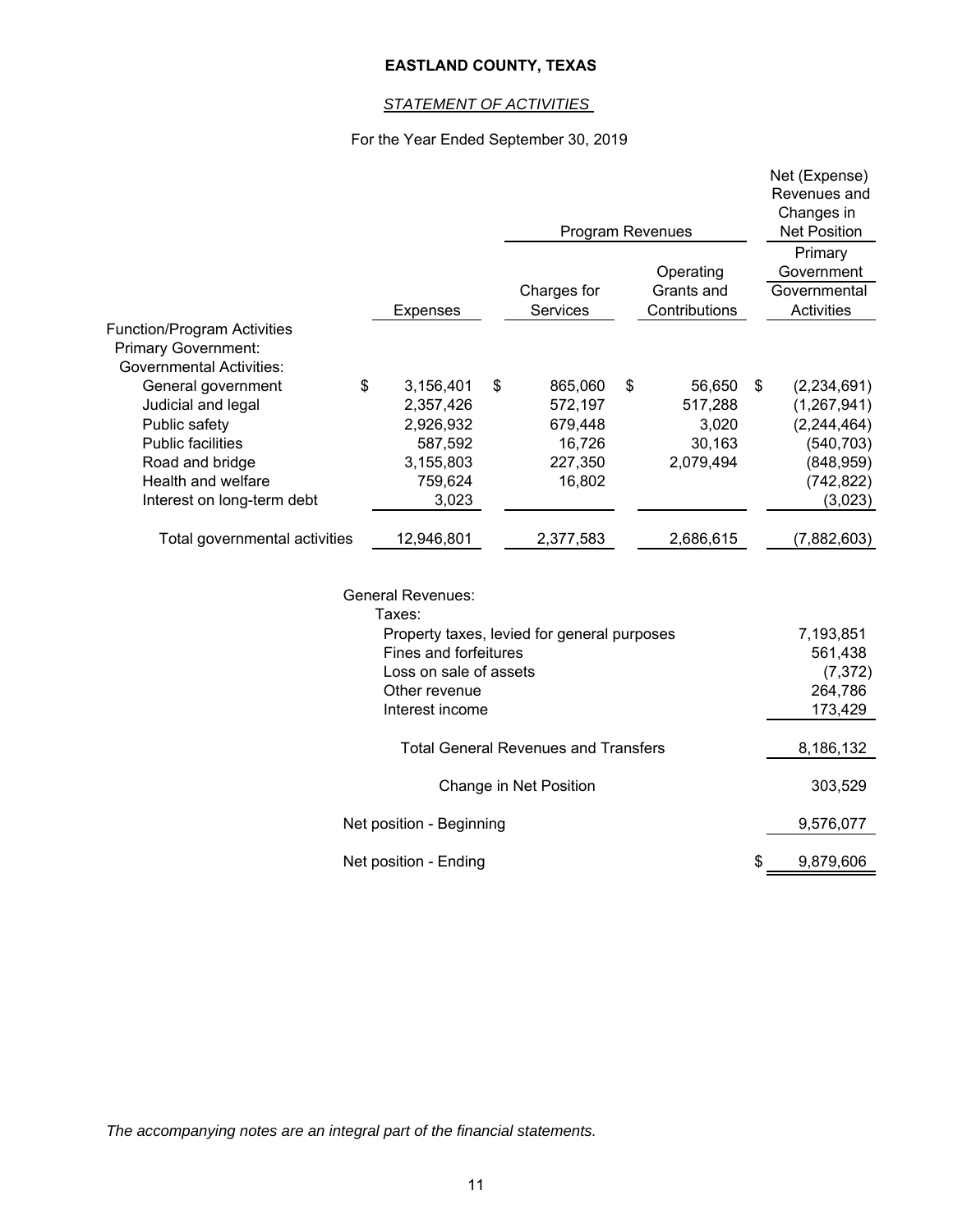# EASTLAND COUNTY, TEXAS

## *STATEMENT OF ACTIVITIES*

For the Year Ended September 30, 2019

| | | Program Revenues | | Net (Expense) Revenues and Changes in Net Position |
|---|---|---|---|---|
| | | | | Primary Government |
| | Expenses | Charges for Services | Operating Grants and Contributions | Governmental Activities |
| **Function/Program Activities** | | | | |
| Primary Government: | | | | |
| Governmental Activities: | | | | |
| General government | $ 3,156,401 | $ 865,060 | $ 56,650 | $ (2,234,691) |
| Judicial and legal | 2,357,426 | 572,197 | 517,288 | (1,267,941) |
| Public safety | 2,926,932 | 679,448 | 3,020 | (2,244,464) |
| Public facilities | 587,592 | 16,726 | 30,163 | (540,703) |
| Road and bridge | 3,155,803 | 227,350 | 2,079,494 | (848,959) |
| Health and welfare | 759,624 | 16,802 | | (742,822) |
| Interest on long-term debt | 3,023 | | | (3,023) |
| Total governmental activities | 12,946,801 | 2,377,583 | 2,686,615 | (7,882,603) |
| General Revenues: | | | | |
| Taxes: | | | | |
| Property taxes, levied for general purposes | | | | 7,193,851 |
| Fines and forfeitures | | | | 561,438 |
| Loss on sale of assets | | | | (7,372) |
| Other revenue | | | | 264,786 |
| Interest income | | | | 173,429 |
| Total General Revenues and Transfers | | | | 8,186,132 |
| Change in Net Position | | | | 303,529 |
| Net position - Beginning | | | | 9,576,077 |
| Net position - Ending | | | | $ 9,879,606 |

*The accompanying notes are an integral part of the financial statements.*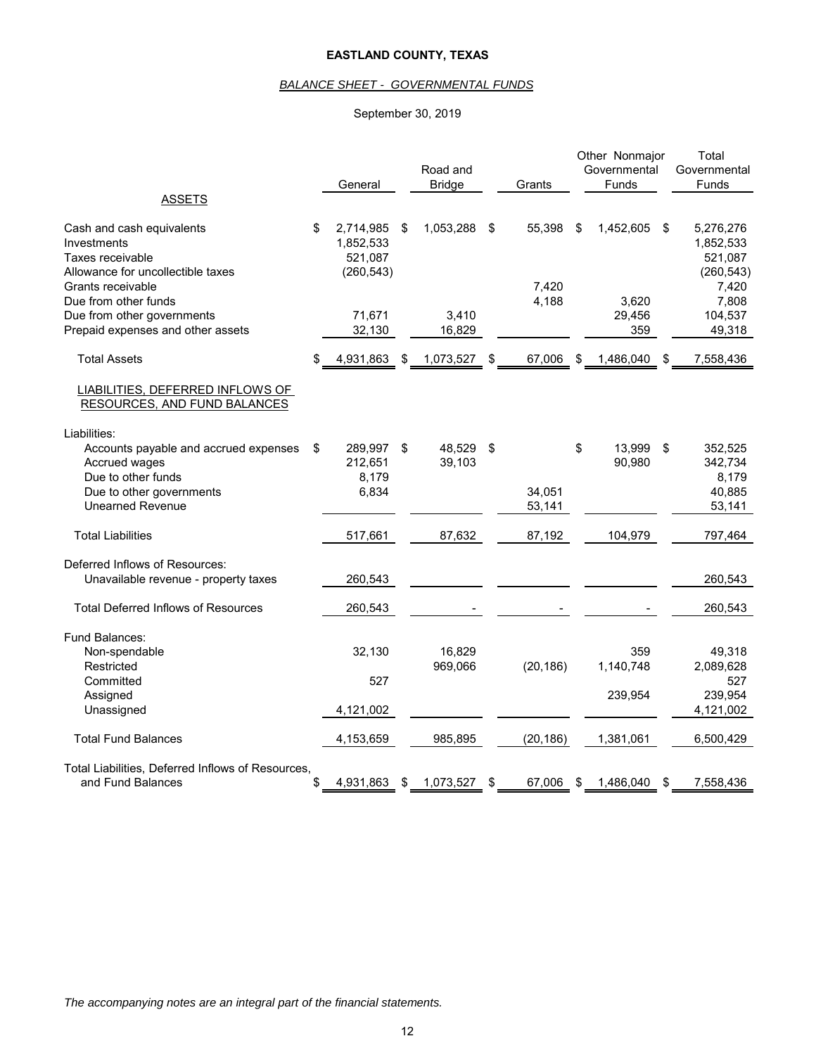# EASTLAND COUNTY, TEXAS

## *BALANCE SHEET - GOVERNMENTAL FUNDS*

September 30, 2019

| | General | Road and Bridge | Grants | Other Nonmajor Governmental Funds | Total Governmental Funds |
|---|---|---|---|---|---|
| **ASSETS** | | | | | |
| Cash and cash equivalents | $ 2,714,985 | $ 1,053,288 | $ 55,398 | $ 1,452,605 | $ 5,276,276 |
| Investments | 1,852,533 | | | | 1,852,533 |
| Taxes receivable | 521,087 | | | | 521,087 |
| Allowance for uncollectible taxes | (260,543) | | | | (260,543) |
| Grants receivable | | | 7,420 | | 7,420 |
| Due from other funds | | | 4,188 | 3,620 | 7,808 |
| Due from other governments | 71,671 | 3,410 | | 29,456 | 104,537 |
| Prepaid expenses and other assets | 32,130 | 16,829 | | 359 | 49,318 |
| Total Assets | $ 4,931,863 | $ 1,073,527 | $ 67,006 | $ 1,486,040 | $ 7,558,436 |
| **LIABILITIES, DEFERRED INFLOWS OF RESOURCES, AND FUND BALANCES** | | | | | |
| Liabilities: | | | | | |
| Accounts payable and accrued expenses | $ 289,997 | $ 48,529 | $ | $ 13,999 | $ 352,525 |
| Accrued wages | 212,651 | 39,103 | | 90,980 | 342,734 |
| Due to other funds | 8,179 | | | | 8,179 |
| Due to other governments | 6,834 | | 34,051 | | 40,885 |
| Unearned Revenue | | | 53,141 | | 53,141 |
| Total Liabilities | 517,661 | 87,632 | 87,192 | 104,979 | 797,464 |
| Deferred Inflows of Resources: | | | | | |
| Unavailable revenue - property taxes | 260,543 | | | | 260,543 |
| Total Deferred Inflows of Resources | 260,543 | - | - | - | 260,543 |
| Fund Balances: | | | | | |
| Non-spendable | 32,130 | 16,829 | | 359 | 49,318 |
| Restricted | | 969,066 | (20,186) | 1,140,748 | 2,089,628 |
| Committed | 527 | | | | 527 |
| Assigned | | | | 239,954 | 239,954 |
| Unassigned | 4,121,002 | | | | 4,121,002 |
| Total Fund Balances | 4,153,659 | 985,895 | (20,186) | 1,381,061 | 6,500,429 |
| Total Liabilities, Deferred Inflows of Resources, and Fund Balances | $ 4,931,863 | $ 1,073,527 | $ 67,006 | $ 1,486,040 | $ 7,558,436 |

*The accompanying notes are an integral part of the financial statements.*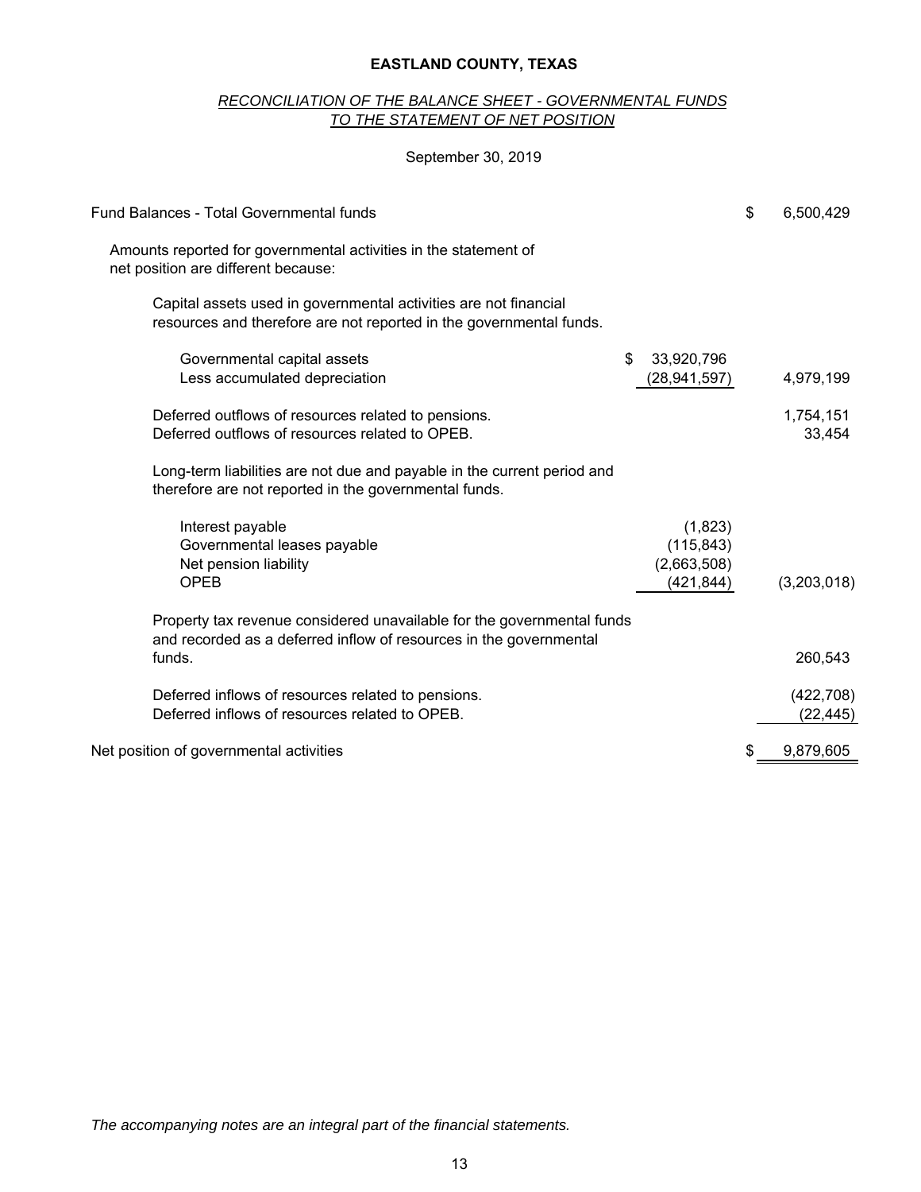**EASTLAND COUNTY, TEXAS**

*RECONCILIATION OF THE BALANCE SHEET - GOVERNMENTAL FUNDS TO THE STATEMENT OF NET POSITION*

September 30, 2019

| | | |
|---|---|---|
| Fund Balances - Total Governmental funds | | $ 6,500,429 |
| Amounts reported for governmental activities in the statement of net position are different because: | | |
| Capital assets used in governmental activities are not financial resources and therefore are not reported in the governmental funds. | | |
| Governmental capital assets | $ 33,920,796 | |
| Less accumulated depreciation | (28,941,597) | 4,979,199 |
| Deferred outflows of resources related to pensions. | | 1,754,151 |
| Deferred outflows of resources related to OPEB. | | 33,454 |
| Long-term liabilities are not due and payable in the current period and therefore are not reported in the governmental funds. | | |
| Interest payable | (1,823) | |
| Governmental leases payable | (115,843) | |
| Net pension liability | (2,663,508) | |
| OPEB | (421,844) | (3,203,018) |
| Property tax revenue considered unavailable for the governmental funds and recorded as a deferred inflow of resources in the governmental funds. | | 260,543 |
| Deferred inflows of resources related to pensions. | | (422,708) |
| Deferred inflows of resources related to OPEB. | | (22,445) |
| Net position of governmental activities | | $ 9,879,605 |

*The accompanying notes are an integral part of the financial statements.*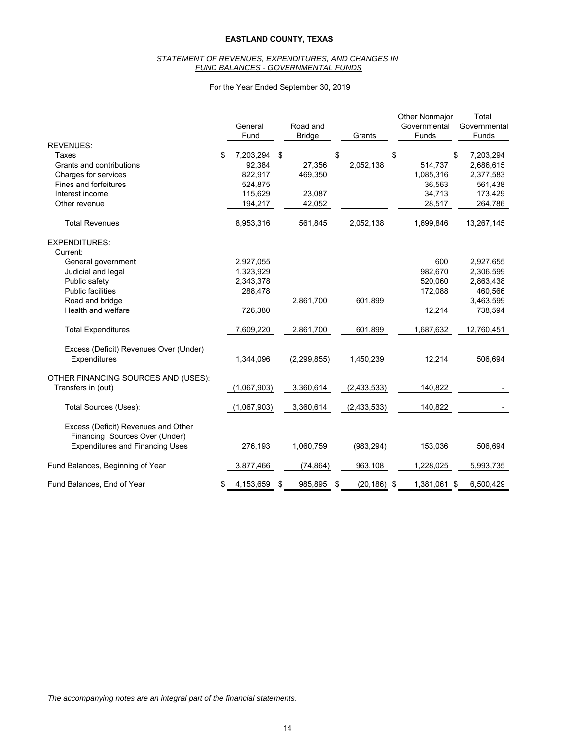# EASTLAND COUNTY, TEXAS

## *STATEMENT OF REVENUES, EXPENDITURES, AND CHANGES IN FUND BALANCES - GOVERNMENTAL FUNDS*

For the Year Ended September 30, 2019

| | General Fund | Road and Bridge | Grants | Other Nonmajor Governmental Funds | Total Governmental Funds |
|---|---|---|---|---|---|
| REVENUES: | | | | | |
| Taxes | $ 7,203,294 | $ | $ | $ | $ 7,203,294 |
| Grants and contributions | 92,384 | 27,356 | 2,052,138 | 514,737 | 2,686,615 |
| Charges for services | 822,917 | 469,350 | | 1,085,316 | 2,377,583 |
| Fines and forfeitures | 524,875 | | | 36,563 | 561,438 |
| Interest income | 115,629 | 23,087 | | 34,713 | 173,429 |
| Other revenue | 194,217 | 42,052 | | 28,517 | 264,786 |
| Total Revenues | 8,953,316 | 561,845 | 2,052,138 | 1,699,846 | 13,267,145 |
| EXPENDITURES: | | | | | |
| Current: | | | | | |
| General government | 2,927,055 | | | 600 | 2,927,655 |
| Judicial and legal | 1,323,929 | | | 982,670 | 2,306,599 |
| Public safety | 2,343,378 | | | 520,060 | 2,863,438 |
| Public facilities | 288,478 | | | 172,088 | 460,566 |
| Road and bridge | | 2,861,700 | 601,899 | | 3,463,599 |
| Health and welfare | 726,380 | | | 12,214 | 738,594 |
| Total Expenditures | 7,609,220 | 2,861,700 | 601,899 | 1,687,632 | 12,760,451 |
| Excess (Deficit) Revenues Over (Under) Expenditures | 1,344,096 | (2,299,855) | 1,450,239 | 12,214 | 506,694 |
| OTHER FINANCING SOURCES AND (USES): | | | | | |
| Transfers in (out) | (1,067,903) | 3,360,614 | (2,433,533) | 140,822 | - |
| Total Sources (Uses): | (1,067,903) | 3,360,614 | (2,433,533) | 140,822 | - |
| Excess (Deficit) Revenues and Other Financing Sources Over (Under) Expenditures and Financing Uses | 276,193 | 1,060,759 | (983,294) | 153,036 | 506,694 |
| Fund Balances, Beginning of Year | 3,877,466 | (74,864) | 963,108 | 1,228,025 | 5,993,735 |
| Fund Balances, End of Year | $ 4,153,659 | $ 985,895 | $ (20,186) | $ 1,381,061 | $ 6,500,429 |

*The accompanying notes are an integral part of the financial statements.*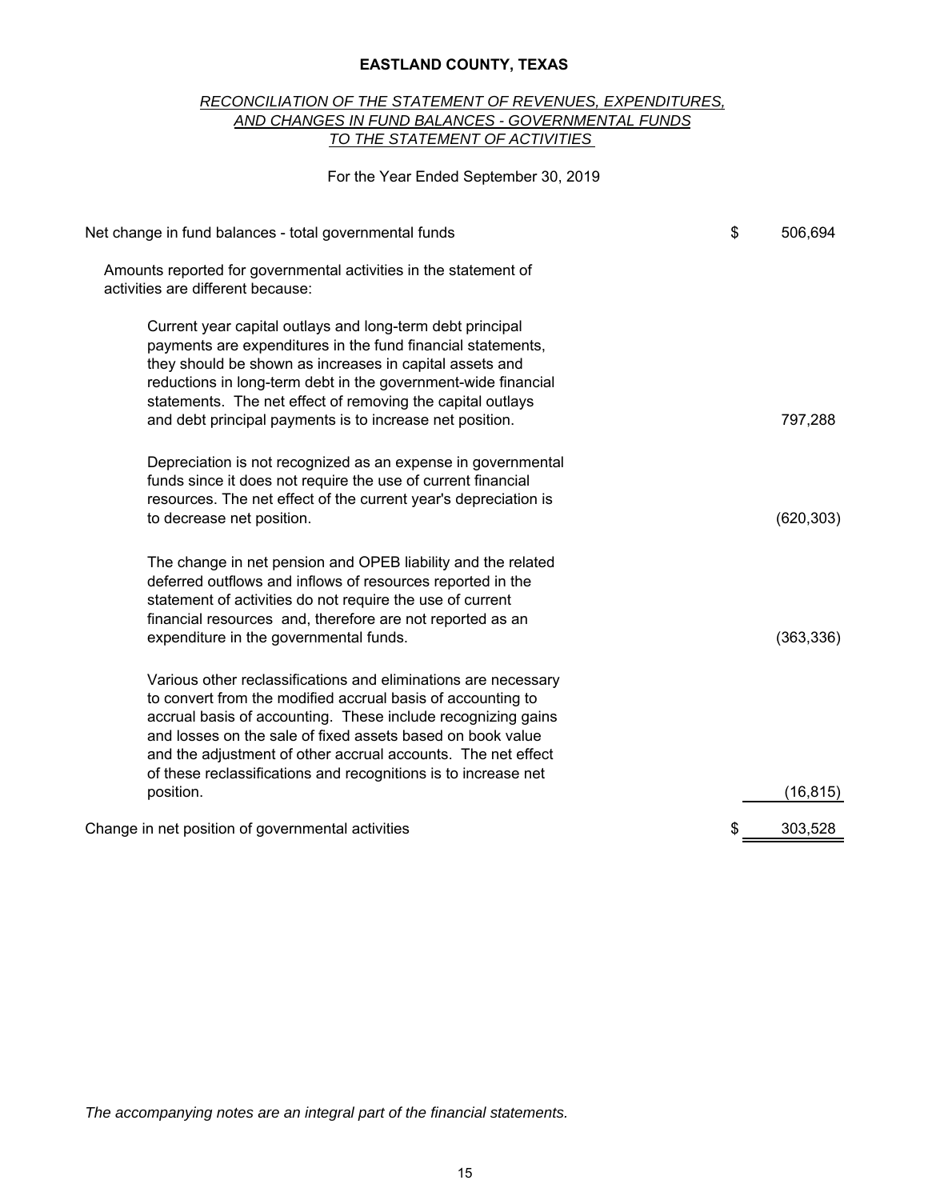**EASTLAND COUNTY, TEXAS**

*RECONCILIATION OF THE STATEMENT OF REVENUES, EXPENDITURES, AND CHANGES IN FUND BALANCES - GOVERNMENTAL FUNDS TO THE STATEMENT OF ACTIVITIES*

For the Year Ended September 30, 2019

| | |
|---|---|
| Net change in fund balances - total governmental funds | $ 506,694 |
| Amounts reported for governmental activities in the statement of activities are different because: | |
| Current year capital outlays and long-term debt principal payments are expenditures in the fund financial statements, they should be shown as increases in capital assets and reductions in long-term debt in the government-wide financial statements. The net effect of removing the capital outlays and debt principal payments is to increase net position. | 797,288 |
| Depreciation is not recognized as an expense in governmental funds since it does not require the use of current financial resources. The net effect of the current year's depreciation is to decrease net position. | (620,303) |
| The change in net pension and OPEB liability and the related deferred outflows and inflows of resources reported in the statement of activities do not require the use of current financial resources and, therefore are not reported as an expenditure in the governmental funds. | (363,336) |
| Various other reclassifications and eliminations are necessary to convert from the modified accrual basis of accounting to accrual basis of accounting. These include recognizing gains and losses on the sale of fixed assets based on book value and the adjustment of other accrual accounts. The net effect of these reclassifications and recognitions is to increase net position. | (16,815) |
| Change in net position of governmental activities | $ 303,528 |

*The accompanying notes are an integral part of the financial statements.*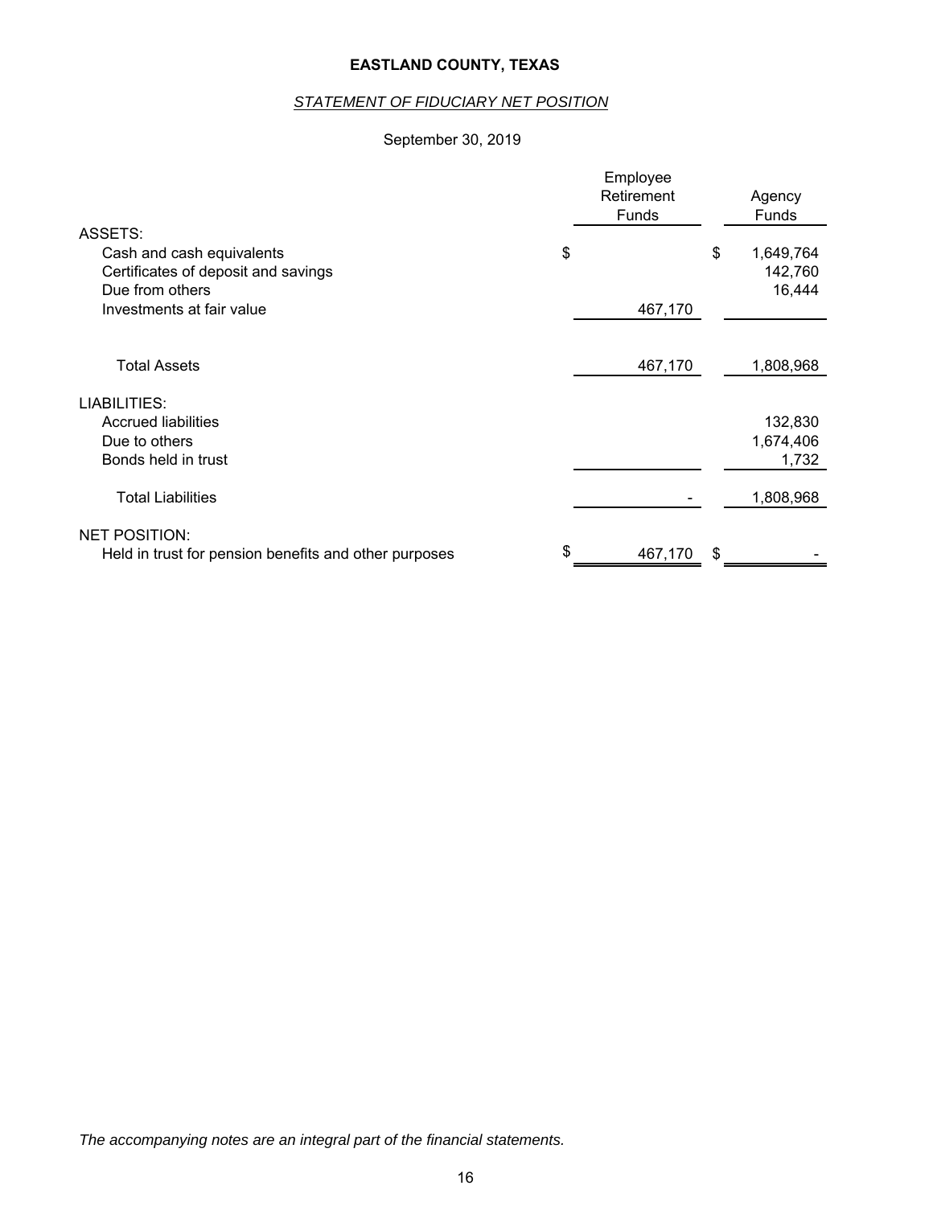# EASTLAND COUNTY, TEXAS

## *STATEMENT OF FIDUCIARY NET POSITION*

September 30, 2019

| | Employee Retirement Funds | Agency Funds |
|---|---|---|
| ASSETS: | | |
| Cash and cash equivalents | $ | $ 1,649,764 |
| Certificates of deposit and savings | | 142,760 |
| Due from others | | 16,444 |
| Investments at fair value | 467,170 | |
| Total Assets | 467,170 | 1,808,968 |
| LIABILITIES: | | |
| Accrued liabilities | | 132,830 |
| Due to others | | 1,674,406 |
| Bonds held in trust | | 1,732 |
| Total Liabilities | - | 1,808,968 |
| NET POSITION: | | |
| Held in trust for pension benefits and other purposes | $ 467,170 | $ - |

*The accompanying notes are an integral part of the financial statements.*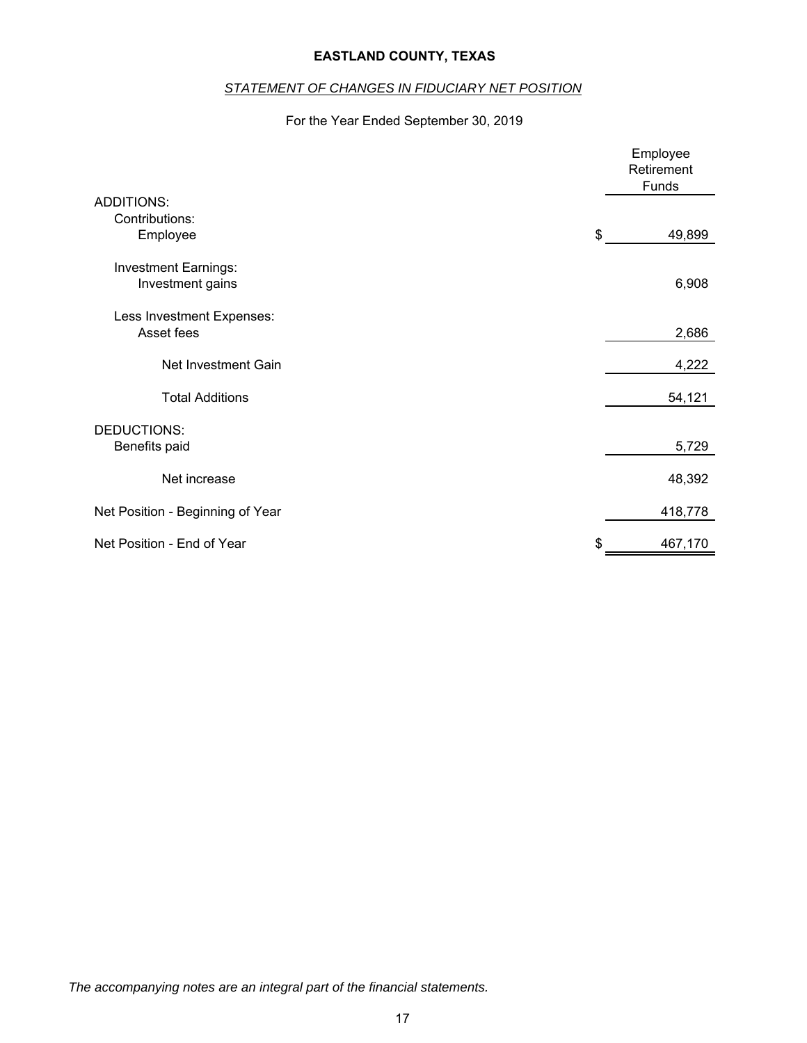**EASTLAND COUNTY, TEXAS**

*STATEMENT OF CHANGES IN FIDUCIARY NET POSITION*

For the Year Ended September 30, 2019

| | Employee Retirement Funds |
|---|---|
| ADDITIONS: | |
| Contributions: | |
| Employee | $ 49,899 |
| Investment Earnings: | |
| Investment gains | 6,908 |
| Less Investment Expenses: | |
| Asset fees | 2,686 |
| Net Investment Gain | 4,222 |
| Total Additions | 54,121 |
| DEDUCTIONS: | |
| Benefits paid | 5,729 |
| Net increase | 48,392 |
| Net Position - Beginning of Year | 418,778 |
| Net Position - End of Year | $ 467,170 |

*The accompanying notes are an integral part of the financial statements.*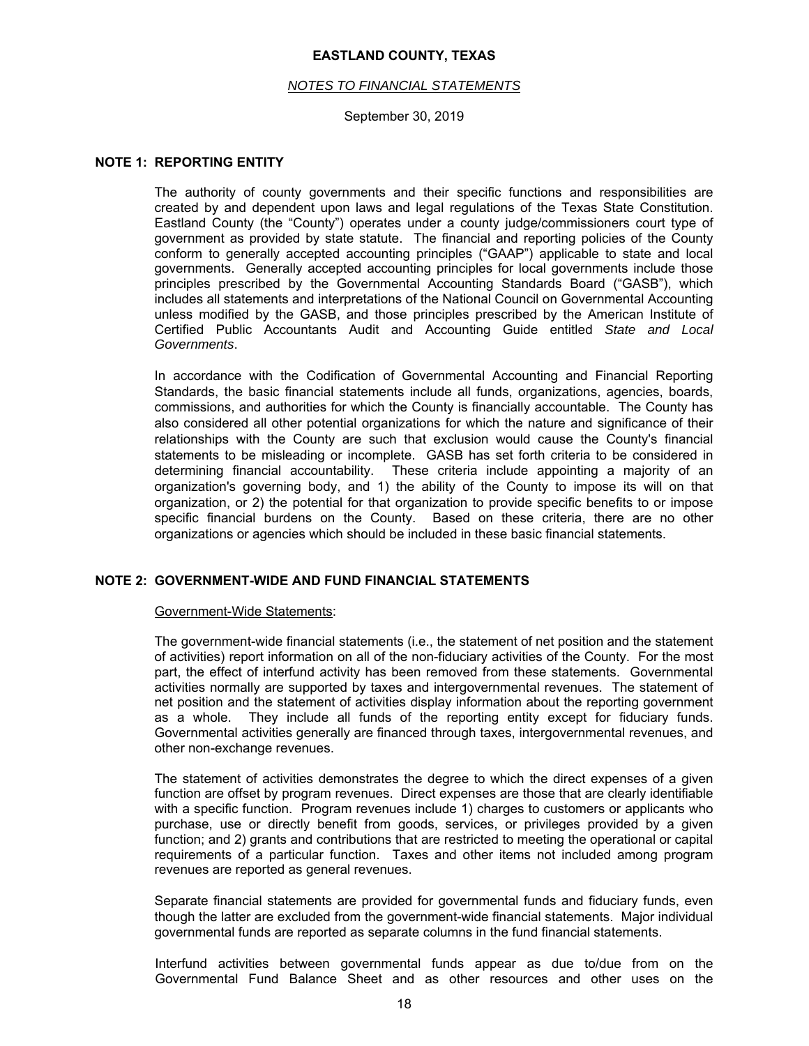**EASTLAND COUNTY, TEXAS**

*NOTES TO FINANCIAL STATEMENTS*

September 30, 2019

## NOTE 1: REPORTING ENTITY

The authority of county governments and their specific functions and responsibilities are created by and dependent upon laws and legal regulations of the Texas State Constitution. Eastland County (the "County") operates under a county judge/commissioners court type of government as provided by state statute. The financial and reporting policies of the County conform to generally accepted accounting principles ("GAAP") applicable to state and local governments. Generally accepted accounting principles for local governments include those principles prescribed by the Governmental Accounting Standards Board ("GASB"), which includes all statements and interpretations of the National Council on Governmental Accounting unless modified by the GASB, and those principles prescribed by the American Institute of Certified Public Accountants Audit and Accounting Guide entitled *State and Local Governments*.

In accordance with the Codification of Governmental Accounting and Financial Reporting Standards, the basic financial statements include all funds, organizations, agencies, boards, commissions, and authorities for which the County is financially accountable. The County has also considered all other potential organizations for which the nature and significance of their relationships with the County are such that exclusion would cause the County's financial statements to be misleading or incomplete. GASB has set forth criteria to be considered in determining financial accountability. These criteria include appointing a majority of an organization's governing body, and 1) the ability of the County to impose its will on that organization, or 2) the potential for that organization to provide specific benefits to or impose specific financial burdens on the County. Based on these criteria, there are no other organizations or agencies which should be included in these basic financial statements.

## NOTE 2: GOVERNMENT-WIDE AND FUND FINANCIAL STATEMENTS

Government-Wide Statements:

The government-wide financial statements (i.e., the statement of net position and the statement of activities) report information on all of the non-fiduciary activities of the County. For the most part, the effect of interfund activity has been removed from these statements. Governmental activities normally are supported by taxes and intergovernmental revenues. The statement of net position and the statement of activities display information about the reporting government as a whole. They include all funds of the reporting entity except for fiduciary funds. Governmental activities generally are financed through taxes, intergovernmental revenues, and other non-exchange revenues.

The statement of activities demonstrates the degree to which the direct expenses of a given function are offset by program revenues. Direct expenses are those that are clearly identifiable with a specific function. Program revenues include 1) charges to customers or applicants who purchase, use or directly benefit from goods, services, or privileges provided by a given function; and 2) grants and contributions that are restricted to meeting the operational or capital requirements of a particular function. Taxes and other items not included among program revenues are reported as general revenues.

Separate financial statements are provided for governmental funds and fiduciary funds, even though the latter are excluded from the government-wide financial statements. Major individual governmental funds are reported as separate columns in the fund financial statements.

Interfund activities between governmental funds appear as due to/due from on the Governmental Fund Balance Sheet and as other resources and other uses on the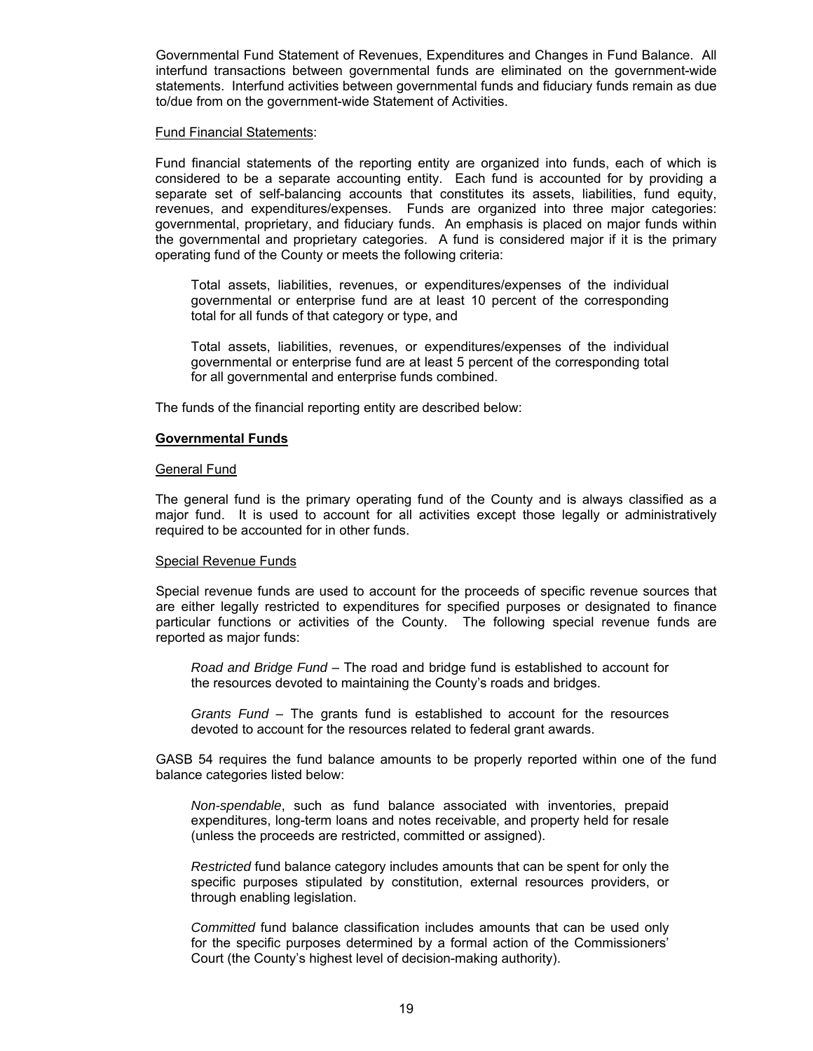Governmental Fund Statement of Revenues, Expenditures and Changes in Fund Balance. All interfund transactions between governmental funds are eliminated on the government-wide statements. Interfund activities between governmental funds and fiduciary funds remain as due to/due from on the government-wide Statement of Activities.

Fund Financial Statements:

Fund financial statements of the reporting entity are organized into funds, each of which is considered to be a separate accounting entity. Each fund is accounted for by providing a separate set of self-balancing accounts that constitutes its assets, liabilities, fund equity, revenues, and expenditures/expenses. Funds are organized into three major categories: governmental, proprietary, and fiduciary funds. An emphasis is placed on major funds within the governmental and proprietary categories. A fund is considered major if it is the primary operating fund of the County or meets the following criteria:

> Total assets, liabilities, revenues, or expenditures/expenses of the individual governmental or enterprise fund are at least 10 percent of the corresponding total for all funds of that category or type, and
>
> Total assets, liabilities, revenues, or expenditures/expenses of the individual governmental or enterprise fund are at least 5 percent of the corresponding total for all governmental and enterprise funds combined.

The funds of the financial reporting entity are described below:

**Governmental Funds**

General Fund

The general fund is the primary operating fund of the County and is always classified as a major fund. It is used to account for all activities except those legally or administratively required to be accounted for in other funds.

Special Revenue Funds

Special revenue funds are used to account for the proceeds of specific revenue sources that are either legally restricted to expenditures for specified purposes or designated to finance particular functions or activities of the County. The following special revenue funds are reported as major funds:

> *Road and Bridge Fund* – The road and bridge fund is established to account for the resources devoted to maintaining the County's roads and bridges.
>
> *Grants Fund* – The grants fund is established to account for the resources devoted to account for the resources related to federal grant awards.

GASB 54 requires the fund balance amounts to be properly reported within one of the fund balance categories listed below:

> *Non-spendable*, such as fund balance associated with inventories, prepaid expenditures, long-term loans and notes receivable, and property held for resale (unless the proceeds are restricted, committed or assigned).
>
> *Restricted* fund balance category includes amounts that can be spent for only the specific purposes stipulated by constitution, external resources providers, or through enabling legislation.
>
> *Committed* fund balance classification includes amounts that can be used only for the specific purposes determined by a formal action of the Commissioners' Court (the County's highest level of decision-making authority).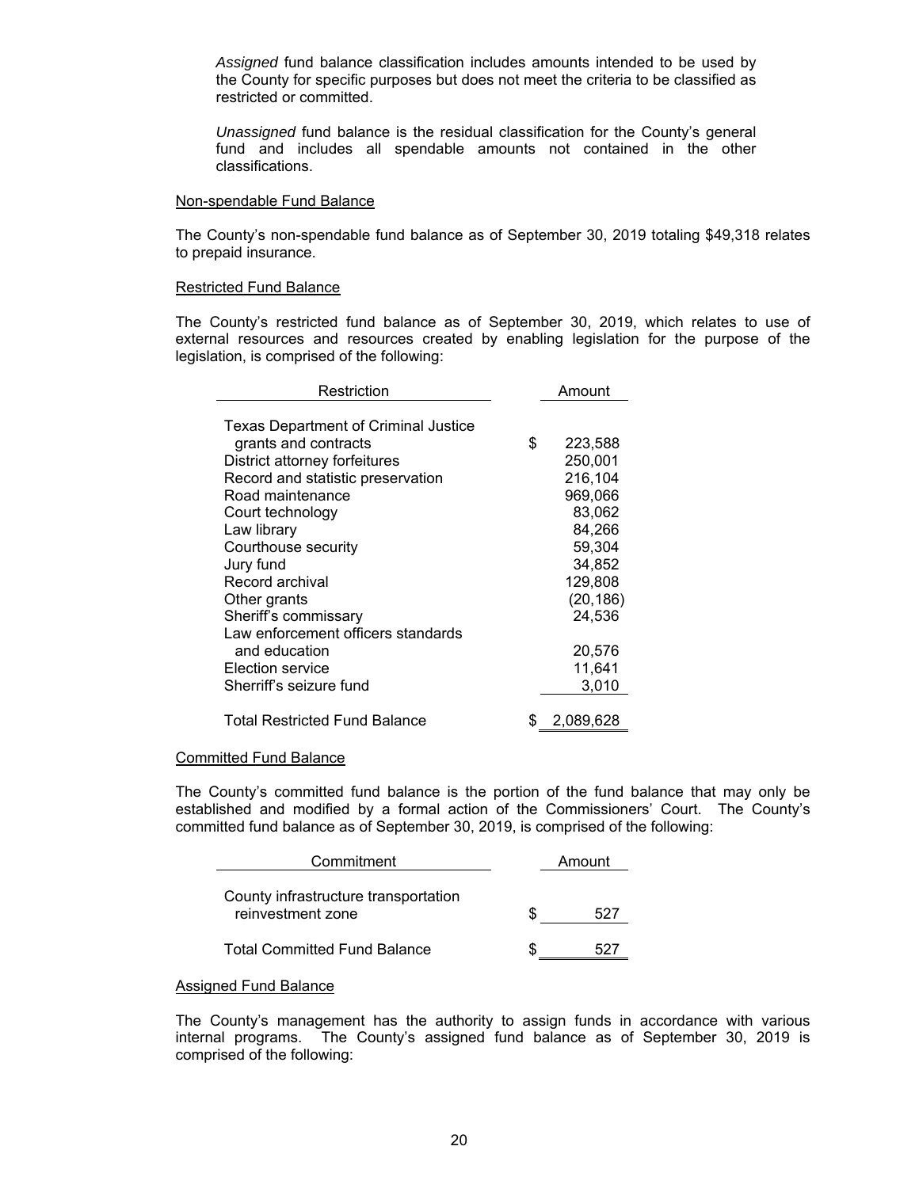*Assigned* fund balance classification includes amounts intended to be used by the County for specific purposes but does not meet the criteria to be classified as restricted or committed.

*Unassigned* fund balance is the residual classification for the County's general fund and includes all spendable amounts not contained in the other classifications.

Non-spendable Fund Balance

The County's non-spendable fund balance as of September 30, 2019 totaling $49,318 relates to prepaid insurance.

Restricted Fund Balance

The County's restricted fund balance as of September 30, 2019, which relates to use of external resources and resources created by enabling legislation for the purpose of the legislation, is comprised of the following:

| Restriction | Amount |
|---|---|
| Texas Department of Criminal Justice grants and contracts | $ 223,588 |
| District attorney forfeitures | 250,001 |
| Record and statistic preservation | 216,104 |
| Road maintenance | 969,066 |
| Court technology | 83,062 |
| Law library | 84,266 |
| Courthouse security | 59,304 |
| Jury fund | 34,852 |
| Record archival | 129,808 |
| Other grants | (20,186) |
| Sheriff's commissary | 24,536 |
| Law enforcement officers standards and education | 20,576 |
| Election service | 11,641 |
| Sherriff's seizure fund | 3,010 |
| Total Restricted Fund Balance | $ 2,089,628 |

Committed Fund Balance

The County's committed fund balance is the portion of the fund balance that may only be established and modified by a formal action of the Commissioners' Court. The County's committed fund balance as of September 30, 2019, is comprised of the following:

| Commitment | Amount |
|---|---|
| County infrastructure transportation reinvestment zone | $ 527 |
| Total Committed Fund Balance | $ 527 |

Assigned Fund Balance

The County's management has the authority to assign funds in accordance with various internal programs. The County's assigned fund balance as of September 30, 2019 is comprised of the following: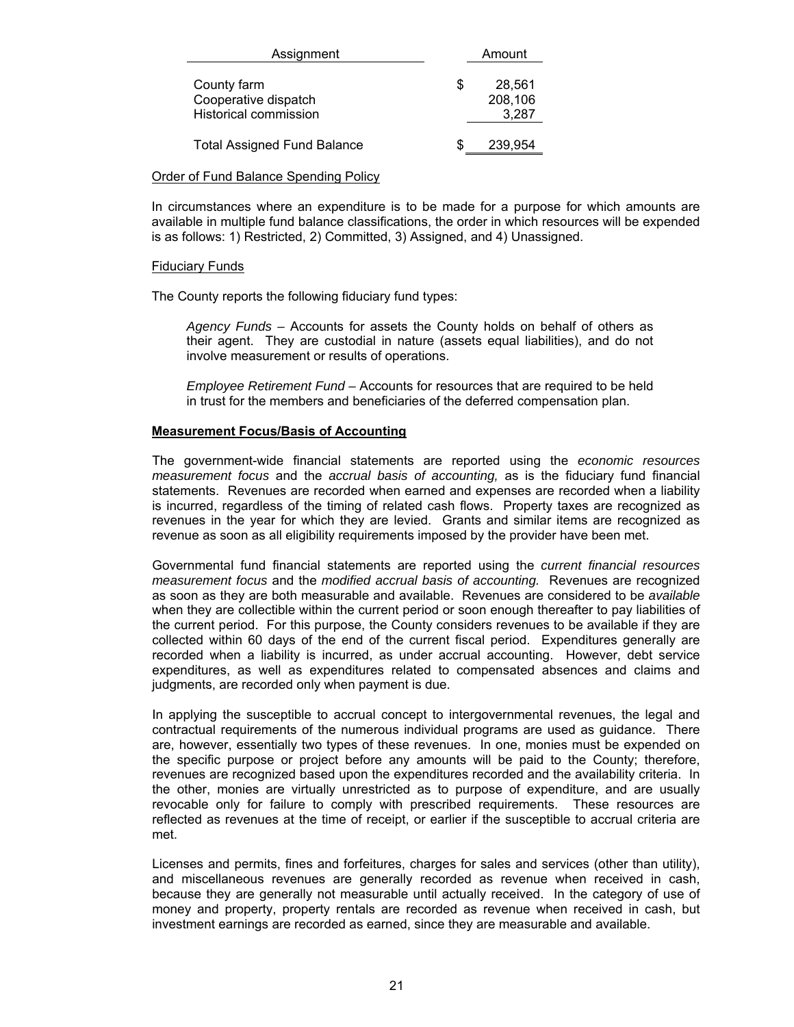| Assignment | | Amount |
|---|---|---|
| County farm | $ | 28,561 |
| Cooperative dispatch | | 208,106 |
| Historical commission | | 3,287 |
| Total Assigned Fund Balance | $ | 239,954 |

Order of Fund Balance Spending Policy

In circumstances where an expenditure is to be made for a purpose for which amounts are available in multiple fund balance classifications, the order in which resources will be expended is as follows: 1) Restricted, 2) Committed, 3) Assigned, and 4) Unassigned.

Fiduciary Funds

The County reports the following fiduciary fund types:

*Agency Funds* – Accounts for assets the County holds on behalf of others as their agent. They are custodial in nature (assets equal liabilities), and do not involve measurement or results of operations.

*Employee Retirement Fund* – Accounts for resources that are required to be held in trust for the members and beneficiaries of the deferred compensation plan.

**Measurement Focus/Basis of Accounting**

The government-wide financial statements are reported using the *economic resources measurement focus* and the *accrual basis of accounting,* as is the fiduciary fund financial statements. Revenues are recorded when earned and expenses are recorded when a liability is incurred, regardless of the timing of related cash flows. Property taxes are recognized as revenues in the year for which they are levied. Grants and similar items are recognized as revenue as soon as all eligibility requirements imposed by the provider have been met.

Governmental fund financial statements are reported using the *current financial resources measurement focus* and the *modified accrual basis of accounting.* Revenues are recognized as soon as they are both measurable and available. Revenues are considered to be *available* when they are collectible within the current period or soon enough thereafter to pay liabilities of the current period. For this purpose, the County considers revenues to be available if they are collected within 60 days of the end of the current fiscal period. Expenditures generally are recorded when a liability is incurred, as under accrual accounting. However, debt service expenditures, as well as expenditures related to compensated absences and claims and judgments, are recorded only when payment is due.

In applying the susceptible to accrual concept to intergovernmental revenues, the legal and contractual requirements of the numerous individual programs are used as guidance. There are, however, essentially two types of these revenues. In one, monies must be expended on the specific purpose or project before any amounts will be paid to the County; therefore, revenues are recognized based upon the expenditures recorded and the availability criteria. In the other, monies are virtually unrestricted as to purpose of expenditure, and are usually revocable only for failure to comply with prescribed requirements. These resources are reflected as revenues at the time of receipt, or earlier if the susceptible to accrual criteria are met.

Licenses and permits, fines and forfeitures, charges for sales and services (other than utility), and miscellaneous revenues are generally recorded as revenue when received in cash, because they are generally not measurable until actually received. In the category of use of money and property, property rentals are recorded as revenue when received in cash, but investment earnings are recorded as earned, since they are measurable and available.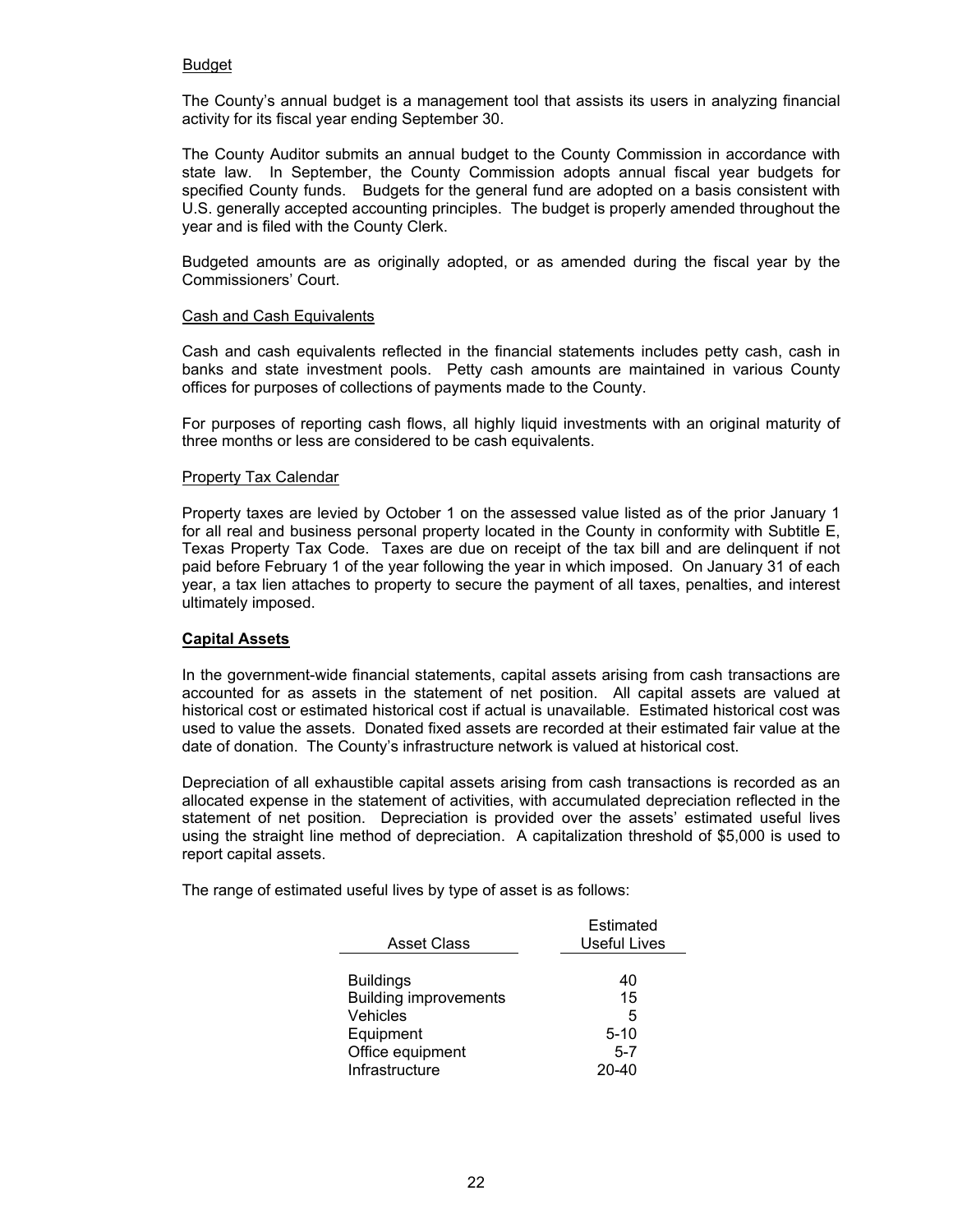Budget

The County's annual budget is a management tool that assists its users in analyzing financial activity for its fiscal year ending September 30.

The County Auditor submits an annual budget to the County Commission in accordance with state law. In September, the County Commission adopts annual fiscal year budgets for specified County funds. Budgets for the general fund are adopted on a basis consistent with U.S. generally accepted accounting principles. The budget is properly amended throughout the year and is filed with the County Clerk.

Budgeted amounts are as originally adopted, or as amended during the fiscal year by the Commissioners' Court.

Cash and Cash Equivalents

Cash and cash equivalents reflected in the financial statements includes petty cash, cash in banks and state investment pools. Petty cash amounts are maintained in various County offices for purposes of collections of payments made to the County.

For purposes of reporting cash flows, all highly liquid investments with an original maturity of three months or less are considered to be cash equivalents.

Property Tax Calendar

Property taxes are levied by October 1 on the assessed value listed as of the prior January 1 for all real and business personal property located in the County in conformity with Subtitle E, Texas Property Tax Code. Taxes are due on receipt of the tax bill and are delinquent if not paid before February 1 of the year following the year in which imposed. On January 31 of each year, a tax lien attaches to property to secure the payment of all taxes, penalties, and interest ultimately imposed.

**Capital Assets**

In the government-wide financial statements, capital assets arising from cash transactions are accounted for as assets in the statement of net position. All capital assets are valued at historical cost or estimated historical cost if actual is unavailable. Estimated historical cost was used to value the assets. Donated fixed assets are recorded at their estimated fair value at the date of donation. The County's infrastructure network is valued at historical cost.

Depreciation of all exhaustible capital assets arising from cash transactions is recorded as an allocated expense in the statement of activities, with accumulated depreciation reflected in the statement of net position. Depreciation is provided over the assets' estimated useful lives using the straight line method of depreciation. A capitalization threshold of $5,000 is used to report capital assets.

The range of estimated useful lives by type of asset is as follows:

| Asset Class | Estimated Useful Lives |
|---|---|
| Buildings | 40 |
| Building improvements | 15 |
| Vehicles | 5 |
| Equipment | 5-10 |
| Office equipment | 5-7 |
| Infrastructure | 20-40 |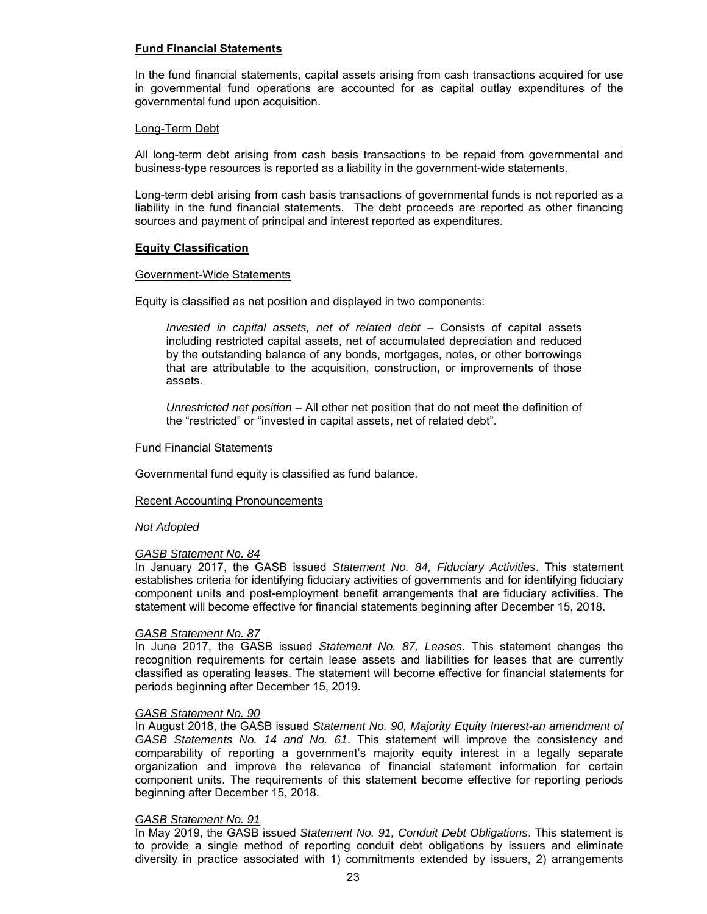**Fund Financial Statements**

In the fund financial statements, capital assets arising from cash transactions acquired for use in governmental fund operations are accounted for as capital outlay expenditures of the governmental fund upon acquisition.

Long-Term Debt

All long-term debt arising from cash basis transactions to be repaid from governmental and business-type resources is reported as a liability in the government-wide statements.

Long-term debt arising from cash basis transactions of governmental funds is not reported as a liability in the fund financial statements. The debt proceeds are reported as other financing sources and payment of principal and interest reported as expenditures.

**Equity Classification**

Government-Wide Statements

Equity is classified as net position and displayed in two components:

> *Invested in capital assets, net of related debt* – Consists of capital assets including restricted capital assets, net of accumulated depreciation and reduced by the outstanding balance of any bonds, mortgages, notes, or other borrowings that are attributable to the acquisition, construction, or improvements of those assets.
>
> *Unrestricted net position* – All other net position that do not meet the definition of the "restricted" or "invested in capital assets, net of related debt".

Fund Financial Statements

Governmental fund equity is classified as fund balance.

Recent Accounting Pronouncements

*Not Adopted*

*GASB Statement No. 84*

In January 2017, the GASB issued *Statement No. 84, Fiduciary Activities*. This statement establishes criteria for identifying fiduciary activities of governments and for identifying fiduciary component units and post-employment benefit arrangements that are fiduciary activities. The statement will become effective for financial statements beginning after December 15, 2018.

*GASB Statement No. 87*

In June 2017, the GASB issued *Statement No. 87, Leases*. This statement changes the recognition requirements for certain lease assets and liabilities for leases that are currently classified as operating leases. The statement will become effective for financial statements for periods beginning after December 15, 2019.

*GASB Statement No. 90*

In August 2018, the GASB issued *Statement No. 90, Majority Equity Interest-an amendment of GASB Statements No. 14 and No. 61*. This statement will improve the consistency and comparability of reporting a government's majority equity interest in a legally separate organization and improve the relevance of financial statement information for certain component units. The requirements of this statement become effective for reporting periods beginning after December 15, 2018.

*GASB Statement No. 91*

In May 2019, the GASB issued *Statement No. 91, Conduit Debt Obligations*. This statement is to provide a single method of reporting conduit debt obligations by issuers and eliminate diversity in practice associated with 1) commitments extended by issuers, 2) arrangements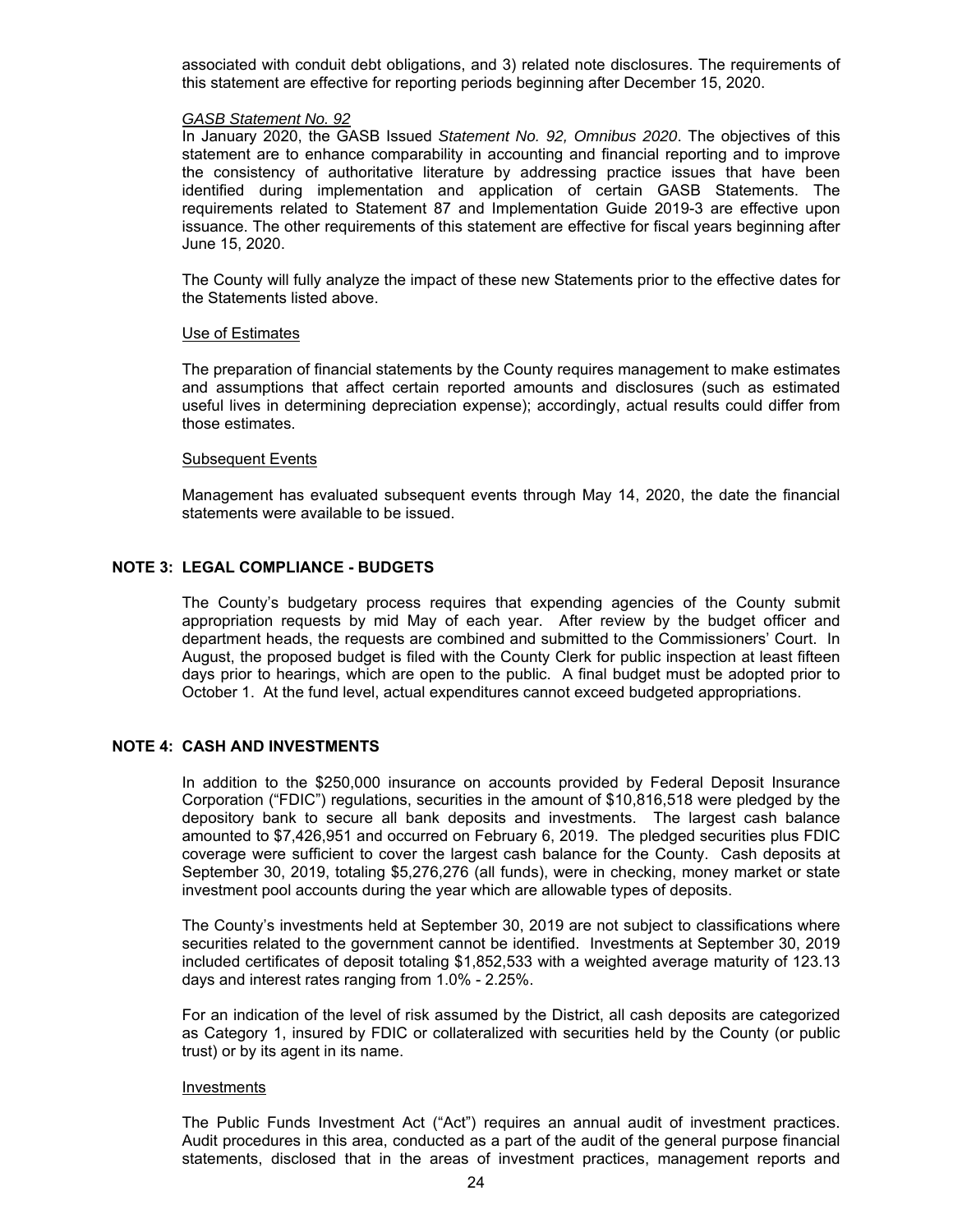associated with conduit debt obligations, and 3) related note disclosures. The requirements of this statement are effective for reporting periods beginning after December 15, 2020.

*GASB Statement No. 92*

In January 2020, the GASB Issued *Statement No. 92, Omnibus 2020*. The objectives of this statement are to enhance comparability in accounting and financial reporting and to improve the consistency of authoritative literature by addressing practice issues that have been identified during implementation and application of certain GASB Statements. The requirements related to Statement 87 and Implementation Guide 2019-3 are effective upon issuance. The other requirements of this statement are effective for fiscal years beginning after June 15, 2020.

The County will fully analyze the impact of these new Statements prior to the effective dates for the Statements listed above.

Use of Estimates

The preparation of financial statements by the County requires management to make estimates and assumptions that affect certain reported amounts and disclosures (such as estimated useful lives in determining depreciation expense); accordingly, actual results could differ from those estimates.

Subsequent Events

Management has evaluated subsequent events through May 14, 2020, the date the financial statements were available to be issued.

## NOTE 3: LEGAL COMPLIANCE - BUDGETS

The County's budgetary process requires that expending agencies of the County submit appropriation requests by mid May of each year. After review by the budget officer and department heads, the requests are combined and submitted to the Commissioners' Court. In August, the proposed budget is filed with the County Clerk for public inspection at least fifteen days prior to hearings, which are open to the public. A final budget must be adopted prior to October 1. At the fund level, actual expenditures cannot exceed budgeted appropriations.

## NOTE 4: CASH AND INVESTMENTS

In addition to the $250,000 insurance on accounts provided by Federal Deposit Insurance Corporation ("FDIC") regulations, securities in the amount of $10,816,518 were pledged by the depository bank to secure all bank deposits and investments. The largest cash balance amounted to $7,426,951 and occurred on February 6, 2019. The pledged securities plus FDIC coverage were sufficient to cover the largest cash balance for the County. Cash deposits at September 30, 2019, totaling $5,276,276 (all funds), were in checking, money market or state investment pool accounts during the year which are allowable types of deposits.

The County's investments held at September 30, 2019 are not subject to classifications where securities related to the government cannot be identified. Investments at September 30, 2019 included certificates of deposit totaling $1,852,533 with a weighted average maturity of 123.13 days and interest rates ranging from 1.0% - 2.25%.

For an indication of the level of risk assumed by the District, all cash deposits are categorized as Category 1, insured by FDIC or collateralized with securities held by the County (or public trust) or by its agent in its name.

Investments

The Public Funds Investment Act ("Act") requires an annual audit of investment practices. Audit procedures in this area, conducted as a part of the audit of the general purpose financial statements, disclosed that in the areas of investment practices, management reports and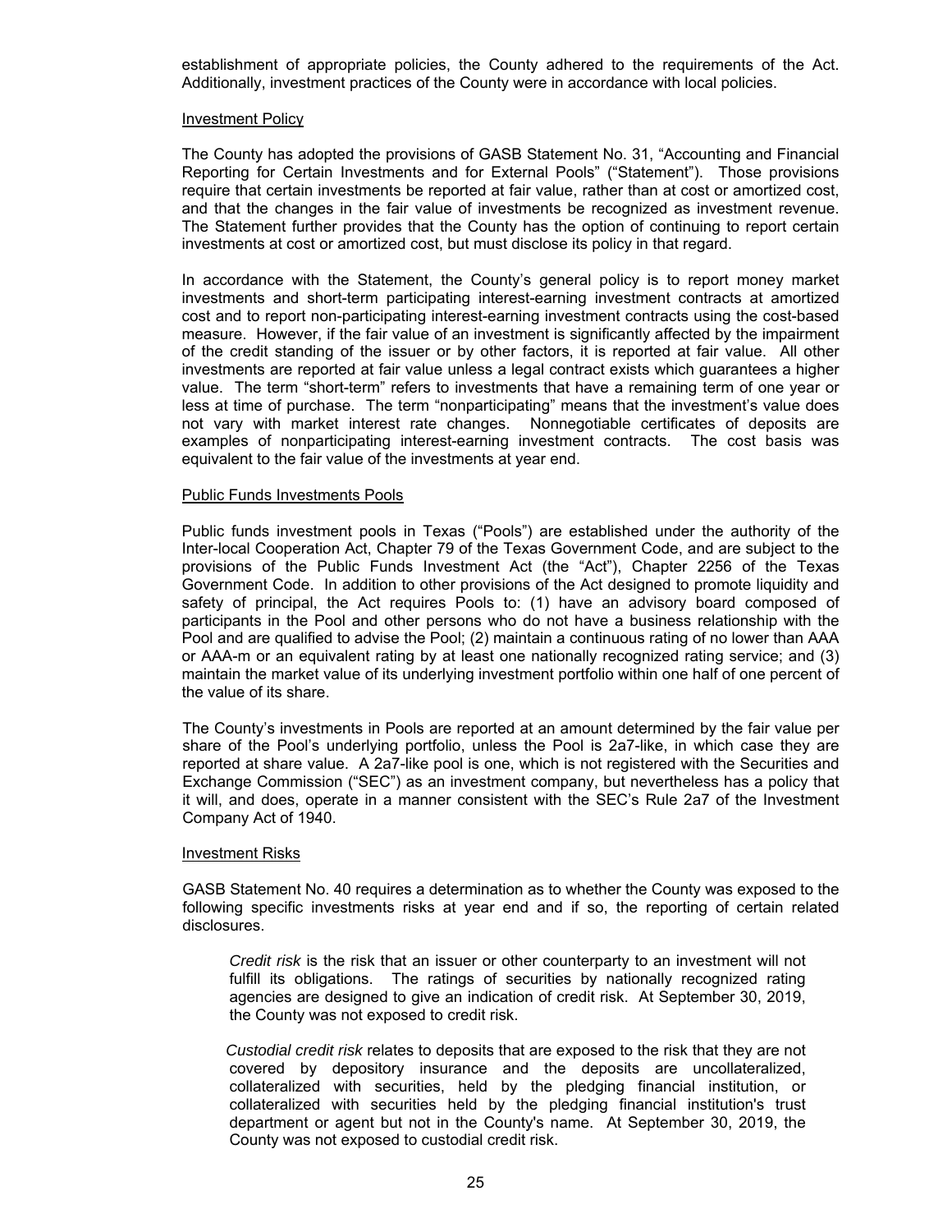establishment of appropriate policies, the County adhered to the requirements of the Act. Additionally, investment practices of the County were in accordance with local policies.

Investment Policy

The County has adopted the provisions of GASB Statement No. 31, "Accounting and Financial Reporting for Certain Investments and for External Pools" ("Statement"). Those provisions require that certain investments be reported at fair value, rather than at cost or amortized cost, and that the changes in the fair value of investments be recognized as investment revenue. The Statement further provides that the County has the option of continuing to report certain investments at cost or amortized cost, but must disclose its policy in that regard.

In accordance with the Statement, the County's general policy is to report money market investments and short-term participating interest-earning investment contracts at amortized cost and to report non-participating interest-earning investment contracts using the cost-based measure. However, if the fair value of an investment is significantly affected by the impairment of the credit standing of the issuer or by other factors, it is reported at fair value. All other investments are reported at fair value unless a legal contract exists which guarantees a higher value. The term "short-term" refers to investments that have a remaining term of one year or less at time of purchase. The term "nonparticipating" means that the investment's value does not vary with market interest rate changes. Nonnegotiable certificates of deposits are examples of nonparticipating interest-earning investment contracts. The cost basis was equivalent to the fair value of the investments at year end.

Public Funds Investments Pools

Public funds investment pools in Texas ("Pools") are established under the authority of the Inter-local Cooperation Act, Chapter 79 of the Texas Government Code, and are subject to the provisions of the Public Funds Investment Act (the "Act"), Chapter 2256 of the Texas Government Code. In addition to other provisions of the Act designed to promote liquidity and safety of principal, the Act requires Pools to: (1) have an advisory board composed of participants in the Pool and other persons who do not have a business relationship with the Pool and are qualified to advise the Pool; (2) maintain a continuous rating of no lower than AAA or AAA-m or an equivalent rating by at least one nationally recognized rating service; and (3) maintain the market value of its underlying investment portfolio within one half of one percent of the value of its share.

The County's investments in Pools are reported at an amount determined by the fair value per share of the Pool's underlying portfolio, unless the Pool is 2a7-like, in which case they are reported at share value. A 2a7-like pool is one, which is not registered with the Securities and Exchange Commission ("SEC") as an investment company, but nevertheless has a policy that it will, and does, operate in a manner consistent with the SEC's Rule 2a7 of the Investment Company Act of 1940.

Investment Risks

GASB Statement No. 40 requires a determination as to whether the County was exposed to the following specific investments risks at year end and if so, the reporting of certain related disclosures.

*Credit risk* is the risk that an issuer or other counterparty to an investment will not fulfill its obligations. The ratings of securities by nationally recognized rating agencies are designed to give an indication of credit risk. At September 30, 2019, the County was not exposed to credit risk.

*Custodial credit risk* relates to deposits that are exposed to the risk that they are not covered by depository insurance and the deposits are uncollateralized, collateralized with securities, held by the pledging financial institution, or collateralized with securities held by the pledging financial institution's trust department or agent but not in the County's name. At September 30, 2019, the County was not exposed to custodial credit risk.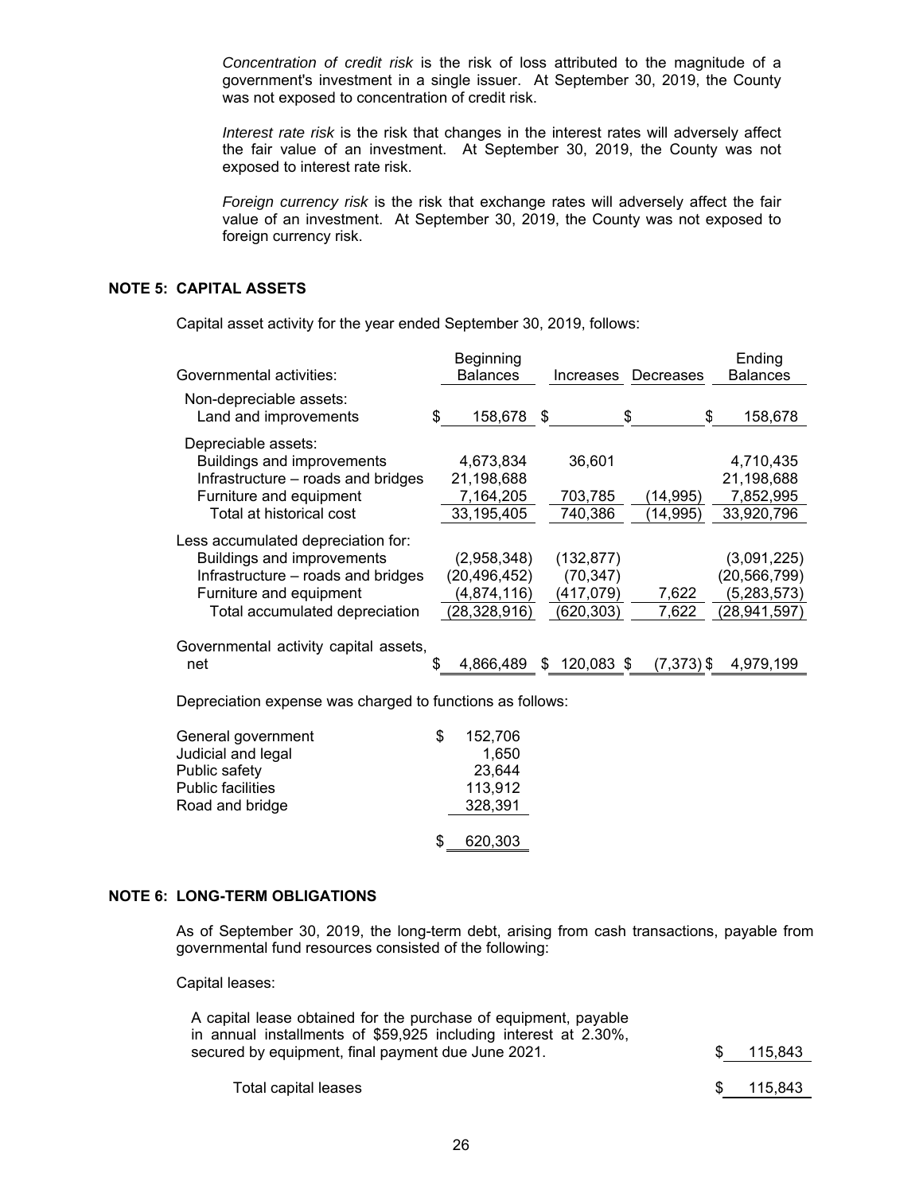*Concentration of credit risk* is the risk of loss attributed to the magnitude of a government's investment in a single issuer. At September 30, 2019, the County was not exposed to concentration of credit risk.

*Interest rate risk* is the risk that changes in the interest rates will adversely affect the fair value of an investment. At September 30, 2019, the County was not exposed to interest rate risk.

*Foreign currency risk* is the risk that exchange rates will adversely affect the fair value of an investment. At September 30, 2019, the County was not exposed to foreign currency risk.

## NOTE 5: CAPITAL ASSETS

Capital asset activity for the year ended September 30, 2019, follows:

| Governmental activities: | Beginning Balances | Increases | Decreases | Ending Balances |
|---|---|---|---|---|
| Non-depreciable assets: | | | | |
| Land and improvements | $ 158,678 | $ | $ | $ 158,678 |
| Depreciable assets: | | | | |
| Buildings and improvements | 4,673,834 | 36,601 | | 4,710,435 |
| Infrastructure – roads and bridges | 21,198,688 | | | 21,198,688 |
| Furniture and equipment | 7,164,205 | 703,785 | (14,995) | 7,852,995 |
| Total at historical cost | 33,195,405 | 740,386 | (14,995) | 33,920,796 |
| Less accumulated depreciation for: | | | | |
| Buildings and improvements | (2,958,348) | (132,877) | | (3,091,225) |
| Infrastructure – roads and bridges | (20,496,452) | (70,347) | | (20,566,799) |
| Furniture and equipment | (4,874,116) | (417,079) | 7,622 | (5,283,573) |
| Total accumulated depreciation | (28,328,916) | (620,303) | 7,622 | (28,941,597) |
| Governmental activity capital assets, net | $ 4,866,489 | $ 120,083 | $ (7,373) | $ 4,979,199 |

Depreciation expense was charged to functions as follows:

| | |
|---|---|
| General government | $ 152,706 |
| Judicial and legal | 1,650 |
| Public safety | 23,644 |
| Public facilities | 113,912 |
| Road and bridge | 328,391 |
| | $ 620,303 |

## NOTE 6: LONG-TERM OBLIGATIONS

As of September 30, 2019, the long-term debt, arising from cash transactions, payable from governmental fund resources consisted of the following:

Capital leases:

| | |
|---|---|
| A capital lease obtained for the purchase of equipment, payable in annual installments of $59,925 including interest at 2.30%, secured by equipment, final payment due June 2021. | $ 115,843 |
| Total capital leases | $ 115,843 |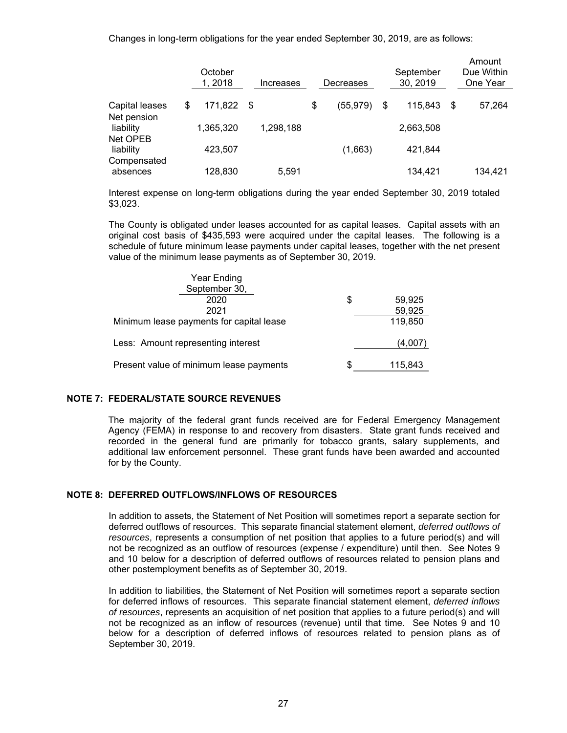Changes in long-term obligations for the year ended September 30, 2019, are as follows:

| | October 1, 2018 | Increases | Decreases | September 30, 2019 | Amount Due Within One Year |
|---|---|---|---|---|---|
| Capital leases | $ 171,822 | $ | $ (55,979) | $ 115,843 | $ 57,264 |
| Net pension liability | 1,365,320 | 1,298,188 | | 2,663,508 | |
| Net OPEB liability | 423,507 | | (1,663) | 421,844 | |
| Compensated absences | 128,830 | 5,591 | | 134,421 | 134,421 |

Interest expense on long-term obligations during the year ended September 30, 2019 totaled $3,023.

The County is obligated under leases accounted for as capital leases. Capital assets with an original cost basis of $435,593 were acquired under the capital leases. The following is a schedule of future minimum lease payments under capital leases, together with the net present value of the minimum lease payments as of September 30, 2019.

| Year Ending September 30, | |
|---|---|
| 2020 | $ 59,925 |
| 2021 | 59,925 |
| Minimum lease payments for capital lease | 119,850 |
| Less: Amount representing interest | (4,007) |
| Present value of minimum lease payments | $ 115,843 |

## NOTE 7: FEDERAL/STATE SOURCE REVENUES

The majority of the federal grant funds received are for Federal Emergency Management Agency (FEMA) in response to and recovery from disasters. State grant funds received and recorded in the general fund are primarily for tobacco grants, salary supplements, and additional law enforcement personnel. These grant funds have been awarded and accounted for by the County.

## NOTE 8: DEFERRED OUTFLOWS/INFLOWS OF RESOURCES

In addition to assets, the Statement of Net Position will sometimes report a separate section for deferred outflows of resources. This separate financial statement element, *deferred outflows of resources*, represents a consumption of net position that applies to a future period(s) and will not be recognized as an outflow of resources (expense / expenditure) until then. See Notes 9 and 10 below for a description of deferred outflows of resources related to pension plans and other postemployment benefits as of September 30, 2019.

In addition to liabilities, the Statement of Net Position will sometimes report a separate section for deferred inflows of resources. This separate financial statement element, *deferred inflows of resources*, represents an acquisition of net position that applies to a future period(s) and will not be recognized as an inflow of resources (revenue) until that time. See Notes 9 and 10 below for a description of deferred inflows of resources related to pension plans as of September 30, 2019.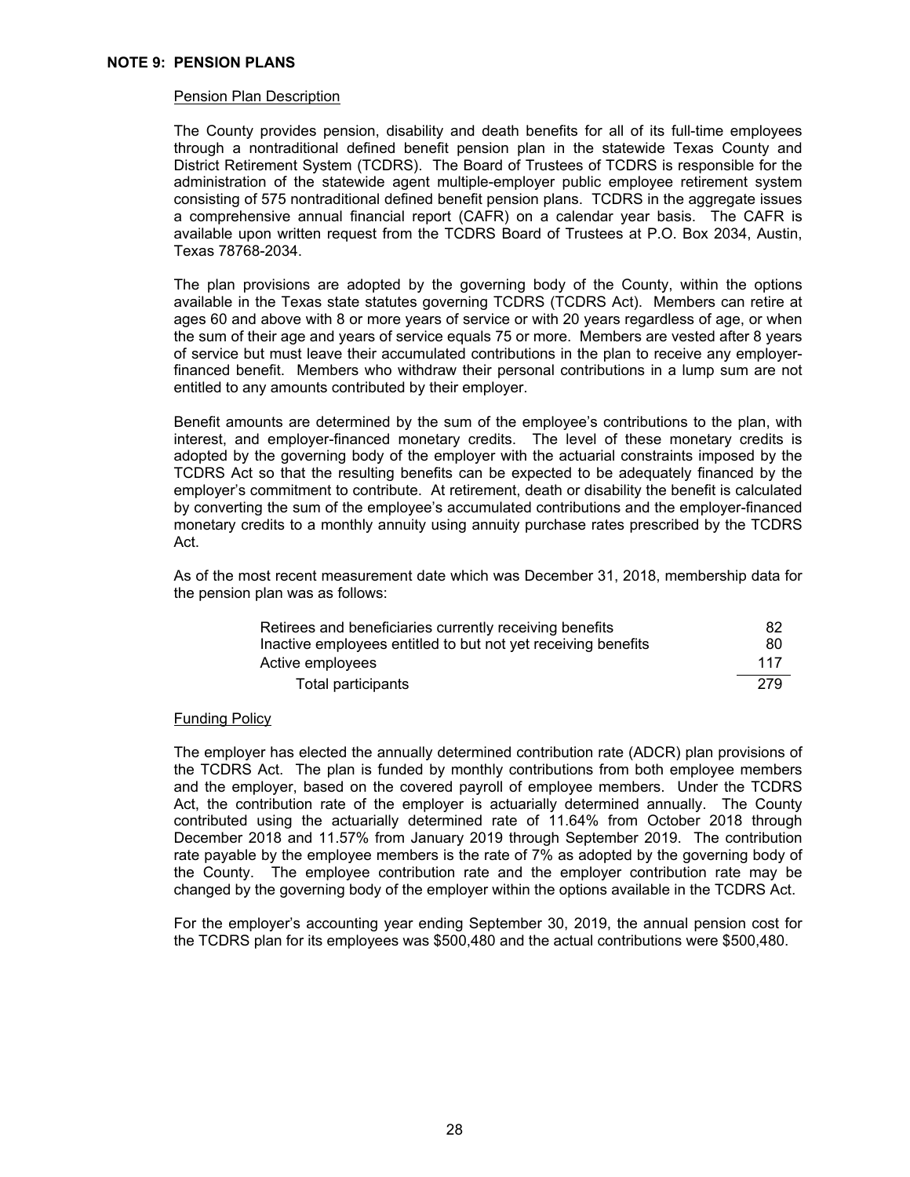## NOTE 9: PENSION PLANS

### Pension Plan Description

The County provides pension, disability and death benefits for all of its full-time employees through a nontraditional defined benefit pension plan in the statewide Texas County and District Retirement System (TCDRS). The Board of Trustees of TCDRS is responsible for the administration of the statewide agent multiple-employer public employee retirement system consisting of 575 nontraditional defined benefit pension plans. TCDRS in the aggregate issues a comprehensive annual financial report (CAFR) on a calendar year basis. The CAFR is available upon written request from the TCDRS Board of Trustees at P.O. Box 2034, Austin, Texas 78768-2034.

The plan provisions are adopted by the governing body of the County, within the options available in the Texas state statutes governing TCDRS (TCDRS Act). Members can retire at ages 60 and above with 8 or more years of service or with 20 years regardless of age, or when the sum of their age and years of service equals 75 or more. Members are vested after 8 years of service but must leave their accumulated contributions in the plan to receive any employer-financed benefit. Members who withdraw their personal contributions in a lump sum are not entitled to any amounts contributed by their employer.

Benefit amounts are determined by the sum of the employee's contributions to the plan, with interest, and employer-financed monetary credits. The level of these monetary credits is adopted by the governing body of the employer with the actuarial constraints imposed by the TCDRS Act so that the resulting benefits can be expected to be adequately financed by the employer's commitment to contribute. At retirement, death or disability the benefit is calculated by converting the sum of the employee's accumulated contributions and the employer-financed monetary credits to a monthly annuity using annuity purchase rates prescribed by the TCDRS Act.

As of the most recent measurement date which was December 31, 2018, membership data for the pension plan was as follows:

| | |
|---|---|
| Retirees and beneficiaries currently receiving benefits | 82 |
| Inactive employees entitled to but not yet receiving benefits | 80 |
| Active employees | 117 |
| Total participants | 279 |

### Funding Policy

The employer has elected the annually determined contribution rate (ADCR) plan provisions of the TCDRS Act. The plan is funded by monthly contributions from both employee members and the employer, based on the covered payroll of employee members. Under the TCDRS Act, the contribution rate of the employer is actuarially determined annually. The County contributed using the actuarially determined rate of 11.64% from October 2018 through December 2018 and 11.57% from January 2019 through September 2019. The contribution rate payable by the employee members is the rate of 7% as adopted by the governing body of the County. The employee contribution rate and the employer contribution rate may be changed by the governing body of the employer within the options available in the TCDRS Act.

For the employer's accounting year ending September 30, 2019, the annual pension cost for the TCDRS plan for its employees was $500,480 and the actual contributions were $500,480.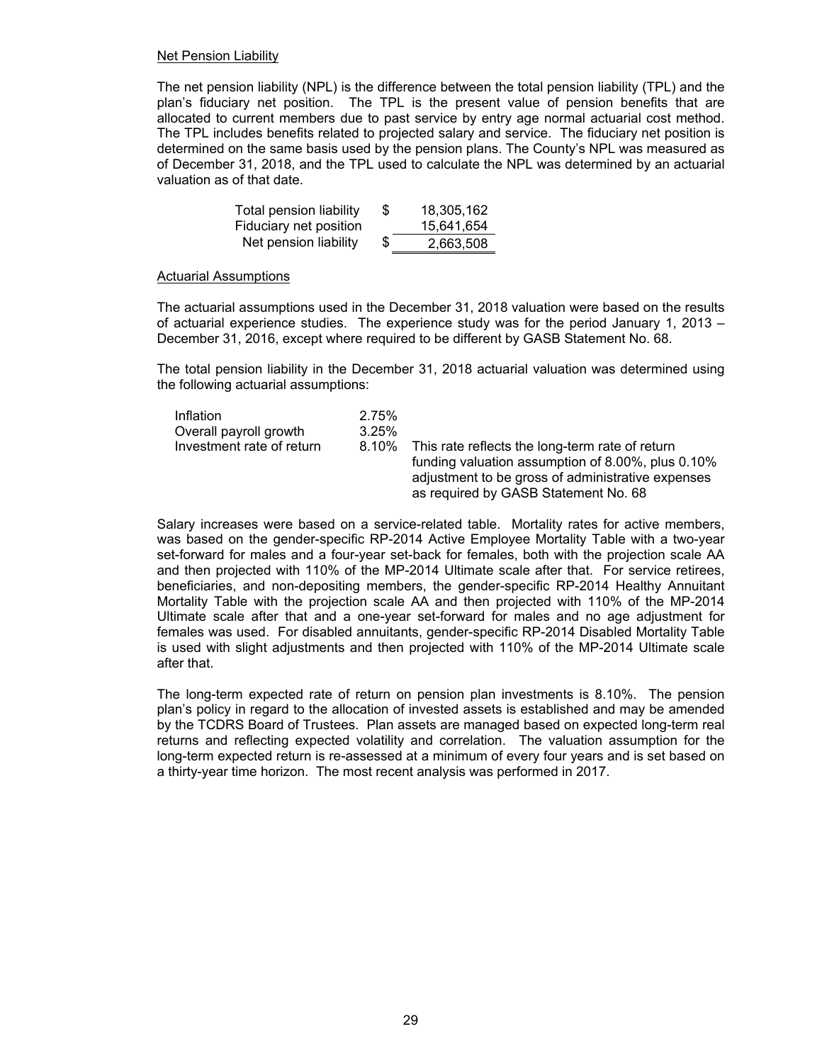## Net Pension Liability

The net pension liability (NPL) is the difference between the total pension liability (TPL) and the plan's fiduciary net position. The TPL is the present value of pension benefits that are allocated to current members due to past service by entry age normal actuarial cost method. The TPL includes benefits related to projected salary and service. The fiduciary net position is determined on the same basis used by the pension plans. The County's NPL was measured as of December 31, 2018, and the TPL used to calculate the NPL was determined by an actuarial valuation as of that date.

| | | |
|---|---|---|
| Total pension liability | $ | 18,305,162 |
| Fiduciary net position | | 15,641,654 |
| Net pension liability | $ | 2,663,508 |

## Actuarial Assumptions

The actuarial assumptions used in the December 31, 2018 valuation were based on the results of actuarial experience studies. The experience study was for the period January 1, 2013 – December 31, 2016, except where required to be different by GASB Statement No. 68.

The total pension liability in the December 31, 2018 actuarial valuation was determined using the following actuarial assumptions:

| | | |
|---|---|---|
| Inflation | 2.75% | |
| Overall payroll growth | 3.25% | |
| Investment rate of return | 8.10% | This rate reflects the long-term rate of return funding valuation assumption of 8.00%, plus 0.10% adjustment to be gross of administrative expenses as required by GASB Statement No. 68 |

Salary increases were based on a service-related table. Mortality rates for active members, was based on the gender-specific RP-2014 Active Employee Mortality Table with a two-year set-forward for males and a four-year set-back for females, both with the projection scale AA and then projected with 110% of the MP-2014 Ultimate scale after that. For service retirees, beneficiaries, and non-depositing members, the gender-specific RP-2014 Healthy Annuitant Mortality Table with the projection scale AA and then projected with 110% of the MP-2014 Ultimate scale after that and a one-year set-forward for males and no age adjustment for females was used. For disabled annuitants, gender-specific RP-2014 Disabled Mortality Table is used with slight adjustments and then projected with 110% of the MP-2014 Ultimate scale after that.

The long-term expected rate of return on pension plan investments is 8.10%. The pension plan's policy in regard to the allocation of invested assets is established and may be amended by the TCDRS Board of Trustees. Plan assets are managed based on expected long-term real returns and reflecting expected volatility and correlation. The valuation assumption for the long-term expected return is re-assessed at a minimum of every four years and is set based on a thirty-year time horizon. The most recent analysis was performed in 2017.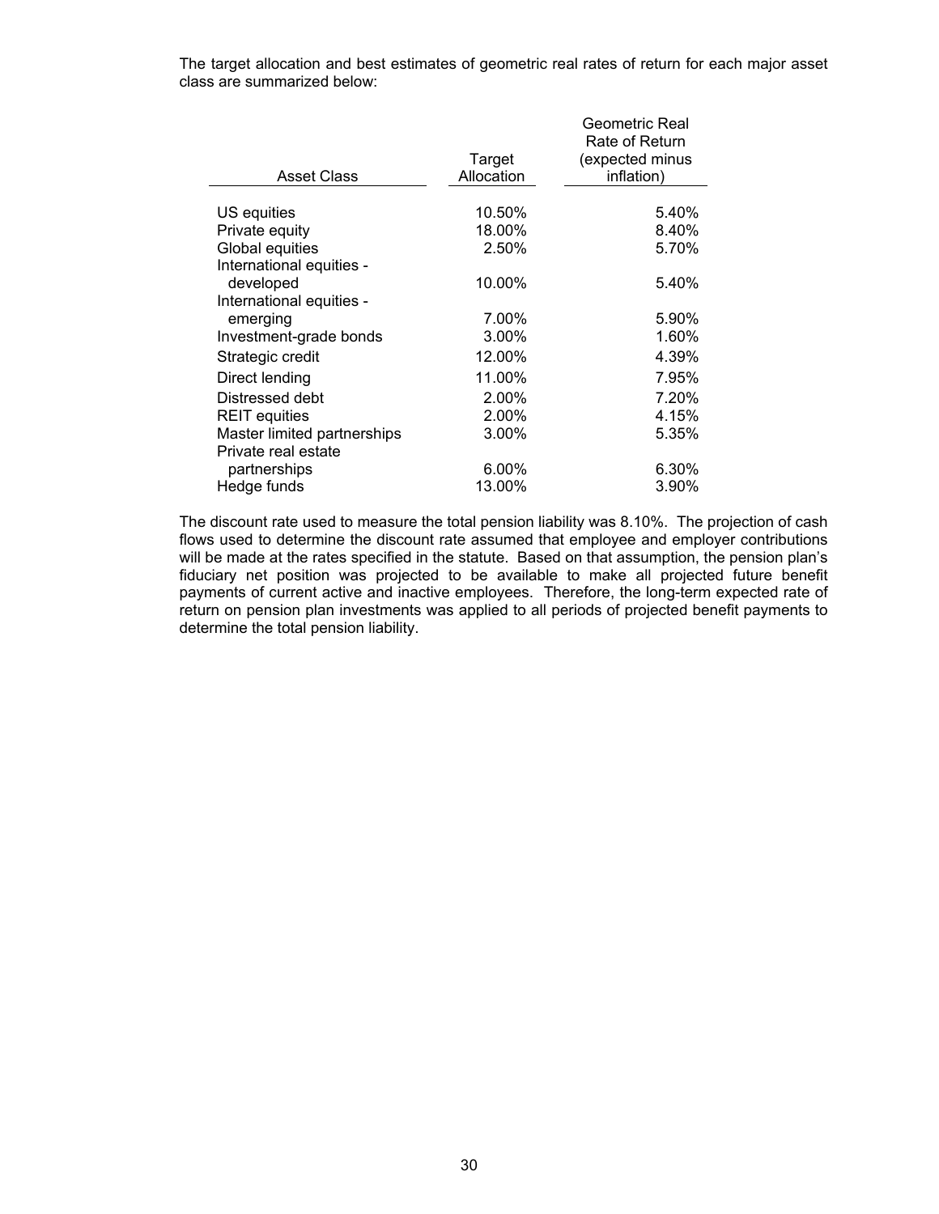The target allocation and best estimates of geometric real rates of return for each major asset class are summarized below:

| Asset Class | Target Allocation | Geometric Real Rate of Return (expected minus inflation) |
|---|---|---|
| US equities | 10.50% | 5.40% |
| Private equity | 18.00% | 8.40% |
| Global equities | 2.50% | 5.70% |
| International equities - developed | 10.00% | 5.40% |
| International equities - emerging | 7.00% | 5.90% |
| Investment-grade bonds | 3.00% | 1.60% |
| Strategic credit | 12.00% | 4.39% |
| Direct lending | 11.00% | 7.95% |
| Distressed debt | 2.00% | 7.20% |
| REIT equities | 2.00% | 4.15% |
| Master limited partnerships | 3.00% | 5.35% |
| Private real estate partnerships | 6.00% | 6.30% |
| Hedge funds | 13.00% | 3.90% |

The discount rate used to measure the total pension liability was 8.10%. The projection of cash flows used to determine the discount rate assumed that employee and employer contributions will be made at the rates specified in the statute. Based on that assumption, the pension plan's fiduciary net position was projected to be available to make all projected future benefit payments of current active and inactive employees. Therefore, the long-term expected rate of return on pension plan investments was applied to all periods of projected benefit payments to determine the total pension liability.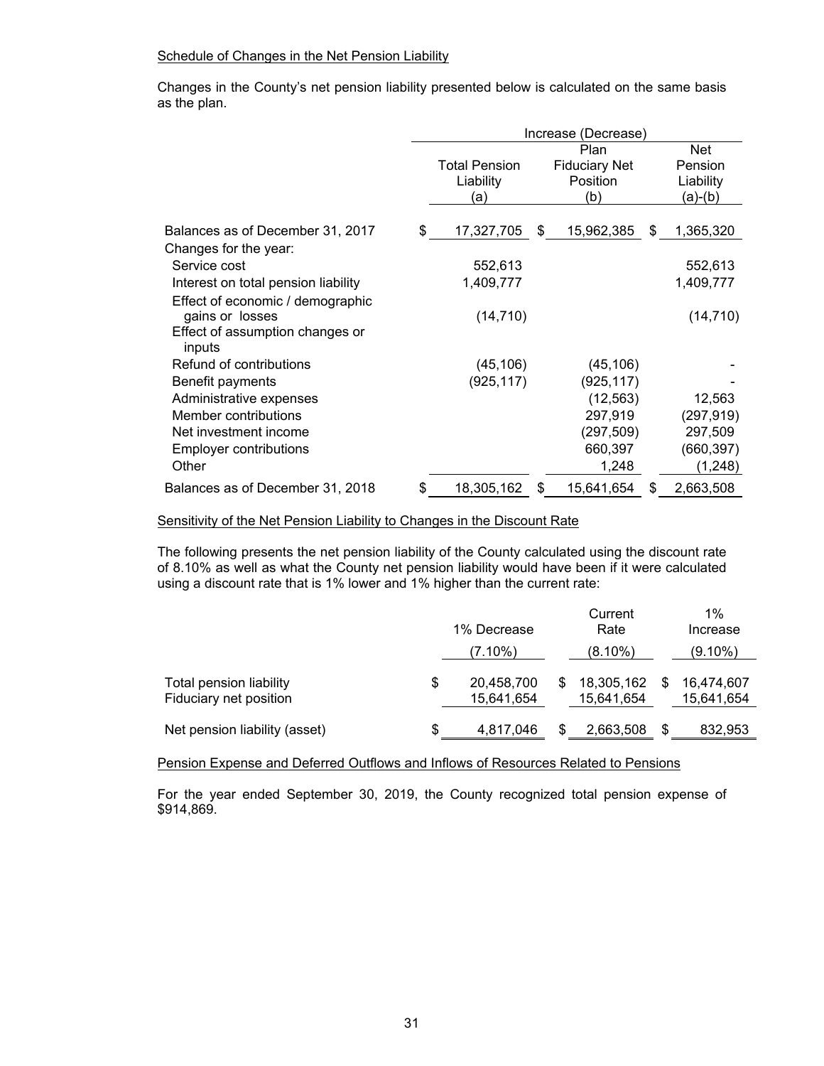Schedule of Changes in the Net Pension Liability

Changes in the County's net pension liability presented below is calculated on the same basis as the plan.

| | Increase (Decrease) | | |
|---|---|---|---|
| | Total Pension Liability (a) | Plan Fiduciary Net Position (b) | Net Pension Liability (a)-(b) |
| Balances as of December 31, 2017 | $ 17,327,705 | $ 15,962,385 | $ 1,365,320 |
| Changes for the year: | | | |
| Service cost | 552,613 | | 552,613 |
| Interest on total pension liability | 1,409,777 | | 1,409,777 |
| Effect of economic / demographic gains or losses | (14,710) | | (14,710) |
| Effect of assumption changes or inputs | | | |
| Refund of contributions | (45,106) | (45,106) | - |
| Benefit payments | (925,117) | (925,117) | - |
| Administrative expenses | | (12,563) | 12,563 |
| Member contributions | | 297,919 | (297,919) |
| Net investment income | | (297,509) | 297,509 |
| Employer contributions | | 660,397 | (660,397) |
| Other | | 1,248 | (1,248) |
| Balances as of December 31, 2018 | $ 18,305,162 | $ 15,641,654 | $ 2,663,508 |

Sensitivity of the Net Pension Liability to Changes in the Discount Rate

The following presents the net pension liability of the County calculated using the discount rate of 8.10% as well as what the County net pension liability would have been if it were calculated using a discount rate that is 1% lower and 1% higher than the current rate:

| | 1% Decrease (7.10%) | Current Rate (8.10%) | 1% Increase (9.10%) |
|---|---|---|---|
| Total pension liability | $ 20,458,700 | $ 18,305,162 | $ 16,474,607 |
| Fiduciary net position | 15,641,654 | 15,641,654 | 15,641,654 |
| Net pension liability (asset) | $ 4,817,046 | $ 2,663,508 | $ 832,953 |

Pension Expense and Deferred Outflows and Inflows of Resources Related to Pensions

For the year ended September 30, 2019, the County recognized total pension expense of $914,869.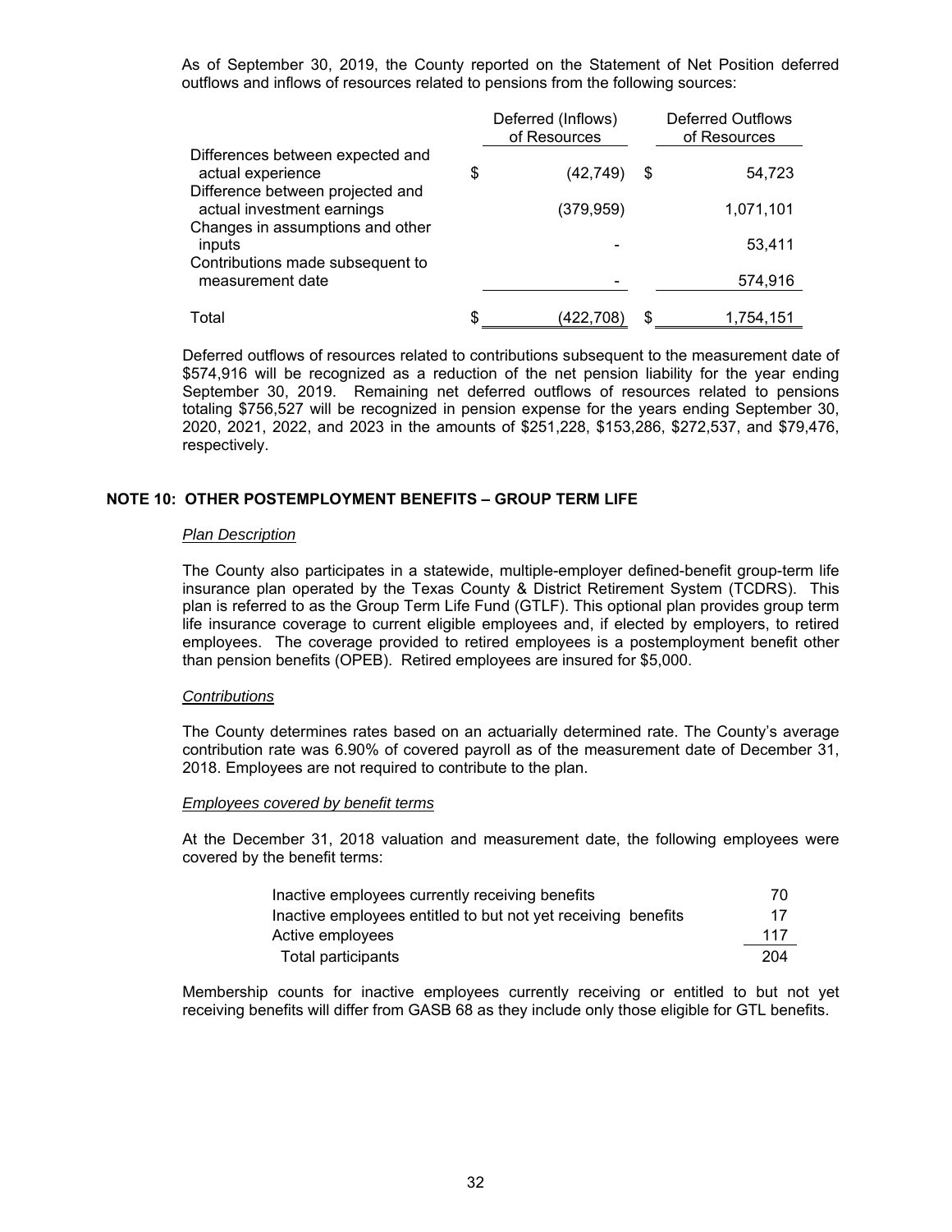As of September 30, 2019, the County reported on the Statement of Net Position deferred outflows and inflows of resources related to pensions from the following sources:

| | Deferred (Inflows) of Resources | Deferred Outflows of Resources |
|---|---|---|
| Differences between expected and actual experience | $ (42,749) | $ 54,723 |
| Difference between projected and actual investment earnings | (379,959) | 1,071,101 |
| Changes in assumptions and other inputs | - | 53,411 |
| Contributions made subsequent to measurement date | - | 574,916 |
| Total | $ (422,708) | $ 1,754,151 |

Deferred outflows of resources related to contributions subsequent to the measurement date of $574,916 will be recognized as a reduction of the net pension liability for the year ending September 30, 2019. Remaining net deferred outflows of resources related to pensions totaling $756,527 will be recognized in pension expense for the years ending September 30, 2020, 2021, 2022, and 2023 in the amounts of $251,228, $153,286, $272,537, and $79,476, respectively.

## NOTE 10: OTHER POSTEMPLOYMENT BENEFITS – GROUP TERM LIFE

*Plan Description*

The County also participates in a statewide, multiple-employer defined-benefit group-term life insurance plan operated by the Texas County & District Retirement System (TCDRS). This plan is referred to as the Group Term Life Fund (GTLF). This optional plan provides group term life insurance coverage to current eligible employees and, if elected by employers, to retired employees. The coverage provided to retired employees is a postemployment benefit other than pension benefits (OPEB). Retired employees are insured for $5,000.

*Contributions*

The County determines rates based on an actuarially determined rate. The County's average contribution rate was 6.90% of covered payroll as of the measurement date of December 31, 2018. Employees are not required to contribute to the plan.

*Employees covered by benefit terms*

At the December 31, 2018 valuation and measurement date, the following employees were covered by the benefit terms:

| | |
|---|---|
| Inactive employees currently receiving benefits | 70 |
| Inactive employees entitled to but not yet receiving benefits | 17 |
| Active employees | 117 |
| Total participants | 204 |

Membership counts for inactive employees currently receiving or entitled to but not yet receiving benefits will differ from GASB 68 as they include only those eligible for GTL benefits.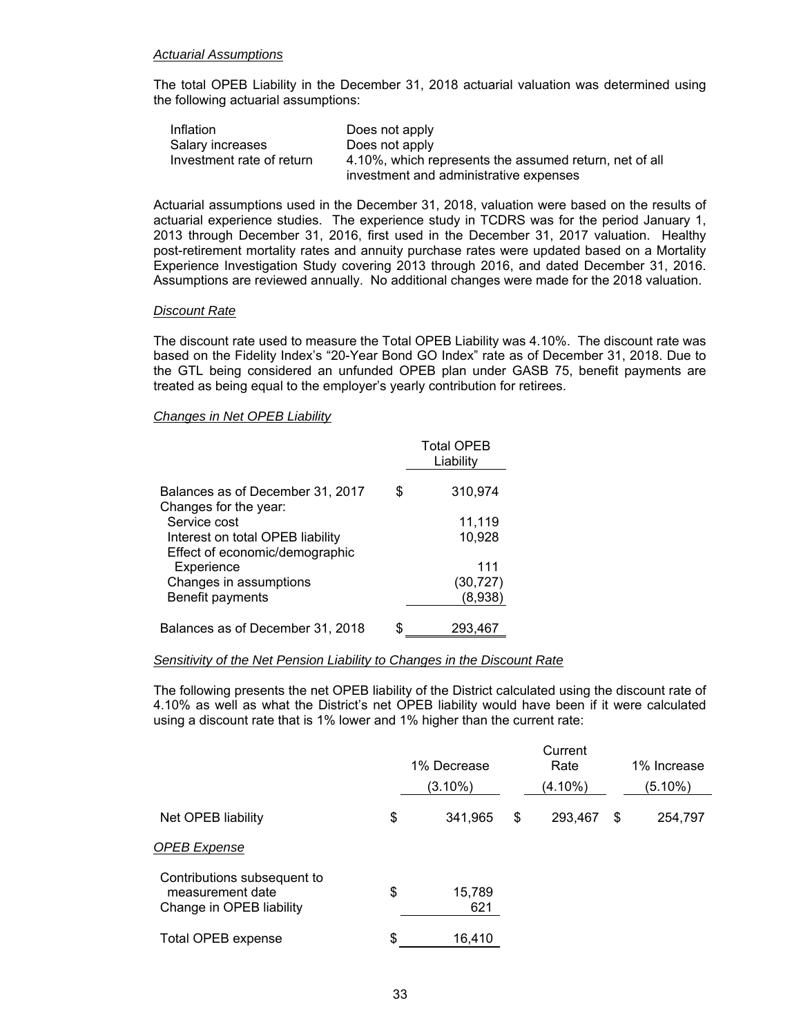*Actuarial Assumptions*

The total OPEB Liability in the December 31, 2018 actuarial valuation was determined using the following actuarial assumptions:

| | |
|---|---|
| Inflation | Does not apply |
| Salary increases | Does not apply |
| Investment rate of return | 4.10%, which represents the assumed return, net of all investment and administrative expenses |

Actuarial assumptions used in the December 31, 2018, valuation were based on the results of actuarial experience studies. The experience study in TCDRS was for the period January 1, 2013 through December 31, 2016, first used in the December 31, 2017 valuation. Healthy post-retirement mortality rates and annuity purchase rates were updated based on a Mortality Experience Investigation Study covering 2013 through 2016, and dated December 31, 2016. Assumptions are reviewed annually. No additional changes were made for the 2018 valuation.

*Discount Rate*

The discount rate used to measure the Total OPEB Liability was 4.10%. The discount rate was based on the Fidelity Index's "20-Year Bond GO Index" rate as of December 31, 2018. Due to the GTL being considered an unfunded OPEB plan under GASB 75, benefit payments are treated as being equal to the employer's yearly contribution for retirees.

*Changes in Net OPEB Liability*

| | Total OPEB Liability |
|---|---|
| Balances as of December 31, 2017 | $ 310,974 |
| Changes for the year: | |
| Service cost | 11,119 |
| Interest on total OPEB liability | 10,928 |
| Effect of economic/demographic Experience | 111 |
| Changes in assumptions | (30,727) |
| Benefit payments | (8,938) |
| Balances as of December 31, 2018 | $ 293,467 |

*Sensitivity of the Net Pension Liability to Changes in the Discount Rate*

The following presents the net OPEB liability of the District calculated using the discount rate of 4.10% as well as what the District's net OPEB liability would have been if it were calculated using a discount rate that is 1% lower and 1% higher than the current rate:

| | 1% Decrease (3.10%) | Current Rate (4.10%) | 1% Increase (5.10%) |
|---|---|---|---|
| Net OPEB liability | $ 341,965 | $ 293,467 | $ 254,797 |

*OPEB Expense*

| | |
|---|---|
| Contributions subsequent to measurement date | $ 15,789 |
| Change in OPEB liability | 621 |
| Total OPEB expense | $ 16,410 |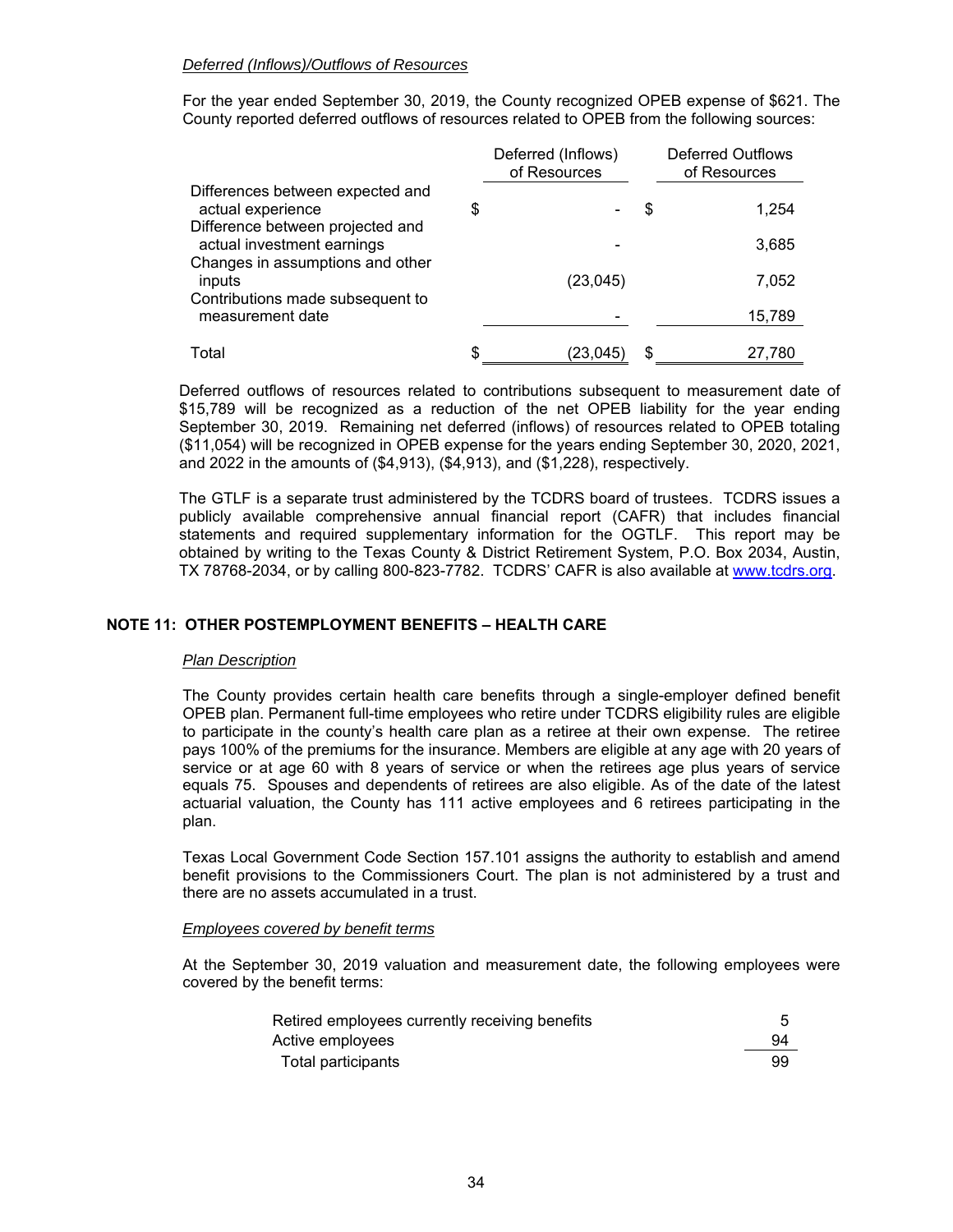*Deferred (Inflows)/Outflows of Resources*

For the year ended September 30, 2019, the County recognized OPEB expense of $621. The County reported deferred outflows of resources related to OPEB from the following sources:

| | Deferred (Inflows) of Resources | Deferred Outflows of Resources |
|---|---|---|
| Differences between expected and actual experience | $ - | $ 1,254 |
| Difference between projected and actual investment earnings | - | 3,685 |
| Changes in assumptions and other inputs | (23,045) | 7,052 |
| Contributions made subsequent to measurement date | - | 15,789 |
| Total | $ (23,045) | $ 27,780 |

Deferred outflows of resources related to contributions subsequent to measurement date of $15,789 will be recognized as a reduction of the net OPEB liability for the year ending September 30, 2019. Remaining net deferred (inflows) of resources related to OPEB totaling ($11,054) will be recognized in OPEB expense for the years ending September 30, 2020, 2021, and 2022 in the amounts of ($4,913), ($4,913), and ($1,228), respectively.

The GTLF is a separate trust administered by the TCDRS board of trustees. TCDRS issues a publicly available comprehensive annual financial report (CAFR) that includes financial statements and required supplementary information for the OGTLF. This report may be obtained by writing to the Texas County & District Retirement System, P.O. Box 2034, Austin, TX 78768-2034, or by calling 800-823-7782. TCDRS' CAFR is also available at www.tcdrs.org.

## NOTE 11: OTHER POSTEMPLOYMENT BENEFITS – HEALTH CARE

*Plan Description*

The County provides certain health care benefits through a single-employer defined benefit OPEB plan. Permanent full-time employees who retire under TCDRS eligibility rules are eligible to participate in the county's health care plan as a retiree at their own expense. The retiree pays 100% of the premiums for the insurance. Members are eligible at any age with 20 years of service or at age 60 with 8 years of service or when the retirees age plus years of service equals 75. Spouses and dependents of retirees are also eligible. As of the date of the latest actuarial valuation, the County has 111 active employees and 6 retirees participating in the plan.

Texas Local Government Code Section 157.101 assigns the authority to establish and amend benefit provisions to the Commissioners Court. The plan is not administered by a trust and there are no assets accumulated in a trust.

*Employees covered by benefit terms*

At the September 30, 2019 valuation and measurement date, the following employees were covered by the benefit terms:

| | |
|---|---|
| Retired employees currently receiving benefits | 5 |
| Active employees | 94 |
| Total participants | 99 |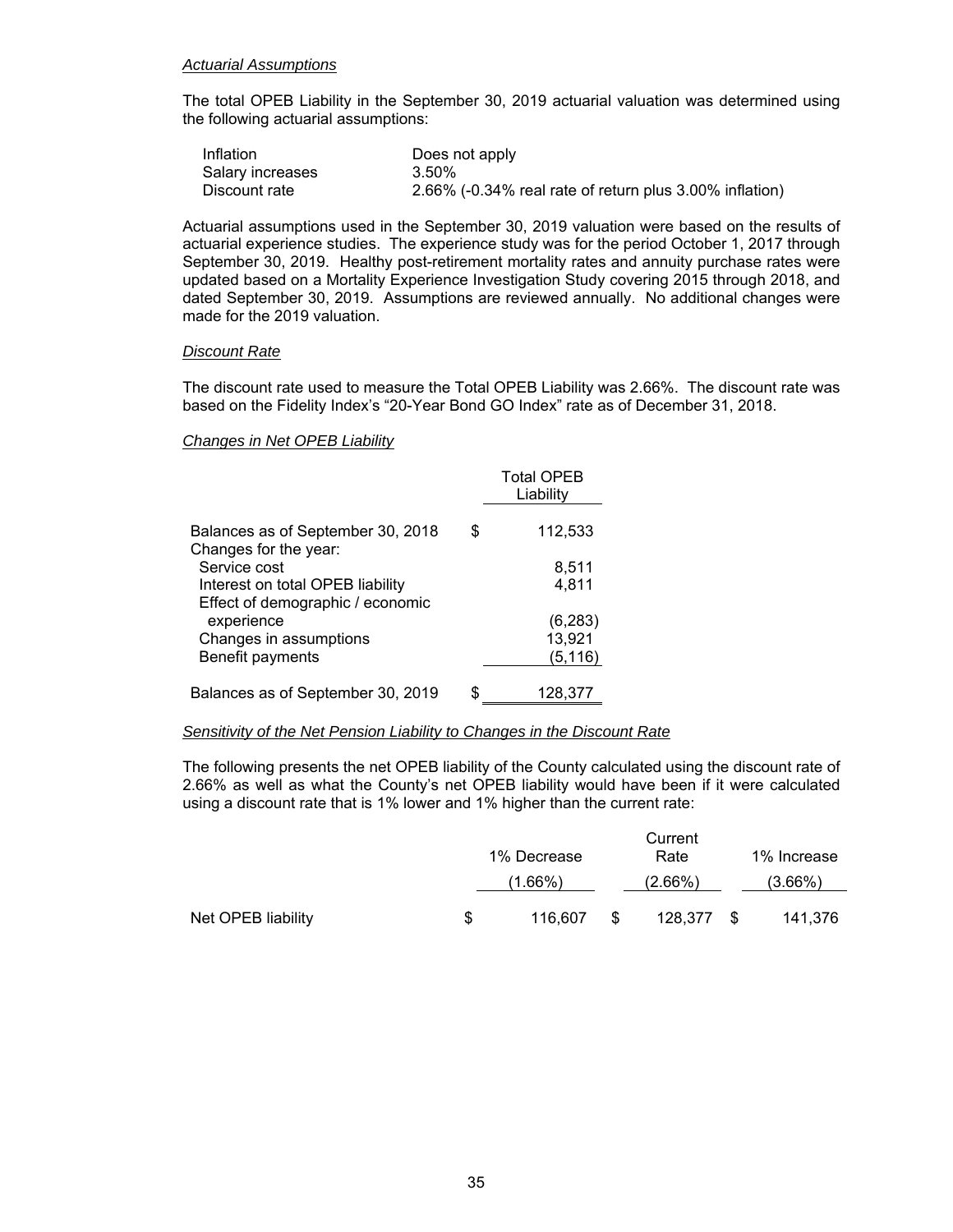*Actuarial Assumptions*

The total OPEB Liability in the September 30, 2019 actuarial valuation was determined using the following actuarial assumptions:

| | |
|---|---|
| Inflation | Does not apply |
| Salary increases | 3.50% |
| Discount rate | 2.66% (-0.34% real rate of return plus 3.00% inflation) |

Actuarial assumptions used in the September 30, 2019 valuation were based on the results of actuarial experience studies. The experience study was for the period October 1, 2017 through September 30, 2019. Healthy post-retirement mortality rates and annuity purchase rates were updated based on a Mortality Experience Investigation Study covering 2015 through 2018, and dated September 30, 2019. Assumptions are reviewed annually. No additional changes were made for the 2019 valuation.

*Discount Rate*

The discount rate used to measure the Total OPEB Liability was 2.66%. The discount rate was based on the Fidelity Index's "20-Year Bond GO Index" rate as of December 31, 2018.

*Changes in Net OPEB Liability*

| | Total OPEB Liability |
|---|---|
| Balances as of September 30, 2018 | $ 112,533 |
| Changes for the year: | |
| Service cost | 8,511 |
| Interest on total OPEB liability | 4,811 |
| Effect of demographic / economic experience | (6,283) |
| Changes in assumptions | 13,921 |
| Benefit payments | (5,116) |
| Balances as of September 30, 2019 | $ 128,377 |

*Sensitivity of the Net Pension Liability to Changes in the Discount Rate*

The following presents the net OPEB liability of the County calculated using the discount rate of 2.66% as well as what the County's net OPEB liability would have been if it were calculated using a discount rate that is 1% lower and 1% higher than the current rate:

| | 1% Decrease (1.66%) | Current Rate (2.66%) | 1% Increase (3.66%) |
|---|---|---|---|
| Net OPEB liability | $ 116,607 | $ 128,377 | $ 141,376 |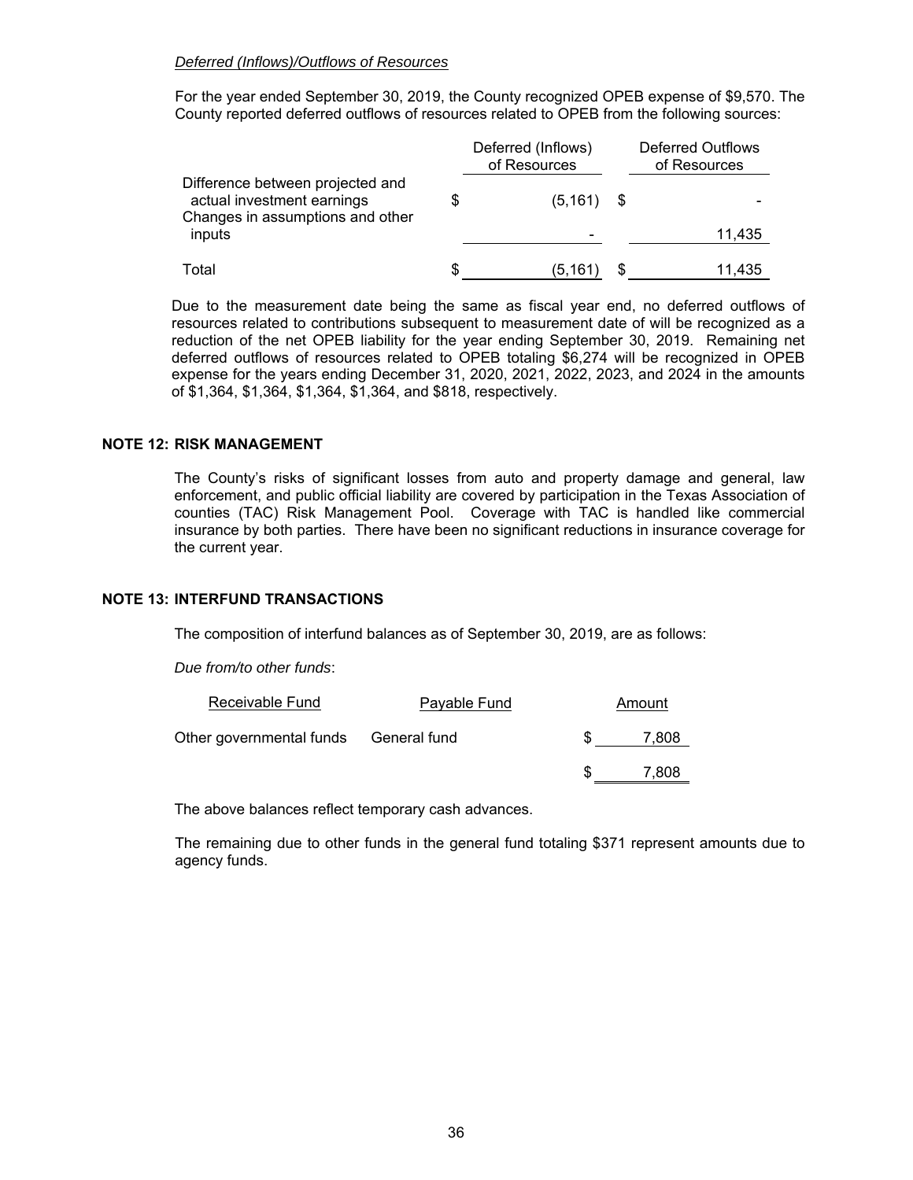*Deferred (Inflows)/Outflows of Resources*

For the year ended September 30, 2019, the County recognized OPEB expense of $9,570. The County reported deferred outflows of resources related to OPEB from the following sources:

| | Deferred (Inflows) of Resources | Deferred Outflows of Resources |
|---|---|---|
| Difference between projected and actual investment earnings | $ (5,161) | $ - |
| Changes in assumptions and other inputs | - | 11,435 |
| Total | $ (5,161) | $ 11,435 |

Due to the measurement date being the same as fiscal year end, no deferred outflows of resources related to contributions subsequent to measurement date of will be recognized as a reduction of the net OPEB liability for the year ending September 30, 2019. Remaining net deferred outflows of resources related to OPEB totaling $6,274 will be recognized in OPEB expense for the years ending December 31, 2020, 2021, 2022, 2023, and 2024 in the amounts of $1,364, $1,364, $1,364, $1,364, and $818, respectively.

## NOTE 12: RISK MANAGEMENT

The County's risks of significant losses from auto and property damage and general, law enforcement, and public official liability are covered by participation in the Texas Association of counties (TAC) Risk Management Pool. Coverage with TAC is handled like commercial insurance by both parties. There have been no significant reductions in insurance coverage for the current year.

## NOTE 13: INTERFUND TRANSACTIONS

The composition of interfund balances as of September 30, 2019, are as follows:

*Due from/to other funds*:

| Receivable Fund | Payable Fund | Amount |
|---|---|---|
| Other governmental funds | General fund | $ 7,808 |
| | | $ 7,808 |

The above balances reflect temporary cash advances.

The remaining due to other funds in the general fund totaling $371 represent amounts due to agency funds.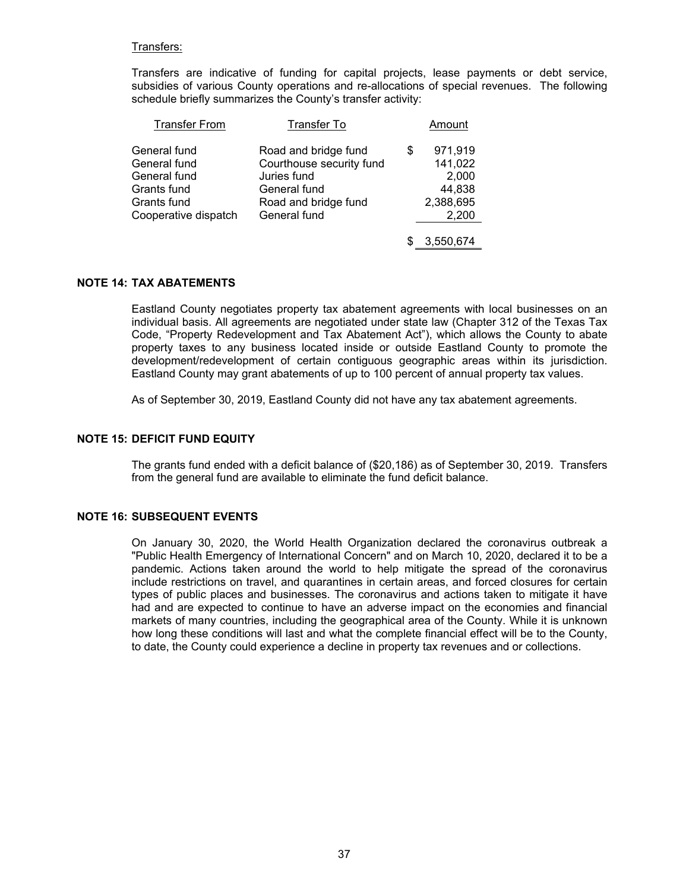Transfers:

Transfers are indicative of funding for capital projects, lease payments or debt service, subsidies of various County operations and re-allocations of special revenues. The following schedule briefly summarizes the County's transfer activity:

| Transfer From | Transfer To | Amount |
|---|---|---|
| General fund | Road and bridge fund | $ 971,919 |
| General fund | Courthouse security fund | 141,022 |
| General fund | Juries fund | 2,000 |
| Grants fund | General fund | 44,838 |
| Grants fund | Road and bridge fund | 2,388,695 |
| Cooperative dispatch | General fund | 2,200 |
| | | $ 3,550,674 |

## NOTE 14: TAX ABATEMENTS

Eastland County negotiates property tax abatement agreements with local businesses on an individual basis. All agreements are negotiated under state law (Chapter 312 of the Texas Tax Code, "Property Redevelopment and Tax Abatement Act"), which allows the County to abate property taxes to any business located inside or outside Eastland County to promote the development/redevelopment of certain contiguous geographic areas within its jurisdiction. Eastland County may grant abatements of up to 100 percent of annual property tax values.

As of September 30, 2019, Eastland County did not have any tax abatement agreements.

## NOTE 15: DEFICIT FUND EQUITY

The grants fund ended with a deficit balance of ($20,186) as of September 30, 2019. Transfers from the general fund are available to eliminate the fund deficit balance.

## NOTE 16: SUBSEQUENT EVENTS

On January 30, 2020, the World Health Organization declared the coronavirus outbreak a "Public Health Emergency of International Concern" and on March 10, 2020, declared it to be a pandemic. Actions taken around the world to help mitigate the spread of the coronavirus include restrictions on travel, and quarantines in certain areas, and forced closures for certain types of public places and businesses. The coronavirus and actions taken to mitigate it have had and are expected to continue to have an adverse impact on the economies and financial markets of many countries, including the geographical area of the County. While it is unknown how long these conditions will last and what the complete financial effect will be to the County, to date, the County could experience a decline in property tax revenues and or collections.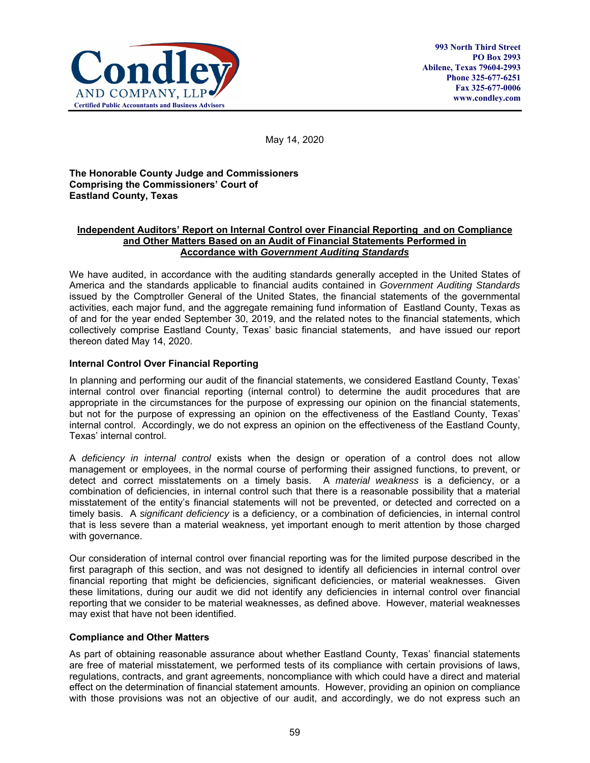**Condley AND COMPANY, LLP**
**Certified Public Accountants and Business Advisors**

**993 North Third Street**
**PO Box 2993**
**Abilene, Texas 79604-2993**
**Phone 325-677-6251**
**Fax 325-677-0006**
**www.condley.com**

May 14, 2020

**The Honorable County Judge and Commissioners**
**Comprising the Commissioners' Court of**
**Eastland County, Texas**

**Independent Auditors' Report on Internal Control over Financial Reporting and on Compliance and Other Matters Based on an Audit of Financial Statements Performed in Accordance with *Government Auditing Standards***

We have audited, in accordance with the auditing standards generally accepted in the United States of America and the standards applicable to financial audits contained in *Government Auditing Standards* issued by the Comptroller General of the United States, the financial statements of the governmental activities, each major fund, and the aggregate remaining fund information of Eastland County, Texas as of and for the year ended September 30, 2019, and the related notes to the financial statements, which collectively comprise Eastland County, Texas' basic financial statements, and have issued our report thereon dated May 14, 2020.

**Internal Control Over Financial Reporting**

In planning and performing our audit of the financial statements, we considered Eastland County, Texas' internal control over financial reporting (internal control) to determine the audit procedures that are appropriate in the circumstances for the purpose of expressing our opinion on the financial statements, but not for the purpose of expressing an opinion on the effectiveness of the Eastland County, Texas' internal control. Accordingly, we do not express an opinion on the effectiveness of the Eastland County, Texas' internal control.

A *deficiency in internal control* exists when the design or operation of a control does not allow management or employees, in the normal course of performing their assigned functions, to prevent, or detect and correct misstatements on a timely basis. A *material weakness* is a deficiency, or a combination of deficiencies, in internal control such that there is a reasonable possibility that a material misstatement of the entity's financial statements will not be prevented, or detected and corrected on a timely basis. A *significant deficiency* is a deficiency, or a combination of deficiencies, in internal control that is less severe than a material weakness, yet important enough to merit attention by those charged with governance.

Our consideration of internal control over financial reporting was for the limited purpose described in the first paragraph of this section, and was not designed to identify all deficiencies in internal control over financial reporting that might be deficiencies, significant deficiencies, or material weaknesses. Given these limitations, during our audit we did not identify any deficiencies in internal control over financial reporting that we consider to be material weaknesses, as defined above. However, material weaknesses may exist that have not been identified.

**Compliance and Other Matters**

As part of obtaining reasonable assurance about whether Eastland County, Texas' financial statements are free of material misstatement, we performed tests of its compliance with certain provisions of laws, regulations, contracts, and grant agreements, noncompliance with which could have a direct and material effect on the determination of financial statement amounts. However, providing an opinion on compliance with those provisions was not an objective of our audit, and accordingly, we do not express such an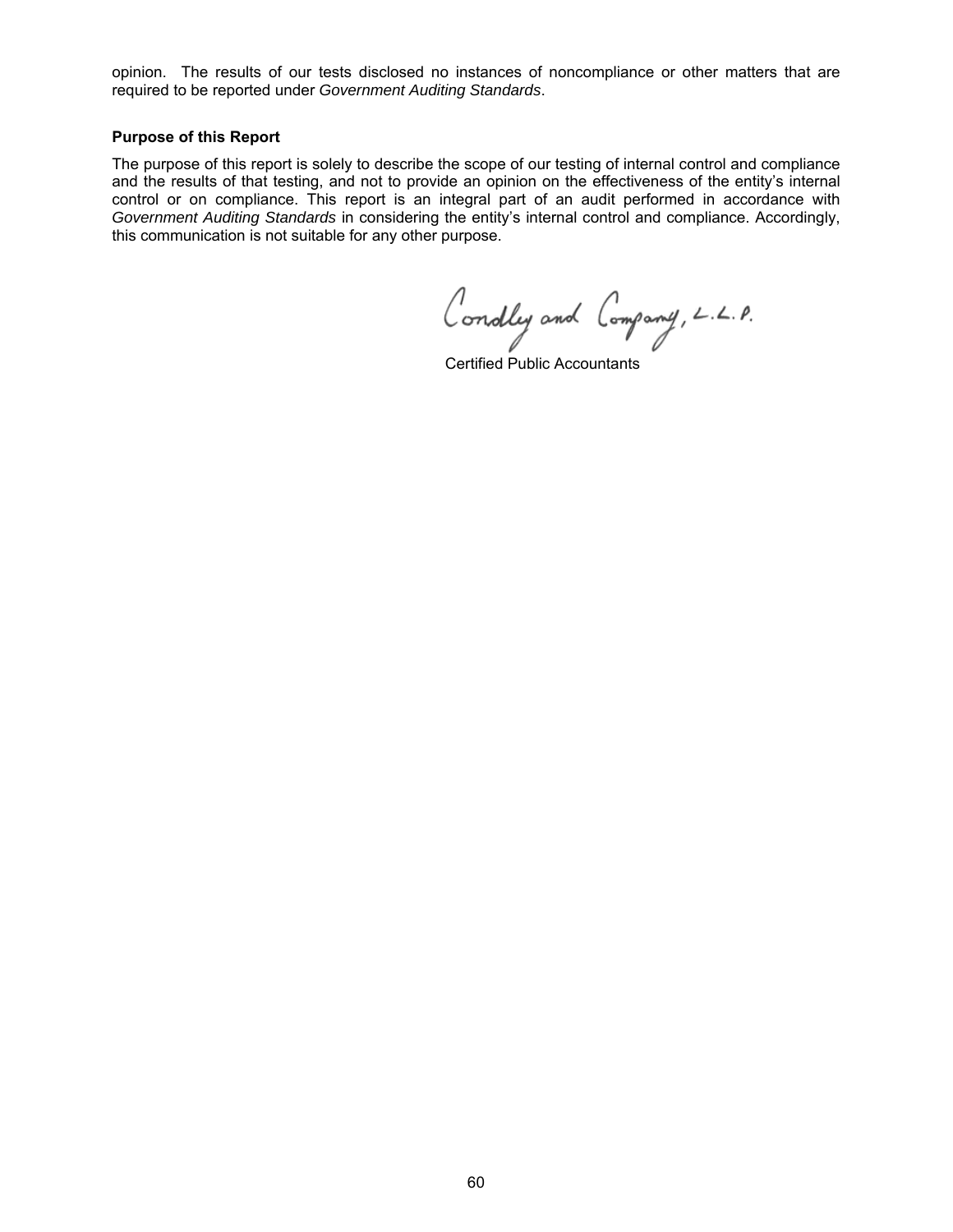opinion. The results of our tests disclosed no instances of noncompliance or other matters that are required to be reported under *Government Auditing Standards*.

**Purpose of this Report**

The purpose of this report is solely to describe the scope of our testing of internal control and compliance and the results of that testing, and not to provide an opinion on the effectiveness of the entity's internal control or on compliance. This report is an integral part of an audit performed in accordance with *Government Auditing Standards* in considering the entity's internal control and compliance. Accordingly, this communication is not suitable for any other purpose.

Condley and Company, L.L.P.

Certified Public Accountants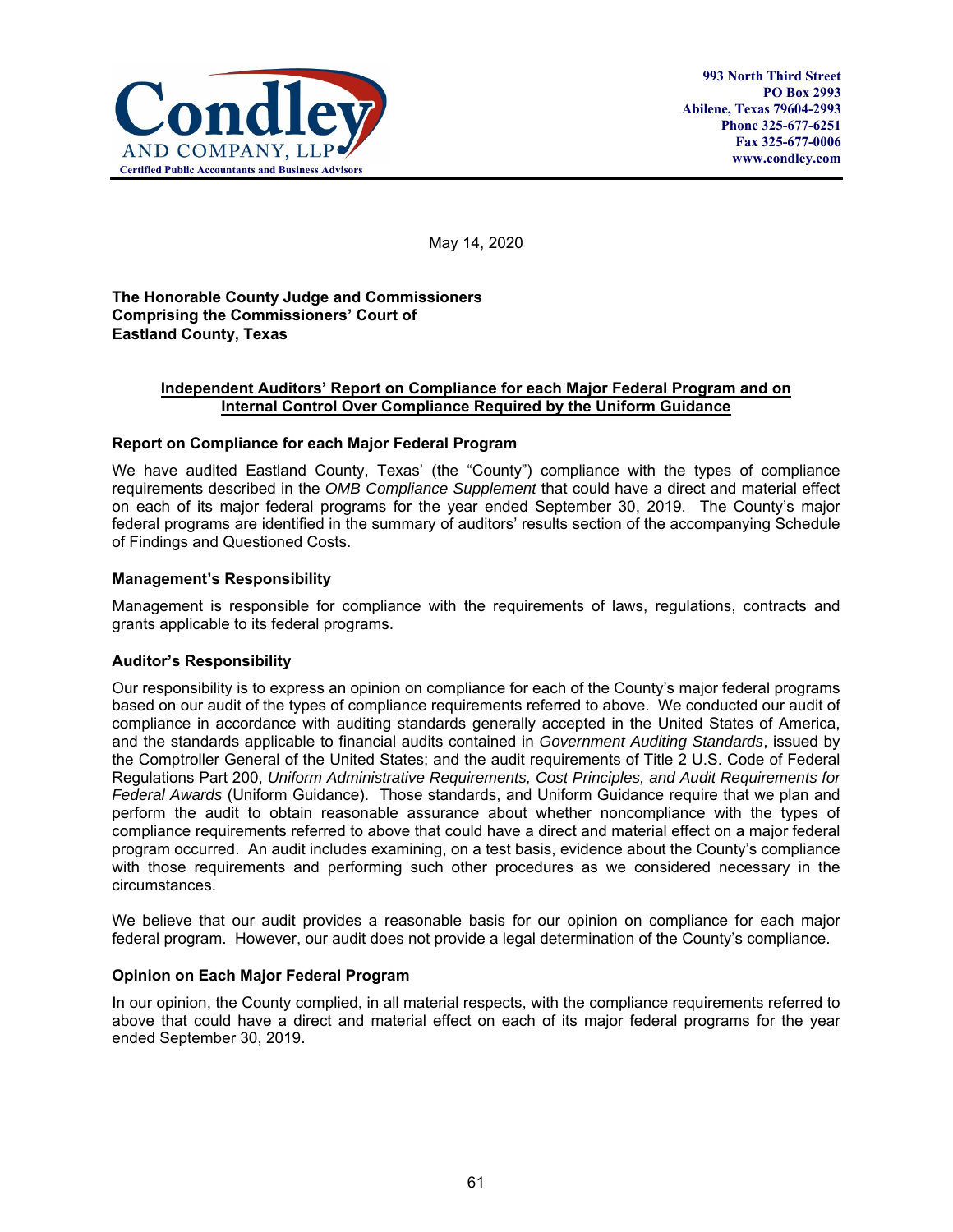**Condley AND COMPANY, LLP**
**Certified Public Accountants and Business Advisors**

**993 North Third Street**
**PO Box 2993**
**Abilene, Texas 79604-2993**
**Phone 325-677-6251**
**Fax 325-677-0006**
**www.condley.com**

May 14, 2020

**The Honorable County Judge and Commissioners**
**Comprising the Commissioners' Court of**
**Eastland County, Texas**

## Independent Auditors' Report on Compliance for each Major Federal Program and on Internal Control Over Compliance Required by the Uniform Guidance

### Report on Compliance for each Major Federal Program

We have audited Eastland County, Texas' (the "County") compliance with the types of compliance requirements described in the *OMB Compliance Supplement* that could have a direct and material effect on each of its major federal programs for the year ended September 30, 2019. The County's major federal programs are identified in the summary of auditors' results section of the accompanying Schedule of Findings and Questioned Costs.

### Management's Responsibility

Management is responsible for compliance with the requirements of laws, regulations, contracts and grants applicable to its federal programs.

### Auditor's Responsibility

Our responsibility is to express an opinion on compliance for each of the County's major federal programs based on our audit of the types of compliance requirements referred to above. We conducted our audit of compliance in accordance with auditing standards generally accepted in the United States of America, and the standards applicable to financial audits contained in *Government Auditing Standards*, issued by the Comptroller General of the United States; and the audit requirements of Title 2 U.S. Code of Federal Regulations Part 200, *Uniform Administrative Requirements, Cost Principles, and Audit Requirements for Federal Awards* (Uniform Guidance). Those standards, and Uniform Guidance require that we plan and perform the audit to obtain reasonable assurance about whether noncompliance with the types of compliance requirements referred to above that could have a direct and material effect on a major federal program occurred. An audit includes examining, on a test basis, evidence about the County's compliance with those requirements and performing such other procedures as we considered necessary in the circumstances.

We believe that our audit provides a reasonable basis for our opinion on compliance for each major federal program. However, our audit does not provide a legal determination of the County's compliance.

### Opinion on Each Major Federal Program

In our opinion, the County complied, in all material respects, with the compliance requirements referred to above that could have a direct and material effect on each of its major federal programs for the year ended September 30, 2019.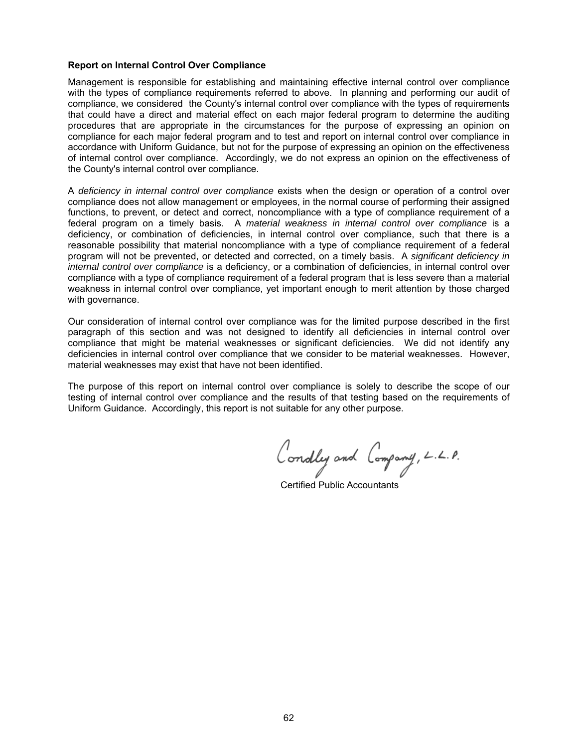**Report on Internal Control Over Compliance**

Management is responsible for establishing and maintaining effective internal control over compliance with the types of compliance requirements referred to above. In planning and performing our audit of compliance, we considered the County's internal control over compliance with the types of requirements that could have a direct and material effect on each major federal program to determine the auditing procedures that are appropriate in the circumstances for the purpose of expressing an opinion on compliance for each major federal program and to test and report on internal control over compliance in accordance with Uniform Guidance, but not for the purpose of expressing an opinion on the effectiveness of internal control over compliance. Accordingly, we do not express an opinion on the effectiveness of the County's internal control over compliance.

A *deficiency in internal control over compliance* exists when the design or operation of a control over compliance does not allow management or employees, in the normal course of performing their assigned functions, to prevent, or detect and correct, noncompliance with a type of compliance requirement of a federal program on a timely basis. A *material weakness in internal control over compliance* is a deficiency, or combination of deficiencies, in internal control over compliance, such that there is a reasonable possibility that material noncompliance with a type of compliance requirement of a federal program will not be prevented, or detected and corrected, on a timely basis. A *significant deficiency in internal control over compliance* is a deficiency, or a combination of deficiencies, in internal control over compliance with a type of compliance requirement of a federal program that is less severe than a material weakness in internal control over compliance, yet important enough to merit attention by those charged with governance.

Our consideration of internal control over compliance was for the limited purpose described in the first paragraph of this section and was not designed to identify all deficiencies in internal control over compliance that might be material weaknesses or significant deficiencies. We did not identify any deficiencies in internal control over compliance that we consider to be material weaknesses. However, material weaknesses may exist that have not been identified.

The purpose of this report on internal control over compliance is solely to describe the scope of our testing of internal control over compliance and the results of that testing based on the requirements of Uniform Guidance. Accordingly, this report is not suitable for any other purpose.

Condley and Company, L.L.P.

Certified Public Accountants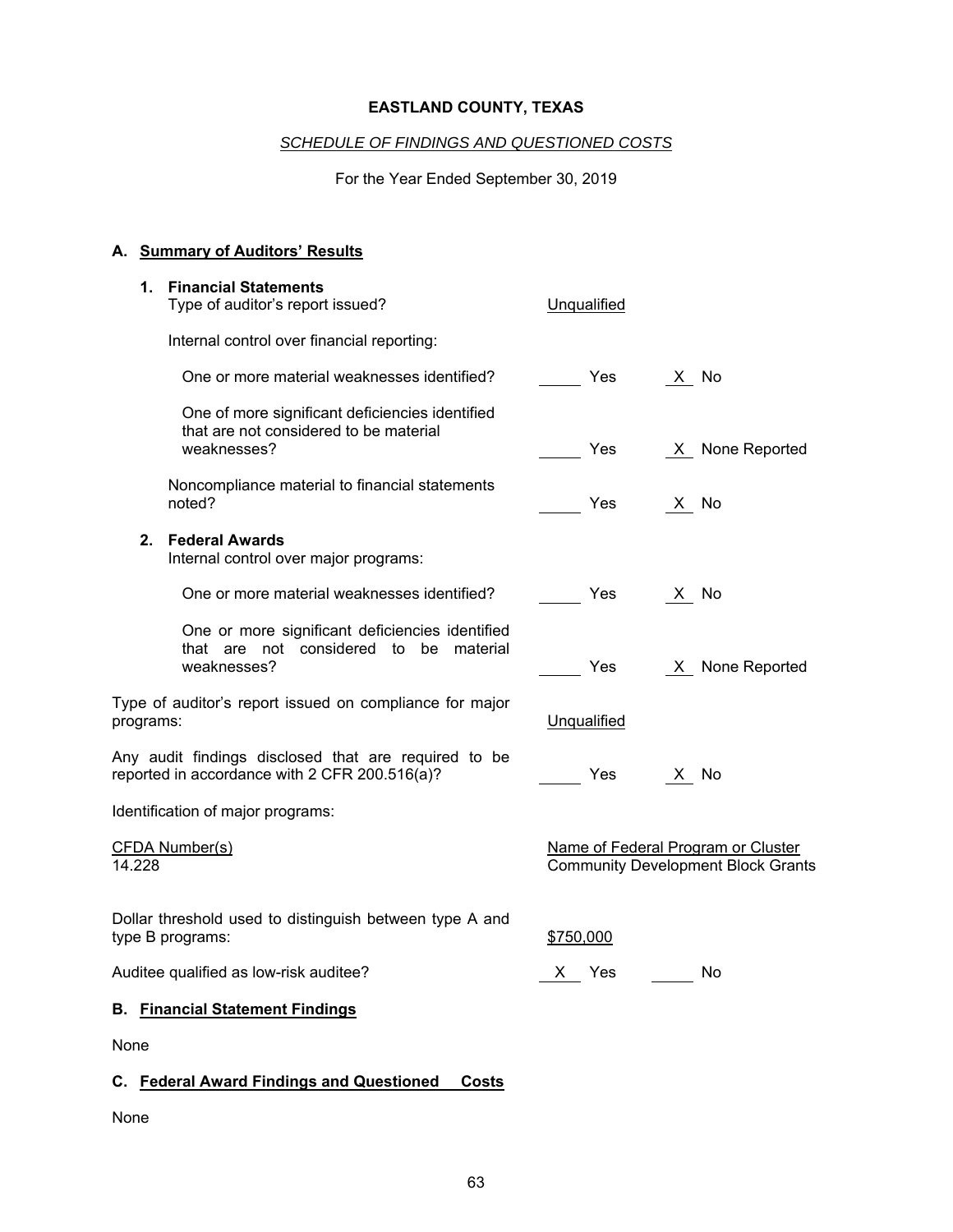**EASTLAND COUNTY, TEXAS**

*SCHEDULE OF FINDINGS AND QUESTIONED COSTS*

For the Year Ended September 30, 2019

## A. Summary of Auditors' Results

**1. Financial Statements**

| | | |
|---|---|---|
| Type of auditor's report issued? | Unqualified | |
| Internal control over financial reporting: | | |
| One or more material weaknesses identified? | ___ Yes | X No |
| One of more significant deficiencies identified that are not considered to be material weaknesses? | ___ Yes | X None Reported |
| Noncompliance material to financial statements noted? | ___ Yes | X No |

**2. Federal Awards**

| | | |
|---|---|---|
| Internal control over major programs: | | |
| One or more material weaknesses identified? | ___ Yes | X No |
| One or more significant deficiencies identified that are not considered to be material weaknesses? | ___ Yes | X None Reported |
| Type of auditor's report issued on compliance for major programs: | Unqualified | |
| Any audit findings disclosed that are required to be reported in accordance with 2 CFR 200.516(a)? | ___ Yes | X No |

Identification of major programs:

| CFDA Number(s) | Name of Federal Program or Cluster |
|---|---|
| 14.228 | Community Development Block Grants |

| | | |
|---|---|---|
| Dollar threshold used to distinguish between type A and type B programs: | $750,000 | |
| Auditee qualified as low-risk auditee? | X Yes | ___ No |

## B. Financial Statement Findings

None

## C. Federal Award Findings and Questioned Costs

None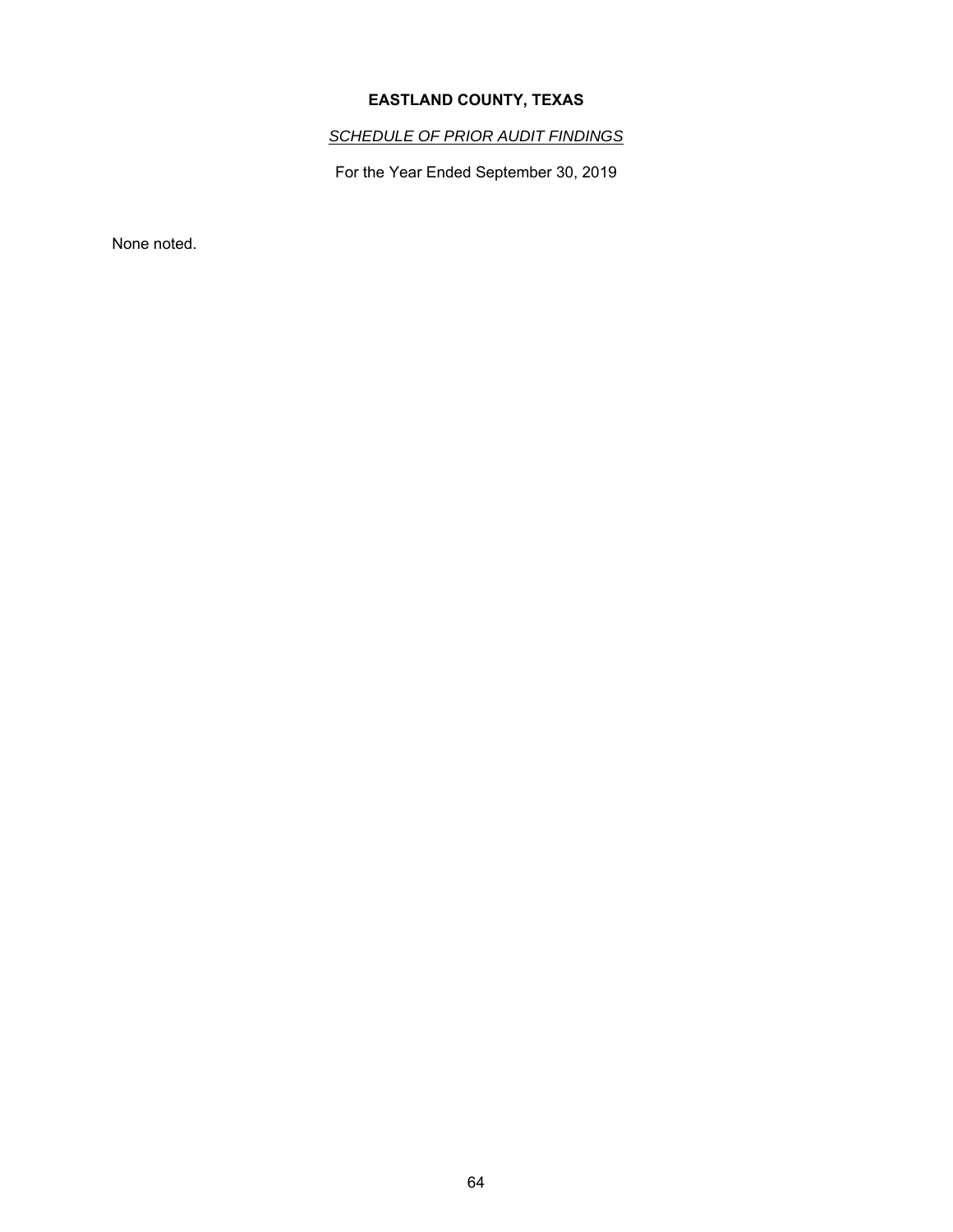# EASTLAND COUNTY, TEXAS

## *SCHEDULE OF PRIOR AUDIT FINDINGS*

For the Year Ended September 30, 2019

None noted.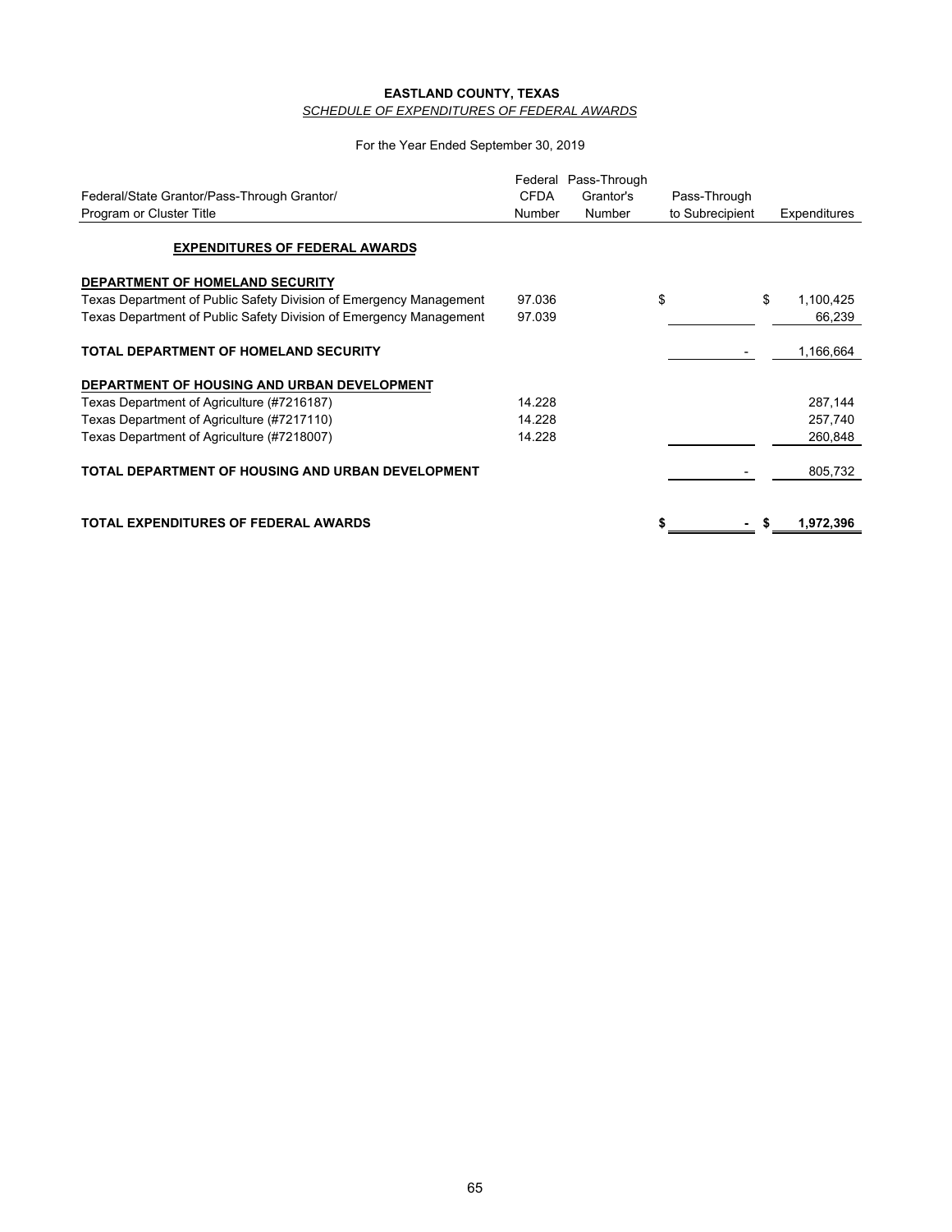**EASTLAND COUNTY, TEXAS**

*SCHEDULE OF EXPENDITURES OF FEDERAL AWARDS*

For the Year Ended September 30, 2019

| Federal/State Grantor/Pass-Through Grantor/ Program or Cluster Title | Federal CFDA Number | Pass-Through Grantor's Number | Pass-Through to Subrecipient | Expenditures |
|---|---|---|---|---|
| **EXPENDITURES OF FEDERAL AWARDS** | | | | |
| **DEPARTMENT OF HOMELAND SECURITY** | | | | |
| Texas Department of Public Safety Division of Emergency Management | 97.036 | | $ | $ 1,100,425 |
| Texas Department of Public Safety Division of Emergency Management | 97.039 | | | 66,239 |
| **TOTAL DEPARTMENT OF HOMELAND SECURITY** | | | - | 1,166,664 |
| **DEPARTMENT OF HOUSING AND URBAN DEVELOPMENT** | | | | |
| Texas Department of Agriculture (#7216187) | 14.228 | | | 287,144 |
| Texas Department of Agriculture (#7217110) | 14.228 | | | 257,740 |
| Texas Department of Agriculture (#7218007) | 14.228 | | | 260,848 |
| **TOTAL DEPARTMENT OF HOUSING AND URBAN DEVELOPMENT** | | | - | 805,732 |
| **TOTAL EXPENDITURES OF FEDERAL AWARDS** | | | **$ -** | **$ 1,972,396** |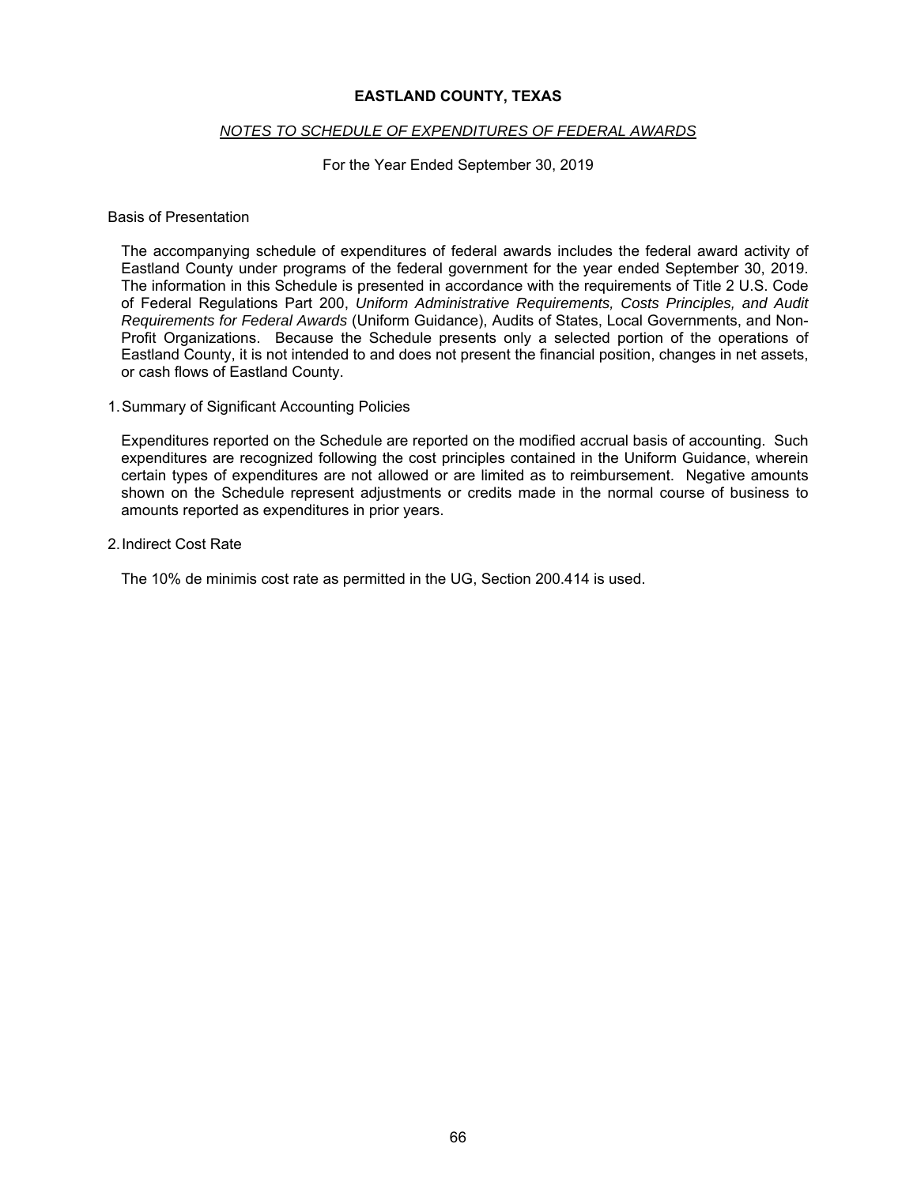# EASTLAND COUNTY, TEXAS

## *NOTES TO SCHEDULE OF EXPENDITURES OF FEDERAL AWARDS*

For the Year Ended September 30, 2019

Basis of Presentation

The accompanying schedule of expenditures of federal awards includes the federal award activity of Eastland County under programs of the federal government for the year ended September 30, 2019. The information in this Schedule is presented in accordance with the requirements of Title 2 U.S. Code of Federal Regulations Part 200, *Uniform Administrative Requirements, Costs Principles, and Audit Requirements for Federal Awards* (Uniform Guidance), Audits of States, Local Governments, and Non-Profit Organizations. Because the Schedule presents only a selected portion of the operations of Eastland County, it is not intended to and does not present the financial position, changes in net assets, or cash flows of Eastland County.

1. Summary of Significant Accounting Policies

Expenditures reported on the Schedule are reported on the modified accrual basis of accounting. Such expenditures are recognized following the cost principles contained in the Uniform Guidance, wherein certain types of expenditures are not allowed or are limited as to reimbursement. Negative amounts shown on the Schedule represent adjustments or credits made in the normal course of business to amounts reported as expenditures in prior years.

2. Indirect Cost Rate

The 10% de minimis cost rate as permitted in the UG, Section 200.414 is used.